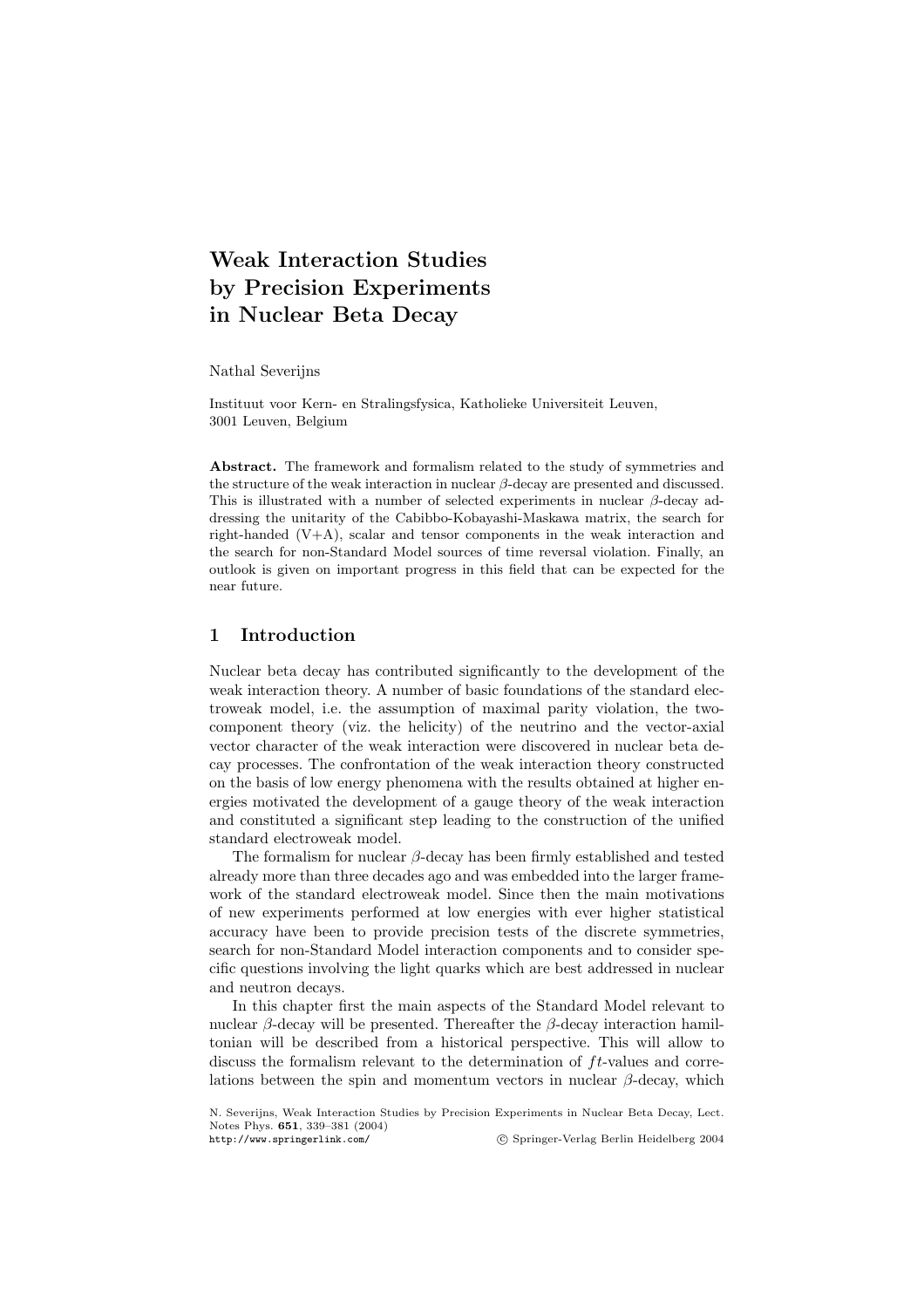# Weak Interaction Studies by Precision Experiments in Nuclear Beta Decay

Nathal Severijns

Instituut voor Kern- en Stralingsfysica, Katholieke Universiteit Leuven, 3001 Leuven, Belgium

**Abstract.** The framework and formalism related to the study of symmetries and the structure of the weak interaction in nuclear $\beta$-decay are presented and discussed. This is illustrated with a number of selected experiments in nuclear $\beta$-decay addressing the unitarity of the Cabibbo-Kobayashi-Maskawa matrix, the search for right-handed (V+A), scalar and tensor components in the weak interaction and the search for non-Standard Model sources of time reversal violation. Finally, an outlook is given on important progress in this field that can be expected for the near future.

## 1 Introduction

Nuclear beta decay has contributed significantly to the development of the weak interaction theory. A number of basic foundations of the standard electroweak model, i.e. the assumption of maximal parity violation, the two-component theory (viz. the helicity) of the neutrino and the vector-axial vector character of the weak interaction were discovered in nuclear beta decay processes. The confrontation of the weak interaction theory constructed on the basis of low energy phenomena with the results obtained at higher energies motivated the development of a gauge theory of the weak interaction and constituted a significant step leading to the construction of the unified standard electroweak model.

The formalism for nuclear $\beta$-decay has been firmly established and tested already more than three decades ago and was embedded into the larger framework of the standard electroweak model. Since then the main motivations of new experiments performed at low energies with ever higher statistical accuracy have been to provide precision tests of the discrete symmetries, search for non-Standard Model interaction components and to consider specific questions involving the light quarks which are best addressed in nuclear and neutron decays.

In this chapter first the main aspects of the Standard Model relevant to nuclear $\beta$-decay will be presented. Thereafter the $\beta$-decay interaction hamiltonian will be described from a historical perspective. This will allow to discuss the formalism relevant to the determination of $ft$-values and correlations between the spin and momentum vectors in nuclear $\beta$-decay, which

N. Severijns, Weak Interaction Studies by Precision Experiments in Nuclear Beta Decay, Lect. Notes Phys. **651**, 339–381 (2004)
http://www.springerlink.com/ © Springer-Verlag Berlin Heidelberg 2004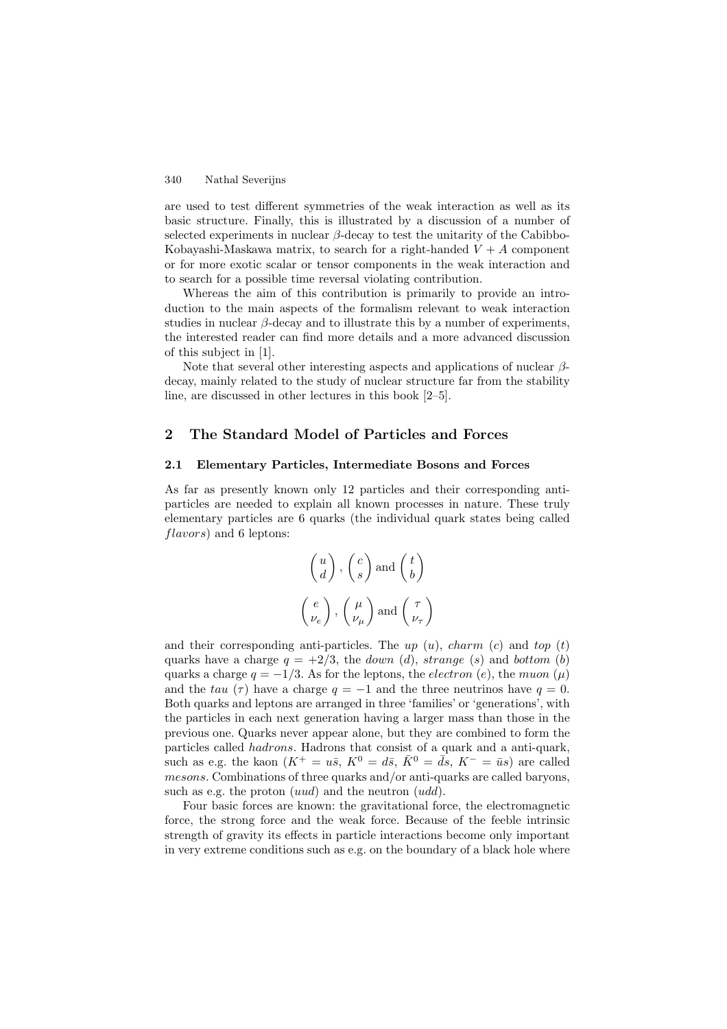are used to test different symmetries of the weak interaction as well as its basic structure. Finally, this is illustrated by a discussion of a number of selected experiments in nuclear $\beta$-decay to test the unitarity of the Cabibbo-Kobayashi-Maskawa matrix, to search for a right-handed $V + A$ component or for more exotic scalar or tensor components in the weak interaction and to search for a possible time reversal violating contribution.

Whereas the aim of this contribution is primarily to provide an introduction to the main aspects of the formalism relevant to weak interaction studies in nuclear $\beta$-decay and to illustrate this by a number of experiments, the interested reader can find more details and a more advanced discussion of this subject in [1].

Note that several other interesting aspects and applications of nuclear $\beta$-decay, mainly related to the study of nuclear structure far from the stability line, are discussed in other lectures in this book [2–5].

## 2 The Standard Model of Particles and Forces

### 2.1 Elementary Particles, Intermediate Bosons and Forces

As far as presently known only 12 particles and their corresponding anti-particles are needed to explain all known processes in nature. These truly elementary particles are 6 quarks (the individual quark states being called *flavors*) and 6 leptons:

$$\begin{pmatrix} u \\ d \end{pmatrix}, \begin{pmatrix} c \\ s \end{pmatrix} \text{ and } \begin{pmatrix} t \\ b \end{pmatrix}$$

$$\begin{pmatrix} e \\ \nu_e \end{pmatrix}, \begin{pmatrix} \mu \\ \nu_\mu \end{pmatrix} \text{ and } \begin{pmatrix} \tau \\ \nu_\tau \end{pmatrix}$$

and their corresponding anti-particles. The *up* ($u$), *charm* ($c$) and *top* ($t$) quarks have a charge $q = +2/3$, the *down* ($d$), *strange* ($s$) and *bottom* ($b$) quarks a charge $q = -1/3$. As for the leptons, the *electron* ($e$), the *muon* ($\mu$) and the *tau* ($\tau$) have a charge $q = -1$ and the three neutrinos have $q = 0$. Both quarks and leptons are arranged in three 'families' or 'generations', with the particles in each next generation having a larger mass than those in the previous one. Quarks never appear alone, but they are combined to form the particles called *hadrons*. Hadrons that consist of a quark and a anti-quark, such as e.g. the kaon ($K^+ = u\bar{s}$, $K^0 = d\bar{s}$, $\bar{K}^0 = \bar{d}s$, $K^- = \bar{u}s$) are called *mesons*. Combinations of three quarks and/or anti-quarks are called baryons, such as e.g. the proton ($uud$) and the neutron ($udd$).

Four basic forces are known: the gravitational force, the electromagnetic force, the strong force and the weak force. Because of the feeble intrinsic strength of gravity its effects in particle interactions become only important in very extreme conditions such as e.g. on the boundary of a black hole where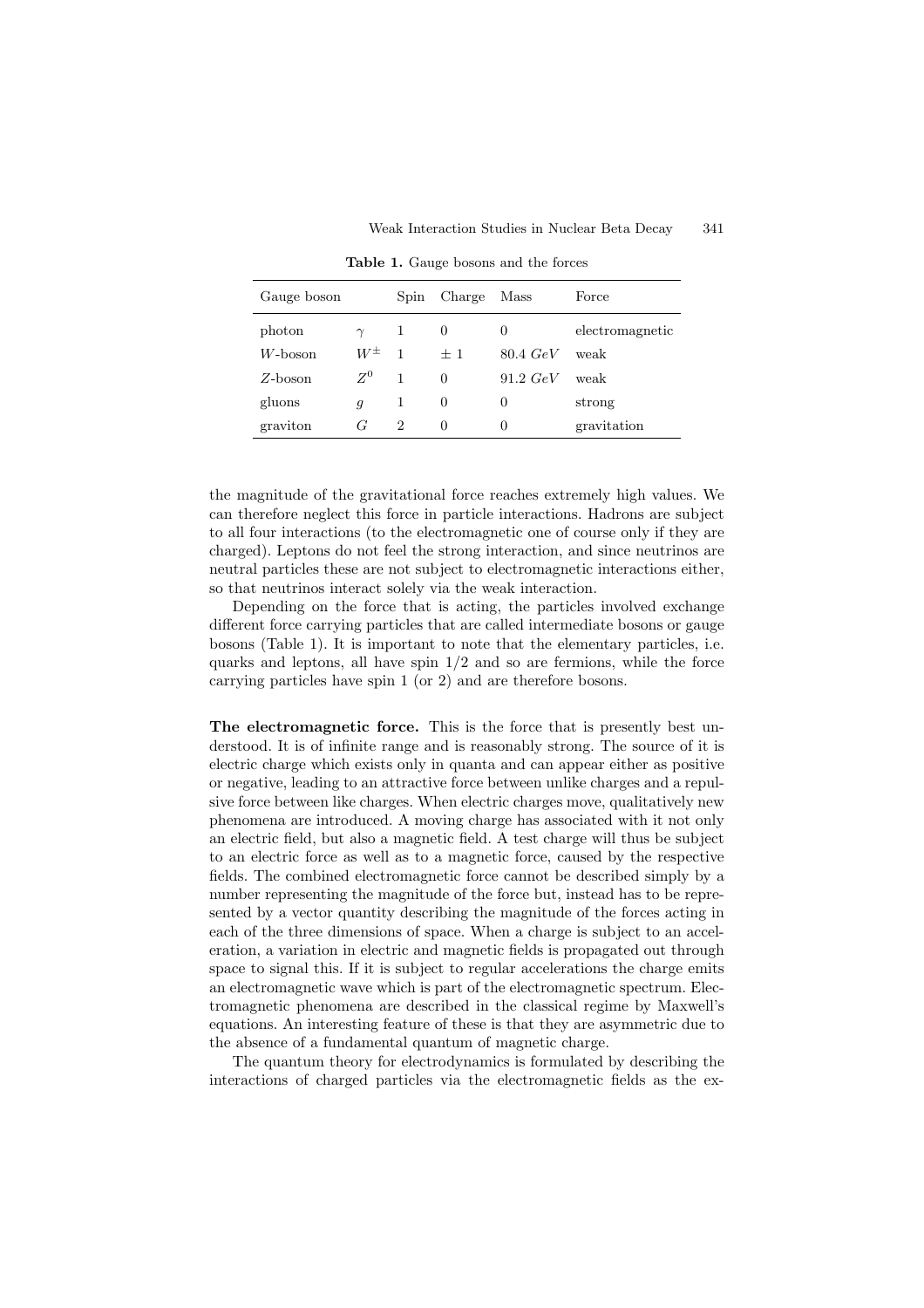**Table 1.** Gauge bosons and the forces

| Gauge boson | | Spin | Charge | Mass | Force |
|---|---|---|---|---|---|
| photon | $\gamma$ | 1 | 0 | 0 | electromagnetic |
| $W$-boson | $W^{\pm}$ | 1 | $\pm$ 1 | 80.4 $GeV$ | weak |
| $Z$-boson | $Z^0$ | 1 | 0 | 91.2 $GeV$ | weak |
| gluons | $g$ | 1 | 0 | 0 | strong |
| graviton | $G$ | 2 | 0 | 0 | gravitation |

the magnitude of the gravitational force reaches extremely high values. We can therefore neglect this force in particle interactions. Hadrons are subject to all four interactions (to the electromagnetic one of course only if they are charged). Leptons do not feel the strong interaction, and since neutrinos are neutral particles these are not subject to electromagnetic interactions either, so that neutrinos interact solely via the weak interaction.

Depending on the force that is acting, the particles involved exchange different force carrying particles that are called intermediate bosons or gauge bosons (Table 1). It is important to note that the elementary particles, i.e. quarks and leptons, all have spin 1/2 and so are fermions, while the force carrying particles have spin 1 (or 2) and are therefore bosons.

**The electromagnetic force.** This is the force that is presently best understood. It is of infinite range and is reasonably strong. The source of it is electric charge which exists only in quanta and can appear either as positive or negative, leading to an attractive force between unlike charges and a repulsive force between like charges. When electric charges move, qualitatively new phenomena are introduced. A moving charge has associated with it not only an electric field, but also a magnetic field. A test charge will thus be subject to an electric force as well as to a magnetic force, caused by the respective fields. The combined electromagnetic force cannot be described simply by a number representing the magnitude of the force but, instead has to be represented by a vector quantity describing the magnitude of the forces acting in each of the three dimensions of space. When a charge is subject to an acceleration, a variation in electric and magnetic fields is propagated out through space to signal this. If it is subject to regular accelerations the charge emits an electromagnetic wave which is part of the electromagnetic spectrum. Electromagnetic phenomena are described in the classical regime by Maxwell's equations. An interesting feature of these is that they are asymmetric due to the absence of a fundamental quantum of magnetic charge.

The quantum theory for electrodynamics is formulated by describing the interactions of charged particles via the electromagnetic fields as the ex-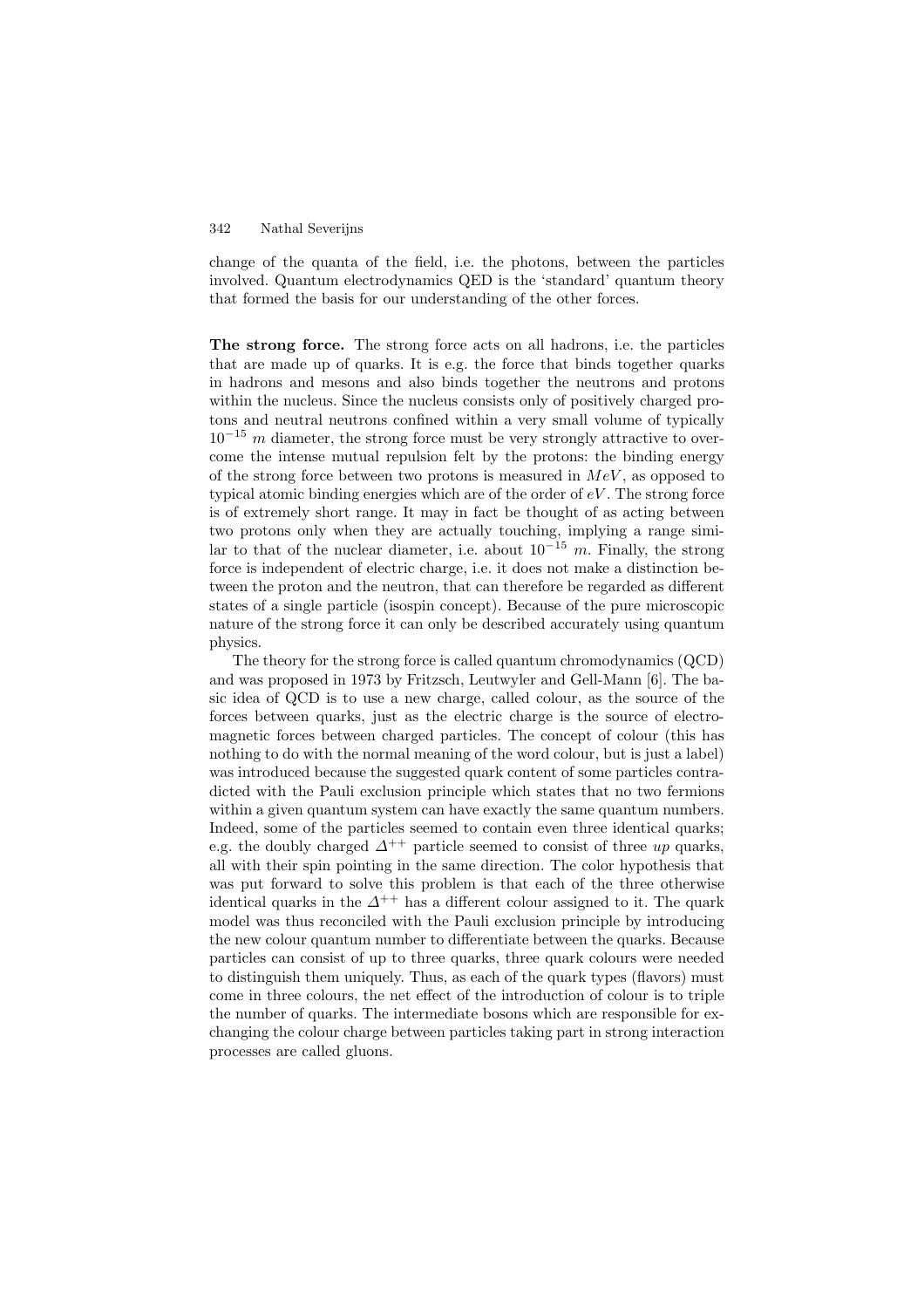change of the quanta of the field, i.e. the photons, between the particles involved. Quantum electrodynamics QED is the 'standard' quantum theory that formed the basis for our understanding of the other forces.

**The strong force.** The strong force acts on all hadrons, i.e. the particles that are made up of quarks. It is e.g. the force that binds together quarks in hadrons and mesons and also binds together the neutrons and protons within the nucleus. Since the nucleus consists only of positively charged protons and neutral neutrons confined within a very small volume of typically $10^{-15}$ $m$ diameter, the strong force must be very strongly attractive to overcome the intense mutual repulsion felt by the protons: the binding energy of the strong force between two protons is measured in $MeV$, as opposed to typical atomic binding energies which are of the order of $eV$. The strong force is of extremely short range. It may in fact be thought of as acting between two protons only when they are actually touching, implying a range similar to that of the nuclear diameter, i.e. about $10^{-15}$ $m$. Finally, the strong force is independent of electric charge, i.e. it does not make a distinction between the proton and the neutron, that can therefore be regarded as different states of a single particle (isospin concept). Because of the pure microscopic nature of the strong force it can only be described accurately using quantum physics.

The theory for the strong force is called quantum chromodynamics (QCD) and was proposed in 1973 by Fritzsch, Leutwyler and Gell-Mann [6]. The basic idea of QCD is to use a new charge, called colour, as the source of the forces between quarks, just as the electric charge is the source of electromagnetic forces between charged particles. The concept of colour (this has nothing to do with the normal meaning of the word colour, but is just a label) was introduced because the suggested quark content of some particles contradicted with the Pauli exclusion principle which states that no two fermions within a given quantum system can have exactly the same quantum numbers. Indeed, some of the particles seemed to contain even three identical quarks; e.g. the doubly charged $\Delta^{++}$ particle seemed to consist of three *up* quarks, all with their spin pointing in the same direction. The color hypothesis that was put forward to solve this problem is that each of the three otherwise identical quarks in the $\Delta^{++}$ has a different colour assigned to it. The quark model was thus reconciled with the Pauli exclusion principle by introducing the new colour quantum number to differentiate between the quarks. Because particles can consist of up to three quarks, three quark colours were needed to distinguish them uniquely. Thus, as each of the quark types (flavors) must come in three colours, the net effect of the introduction of colour is to triple the number of quarks. The intermediate bosons which are responsible for exchanging the colour charge between particles taking part in strong interaction processes are called gluons.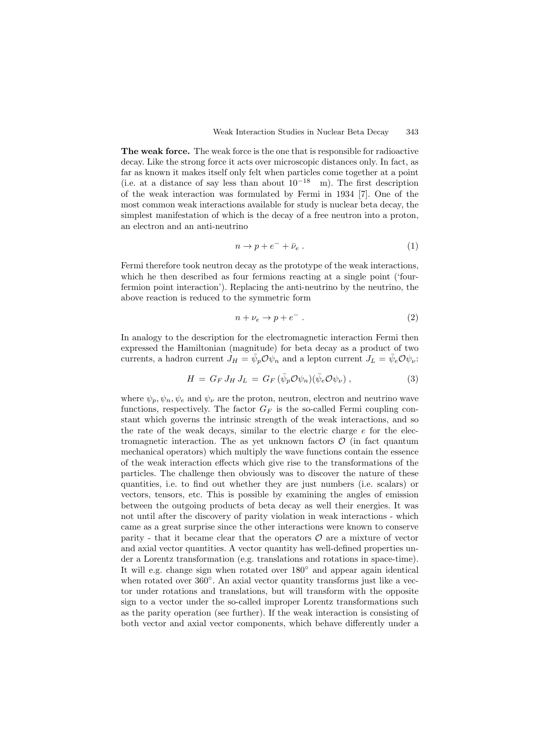**The weak force.** The weak force is the one that is responsible for radioactive decay. Like the strong force it acts over microscopic distances only. In fact, as far as known it makes itself only felt when particles come together at a point (i.e. at a distance of say less than about $10^{-18}$ m). The first description of the weak interaction was formulated by Fermi in 1934 [7]. One of the most common weak interactions available for study is nuclear beta decay, the simplest manifestation of which is the decay of a free neutron into a proton, an electron and an anti-neutrino

$$n \rightarrow p + e^{-} + \bar{\nu}_e \ . \tag{1}$$

Fermi therefore took neutron decay as the prototype of the weak interactions, which he then described as four fermions reacting at a single point ('four-fermion point interaction'). Replacing the anti-neutrino by the neutrino, the above reaction is reduced to the symmetric form

$$n + \nu_e \rightarrow p + e^{-} \ . \tag{2}$$

In analogy to the description for the electromagnetic interaction Fermi then expressed the Hamiltonian (magnitude) for beta decay as a product of two currents, a hadron current $J_H = \bar{\psi}_p \mathcal{O} \psi_n$ and a lepton current $J_L = \bar{\psi}_e \mathcal{O} \psi_\nu$:

$$H \, = \, G_F \, J_H \, J_L \, = \, G_F \, (\bar{\psi}_p \mathcal{O} \psi_n)(\bar{\psi}_e \mathcal{O} \psi_\nu) \ , \tag{3}$$

where $\psi_p, \psi_n, \psi_e$ and $\psi_\nu$ are the proton, neutron, electron and neutrino wave functions, respectively. The factor $G_F$ is the so-called Fermi coupling constant which governs the intrinsic strength of the weak interactions, and so the rate of the weak decays, similar to the electric charge $e$ for the electromagnetic interaction. The as yet unknown factors $\mathcal{O}$ (in fact quantum mechanical operators) which multiply the wave functions contain the essence of the weak interaction effects which give rise to the transformations of the particles. The challenge then obviously was to discover the nature of these quantities, i.e. to find out whether they are just numbers (i.e. scalars) or vectors, tensors, etc. This is possible by examining the angles of emission between the outgoing products of beta decay as well their energies. It was not until after the discovery of parity violation in weak interactions - which came as a great surprise since the other interactions were known to conserve parity - that it became clear that the operators $\mathcal{O}$ are a mixture of vector and axial vector quantities. A vector quantity has well-defined properties under a Lorentz transformation (e.g. translations and rotations in space-time). It will e.g. change sign when rotated over $180^\circ$ and appear again identical when rotated over $360^\circ$. An axial vector quantity transforms just like a vector under rotations and translations, but will transform with the opposite sign to a vector under the so-called improper Lorentz transformations such as the parity operation (see further). If the weak interaction is consisting of both vector and axial vector components, which behave differently under a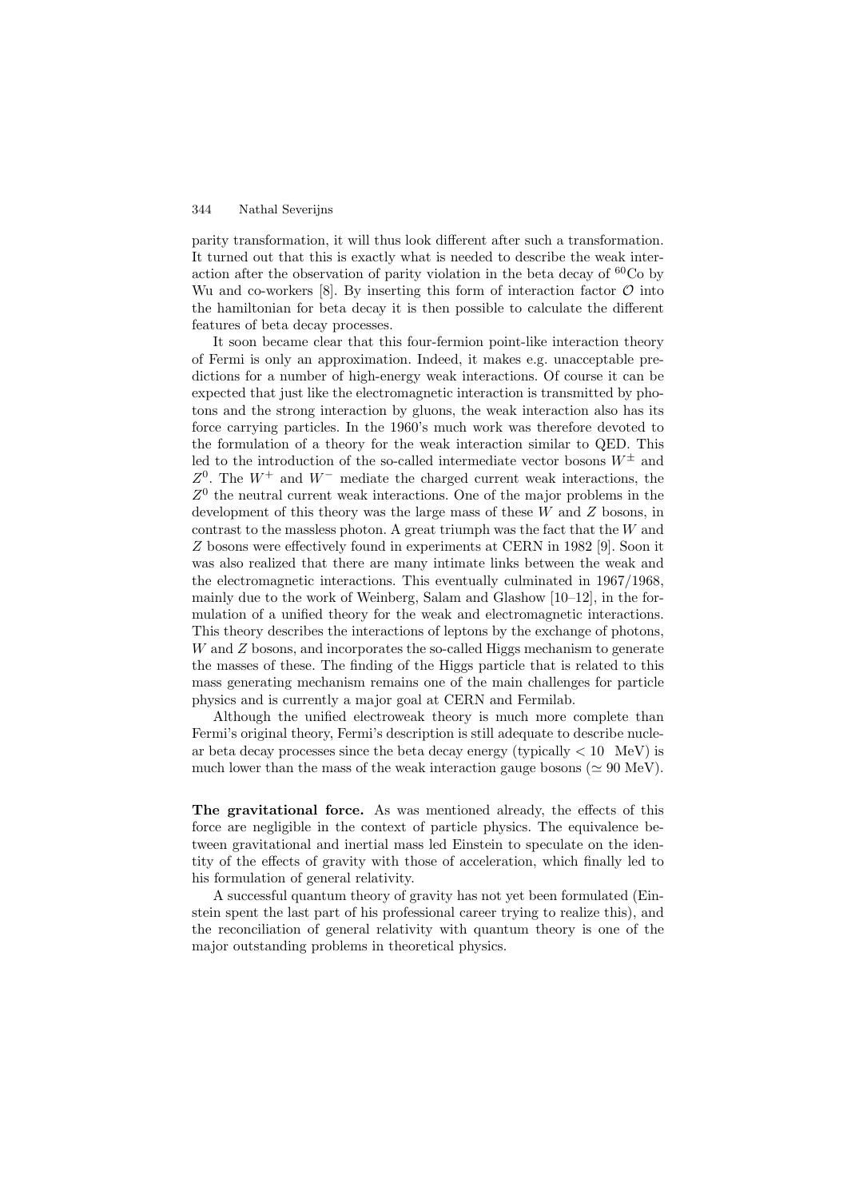parity transformation, it will thus look different after such a transformation. It turned out that this is exactly what is needed to describe the weak interaction after the observation of parity violation in the beta decay of $^{60}$Co by Wu and co-workers [8]. By inserting this form of interaction factor $\mathcal{O}$ into the hamiltonian for beta decay it is then possible to calculate the different features of beta decay processes.

It soon became clear that this four-fermion point-like interaction theory of Fermi is only an approximation. Indeed, it makes e.g. unacceptable predictions for a number of high-energy weak interactions. Of course it can be expected that just like the electromagnetic interaction is transmitted by photons and the strong interaction by gluons, the weak interaction also has its force carrying particles. In the 1960's much work was therefore devoted to the formulation of a theory for the weak interaction similar to QED. This led to the introduction of the so-called intermediate vector bosons $W^{\pm}$ and $Z^0$. The $W^+$ and $W^-$ mediate the charged current weak interactions, the $Z^0$ the neutral current weak interactions. One of the major problems in the development of this theory was the large mass of these $W$ and $Z$ bosons, in contrast to the massless photon. A great triumph was the fact that the $W$ and $Z$ bosons were effectively found in experiments at CERN in 1982 [9]. Soon it was also realized that there are many intimate links between the weak and the electromagnetic interactions. This eventually culminated in 1967/1968, mainly due to the work of Weinberg, Salam and Glashow [10–12], in the formulation of a unified theory for the weak and electromagnetic interactions. This theory describes the interactions of leptons by the exchange of photons, $W$ and $Z$ bosons, and incorporates the so-called Higgs mechanism to generate the masses of these. The finding of the Higgs particle that is related to this mass generating mechanism remains one of the main challenges for particle physics and is currently a major goal at CERN and Fermilab.

Although the unified electroweak theory is much more complete than Fermi's original theory, Fermi's description is still adequate to describe nuclear beta decay processes since the beta decay energy (typically $< 10$ MeV) is much lower than the mass of the weak interaction gauge bosons ($\simeq 90$ MeV).

**The gravitational force.** As was mentioned already, the effects of this force are negligible in the context of particle physics. The equivalence between gravitational and inertial mass led Einstein to speculate on the identity of the effects of gravity with those of acceleration, which finally led to his formulation of general relativity.

A successful quantum theory of gravity has not yet been formulated (Einstein spent the last part of his professional career trying to realize this), and the reconciliation of general relativity with quantum theory is one of the major outstanding problems in theoretical physics.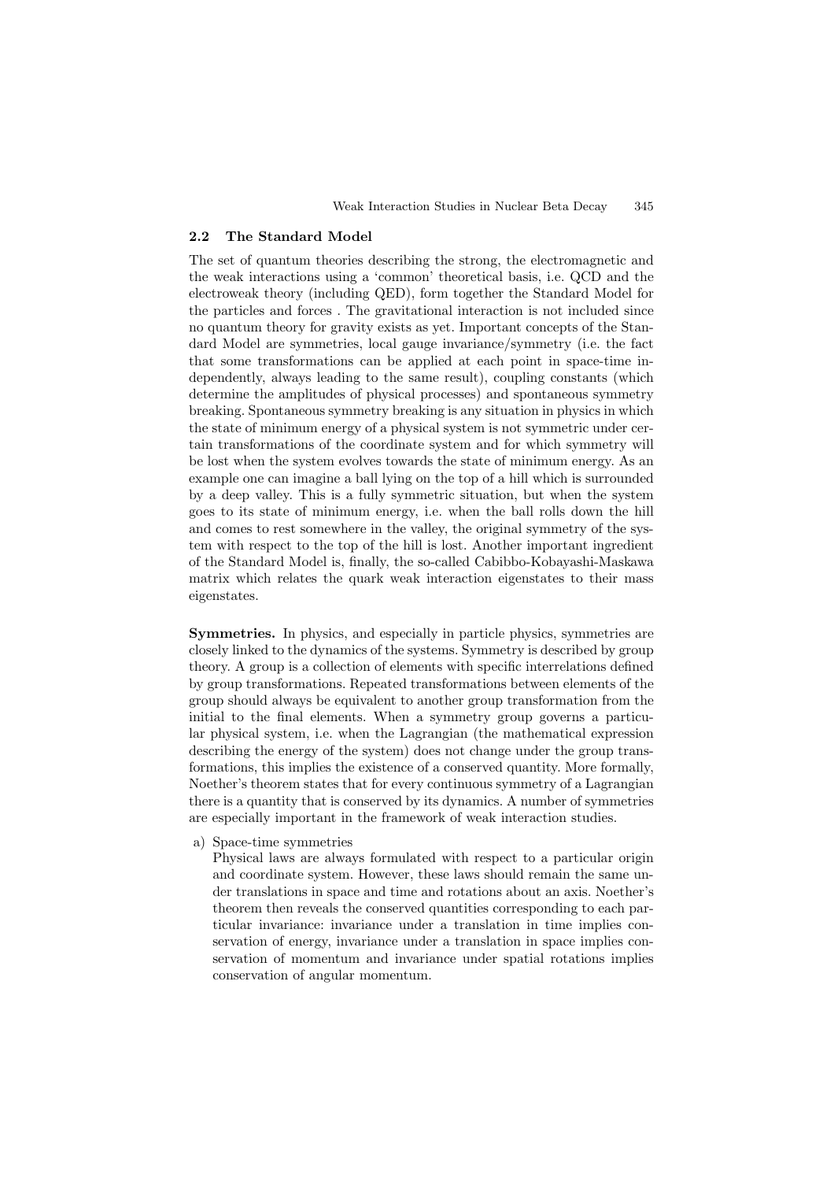### 2.2 The Standard Model

The set of quantum theories describing the strong, the electromagnetic and the weak interactions using a 'common' theoretical basis, i.e. QCD and the electroweak theory (including QED), form together the Standard Model for the particles and forces . The gravitational interaction is not included since no quantum theory for gravity exists as yet. Important concepts of the Standard Model are symmetries, local gauge invariance/symmetry (i.e. the fact that some transformations can be applied at each point in space-time independently, always leading to the same result), coupling constants (which determine the amplitudes of physical processes) and spontaneous symmetry breaking. Spontaneous symmetry breaking is any situation in physics in which the state of minimum energy of a physical system is not symmetric under certain transformations of the coordinate system and for which symmetry will be lost when the system evolves towards the state of minimum energy. As an example one can imagine a ball lying on the top of a hill which is surrounded by a deep valley. This is a fully symmetric situation, but when the system goes to its state of minimum energy, i.e. when the ball rolls down the hill and comes to rest somewhere in the valley, the original symmetry of the system with respect to the top of the hill is lost. Another important ingredient of the Standard Model is, finally, the so-called Cabibbo-Kobayashi-Maskawa matrix which relates the quark weak interaction eigenstates to their mass eigenstates.

**Symmetries.** In physics, and especially in particle physics, symmetries are closely linked to the dynamics of the systems. Symmetry is described by group theory. A group is a collection of elements with specific interrelations defined by group transformations. Repeated transformations between elements of the group should always be equivalent to another group transformation from the initial to the final elements. When a symmetry group governs a particular physical system, i.e. when the Lagrangian (the mathematical expression describing the energy of the system) does not change under the group transformations, this implies the existence of a conserved quantity. More formally, Noether's theorem states that for every continuous symmetry of a Lagrangian there is a quantity that is conserved by its dynamics. A number of symmetries are especially important in the framework of weak interaction studies.

a) Space-time symmetries
   Physical laws are always formulated with respect to a particular origin and coordinate system. However, these laws should remain the same under translations in space and time and rotations about an axis. Noether's theorem then reveals the conserved quantities corresponding to each particular invariance: invariance under a translation in time implies conservation of energy, invariance under a translation in space implies conservation of momentum and invariance under spatial rotations implies conservation of angular momentum.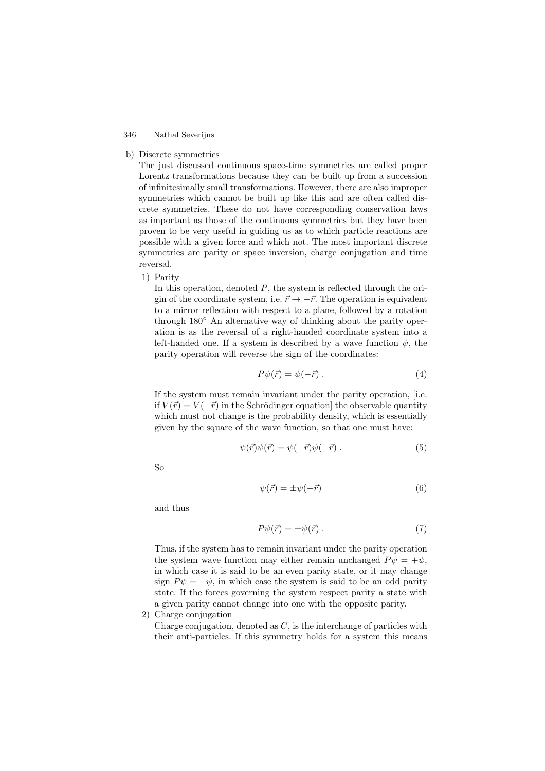b) Discrete symmetries

The just discussed continuous space-time symmetries are called proper Lorentz transformations because they can be built up from a succession of infinitesimally small transformations. However, there are also improper symmetries which cannot be built up like this and are often called discrete symmetries. These do not have corresponding conservation laws as important as those of the continuous symmetries but they have been proven to be very useful in guiding us as to which particle reactions are possible with a given force and which not. The most important discrete symmetries are parity or space inversion, charge conjugation and time reversal.

1) Parity

In this operation, denoted $P$, the system is reflected through the origin of the coordinate system, i.e. $\vec{r} \to -\vec{r}$. The operation is equivalent to a mirror reflection with respect to a plane, followed by a rotation through 180° An alternative way of thinking about the parity operation is as the reversal of a right-handed coordinate system into a left-handed one. If a system is described by a wave function $\psi$, the parity operation will reverse the sign of the coordinates:

$$P\psi(\vec{r}) = \psi(-\vec{r}) \ . \tag{4}$$

If the system must remain invariant under the parity operation, [i.e. if $V(\vec{r}) = V(-\vec{r})$ in the Schrödinger equation] the observable quantity which must not change is the probability density, which is essentially given by the square of the wave function, so that one must have:

$$\psi(\vec{r})\psi(\vec{r}) = \psi(-\vec{r})\psi(-\vec{r}) \ . \tag{5}$$

So

$$\psi(\vec{r}) = \pm\psi(-\vec{r}) \tag{6}$$

and thus

$$P\psi(\vec{r}) = \pm\psi(\vec{r}) \ . \tag{7}$$

Thus, if the system has to remain invariant under the parity operation the system wave function may either remain unchanged $P\psi = +\psi$, in which case it is said to be an even parity state, or it may change sign $P\psi = -\psi$, in which case the system is said to be an odd parity state. If the forces governing the system respect parity a state with a given parity cannot change into one with the opposite parity.

2) Charge conjugation

Charge conjugation, denoted as $C$, is the interchange of particles with their anti-particles. If this symmetry holds for a system this means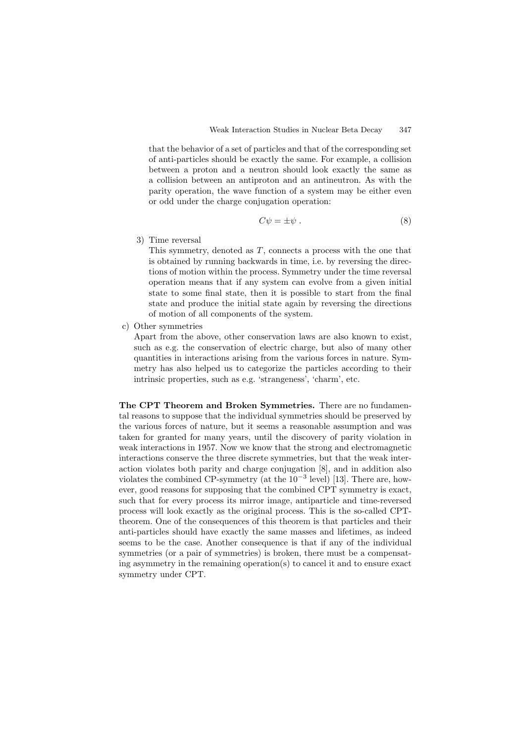that the behavior of a set of particles and that of the corresponding set of anti-particles should be exactly the same. For example, a collision between a proton and a neutron should look exactly the same as a collision between an antiproton and an antineutron. As with the parity operation, the wave function of a system may be either even or odd under the charge conjugation operation:

$$C\psi = \pm\psi \ . \tag{8}$$

3) Time reversal
   This symmetry, denoted as $T$, connects a process with the one that is obtained by running backwards in time, i.e. by reversing the directions of motion within the process. Symmetry under the time reversal operation means that if any system can evolve from a given initial state to some final state, then it is possible to start from the final state and produce the initial state again by reversing the directions of motion of all components of the system.

c) Other symmetries
   Apart from the above, other conservation laws are also known to exist, such as e.g. the conservation of electric charge, but also of many other quantities in interactions arising from the various forces in nature. Symmetry has also helped us to categorize the particles according to their intrinsic properties, such as e.g. 'strangeness', 'charm', etc.

**The CPT Theorem and Broken Symmetries.** There are no fundamental reasons to suppose that the individual symmetries should be preserved by the various forces of nature, but it seems a reasonable assumption and was taken for granted for many years, until the discovery of parity violation in weak interactions in 1957. Now we know that the strong and electromagnetic interactions conserve the three discrete symmetries, but that the weak interaction violates both parity and charge conjugation [8], and in addition also violates the combined CP-symmetry (at the $10^{-3}$ level) [13]. There are, however, good reasons for supposing that the combined CPT symmetry is exact, such that for every process its mirror image, antiparticle and time-reversed process will look exactly as the original process. This is the so-called CPT-theorem. One of the consequences of this theorem is that particles and their anti-particles should have exactly the same masses and lifetimes, as indeed seems to be the case. Another consequence is that if any of the individual symmetries (or a pair of symmetries) is broken, there must be a compensating asymmetry in the remaining operation(s) to cancel it and to ensure exact symmetry under CPT.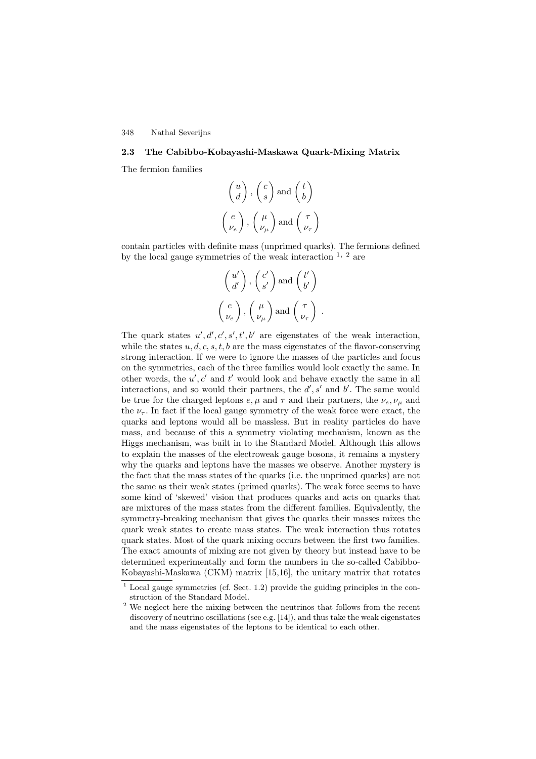### 2.3 The Cabibbo-Kobayashi-Maskawa Quark-Mixing Matrix

The fermion families

$$\begin{pmatrix} u \\ d \end{pmatrix}, \begin{pmatrix} c \\ s \end{pmatrix} \text{ and } \begin{pmatrix} t \\ b \end{pmatrix}$$

$$\begin{pmatrix} e \\ \nu_e \end{pmatrix}, \begin{pmatrix} \mu \\ \nu_\mu \end{pmatrix} \text{ and } \begin{pmatrix} \tau \\ \nu_\tau \end{pmatrix}$$

contain particles with definite mass (unprimed quarks). The fermions defined by the local gauge symmetries of the weak interaction [1, 2] are

$$\begin{pmatrix} u' \\ d' \end{pmatrix}, \begin{pmatrix} c' \\ s' \end{pmatrix} \text{ and } \begin{pmatrix} t' \\ b' \end{pmatrix}$$

$$\begin{pmatrix} e \\ \nu_e \end{pmatrix}, \begin{pmatrix} \mu \\ \nu_\mu \end{pmatrix} \text{ and } \begin{pmatrix} \tau \\ \nu_\tau \end{pmatrix} .$$

The quark states $u', d', c', s', t', b'$ are eigenstates of the weak interaction, while the states $u, d, c, s, t, b$ are the mass eigenstates of the flavor-conserving strong interaction. If we were to ignore the masses of the particles and focus on the symmetries, each of the three families would look exactly the same. In other words, the $u', c'$ and $t'$ would look and behave exactly the same in all interactions, and so would their partners, the $d', s'$ and $b'$. The same would be true for the charged leptons $e, \mu$ and $\tau$ and their partners, the $\nu_e, \nu_\mu$ and the $\nu_\tau$. In fact if the local gauge symmetry of the weak force were exact, the quarks and leptons would all be massless. But in reality particles do have mass, and because of this a symmetry violating mechanism, known as the Higgs mechanism, was built in to the Standard Model. Although this allows to explain the masses of the electroweak gauge bosons, it remains a mystery why the quarks and leptons have the masses we observe. Another mystery is the fact that the mass states of the quarks (i.e. the unprimed quarks) are not the same as their weak states (primed quarks). The weak force seems to have some kind of 'skewed' vision that produces quarks and acts on quarks that are mixtures of the mass states from the different families. Equivalently, the symmetry-breaking mechanism that gives the quarks their masses mixes the quark weak states to create mass states. The weak interaction thus rotates quark states. Most of the quark mixing occurs between the first two families. The exact amounts of mixing are not given by theory but instead have to be determined experimentally and form the numbers in the so-called Cabibbo-Kobayashi-Maskawa (CKM) matrix [15,16], the unitary matrix that rotates

[1] Local gauge symmetries (cf. Sect. 1.2) provide the guiding principles in the construction of the Standard Model.

[2] We neglect here the mixing between the neutrinos that follows from the recent discovery of neutrino oscillations (see e.g. [14]), and thus take the weak eigenstates and the mass eigenstates of the leptons to be identical to each other.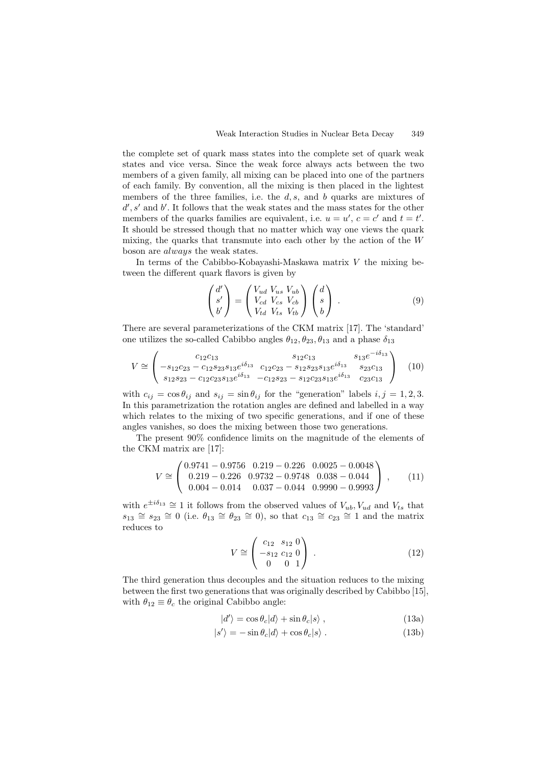the complete set of quark mass states into the complete set of quark weak states and vice versa. Since the weak force always acts between the two members of a given family, all mixing can be placed into one of the partners of each family. By convention, all the mixing is then placed in the lightest members of the three families, i.e. the $d, s$, and $b$ quarks are mixtures of $d', s'$ and $b'$. It follows that the weak states and the mass states for the other members of the quarks families are equivalent, i.e. $u = u'$, $c = c'$ and $t = t'$. It should be stressed though that no matter which way one views the quark mixing, the quarks that transmute into each other by the action of the $W$ boson are *always* the weak states.

In terms of the Cabibbo-Kobayashi-Maskawa matrix $V$ the mixing between the different quark flavors is given by

$$\begin{pmatrix} d' \\ s' \\ b' \end{pmatrix} = \begin{pmatrix} V_{ud} & V_{us} & V_{ub} \\ V_{cd} & V_{cs} & V_{cb} \\ V_{td} & V_{ts} & V_{tb} \end{pmatrix} \begin{pmatrix} d \\ s \\ b \end{pmatrix} . \tag{9}$$

There are several parameterizations of the CKM matrix [17]. The 'standard' one utilizes the so-called Cabibbo angles $\theta_{12}, \theta_{23}, \theta_{13}$ and a phase $\delta_{13}$

$$V \cong \begin{pmatrix} c_{12}c_{13} & s_{12}c_{13} & s_{13}e^{-i\delta_{13}} \\ -s_{12}c_{23} - c_{12}s_{23}s_{13}e^{i\delta_{13}} & c_{12}c_{23} - s_{12}s_{23}s_{13}e^{i\delta_{13}} & s_{23}c_{13} \\ s_{12}s_{23} - c_{12}c_{23}s_{13}e^{i\delta_{13}} & -c_{12}s_{23} - s_{12}c_{23}s_{13}e^{i\delta_{13}} & c_{23}c_{13} \end{pmatrix} \tag{10}$$

with $c_{ij} = \cos\theta_{ij}$ and $s_{ij} = \sin\theta_{ij}$ for the "generation" labels $i, j = 1, 2, 3$. In this parametrization the rotation angles are defined and labelled in a way which relates to the mixing of two specific generations, and if one of these angles vanishes, so does the mixing between those two generations.

The present 90% confidence limits on the magnitude of the elements of the CKM matrix are [17]:

$$V \cong \begin{pmatrix} 0.9741 - 0.9756 & 0.219 - 0.226 & 0.0025 - 0.0048 \\ 0.219 - 0.226 & 0.9732 - 0.9748 & 0.038 - 0.044 \\ 0.004 - 0.014 & 0.037 - 0.044 & 0.9990 - 0.9993 \end{pmatrix} , \tag{11}$$

with $e^{\pm i\delta_{13}} \cong 1$ it follows from the observed values of $V_{ub}, V_{ud}$ and $V_{ts}$ that $s_{13} \cong s_{23} \cong 0$ (i.e. $\theta_{13} \cong \theta_{23} \cong 0$), so that $c_{13} \cong c_{23} \cong 1$ and the matrix reduces to

$$V \cong \begin{pmatrix} c_{12} & s_{12} & 0 \\ -s_{12} & c_{12} & 0 \\ 0 & 0 & 1 \end{pmatrix} . \tag{12}$$

The third generation thus decouples and the situation reduces to the mixing between the first two generations that was originally described by Cabibbo [15], with $\theta_{12} \equiv \theta_c$ the original Cabibbo angle:

$$|d'\rangle = \cos\theta_c|d\rangle + \sin\theta_c|s\rangle , \tag{13a}$$

$$|s'\rangle = -\sin\theta_c|d\rangle + \cos\theta_c|s\rangle . \tag{13b}$$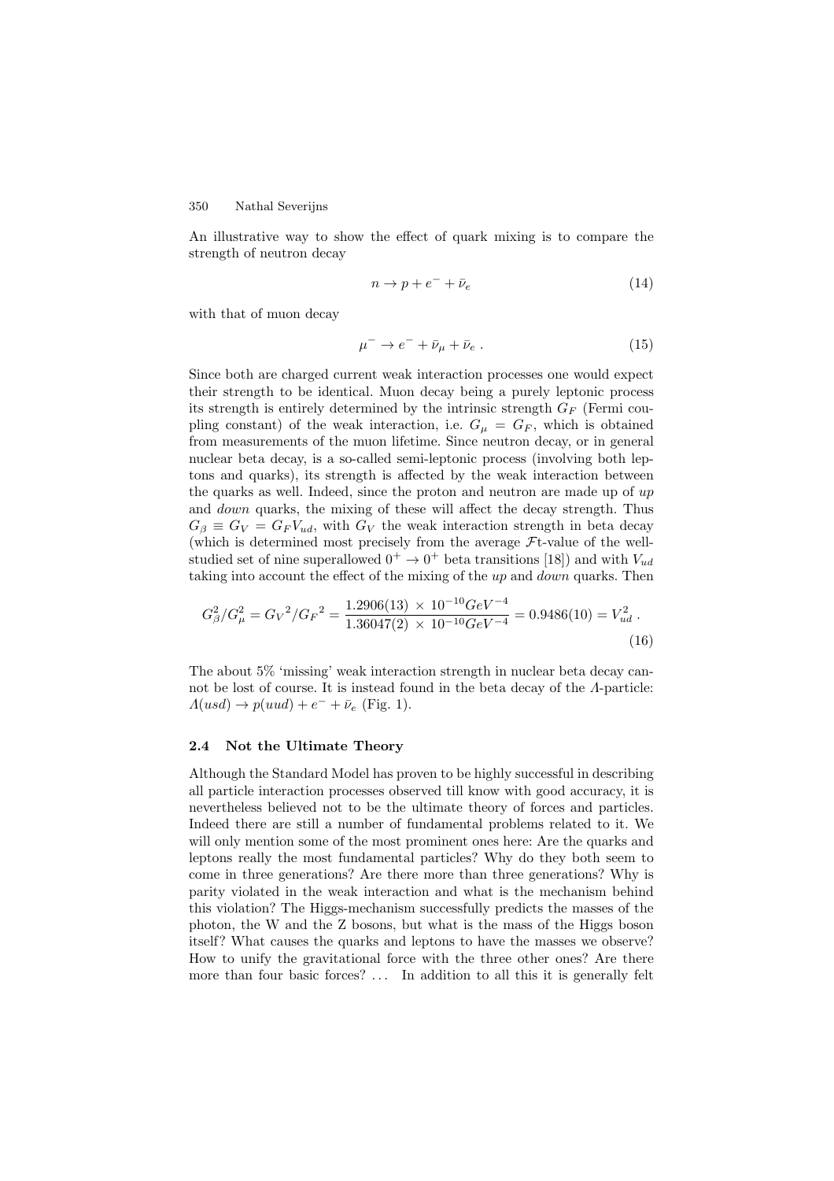An illustrative way to show the effect of quark mixing is to compare the strength of neutron decay

$$n \rightarrow p + e^{-} + \bar{\nu}_e \tag{14}$$

with that of muon decay

$$\mu^{-} \rightarrow e^{-} + \bar{\nu}_\mu + \bar{\nu}_e \; . \tag{15}$$

Since both are charged current weak interaction processes one would expect their strength to be identical. Muon decay being a purely leptonic process its strength is entirely determined by the intrinsic strength $G_F$ (Fermi coupling constant) of the weak interaction, i.e. $G_\mu = G_F$, which is obtained from measurements of the muon lifetime. Since neutron decay, or in general nuclear beta decay, is a so-called semi-leptonic process (involving both leptons and quarks), its strength is affected by the weak interaction between the quarks as well. Indeed, since the proton and neutron are made up of *up* and *down* quarks, the mixing of these will affect the decay strength. Thus $G_\beta \equiv G_V = G_F V_{ud}$, with $G_V$ the weak interaction strength in beta decay (which is determined most precisely from the average $\mathcal{F}$t-value of the well-studied set of nine superallowed $0^+ \rightarrow 0^+$ beta transitions [18]) and with $V_{ud}$ taking into account the effect of the mixing of the *up* and *down* quarks. Then

$$G_\beta^2 / G_\mu^2 = {G_V}^2 / {G_F}^2 = \frac{1.2906(13) \; \times \; 10^{-10} GeV^{-4}}{1.36047(2) \; \times \; 10^{-10} GeV^{-4}} = 0.9486(10) = V_{ud}^2 \; . \tag{16}$$

The about 5% 'missing' weak interaction strength in nuclear beta decay cannot be lost of course. It is instead found in the beta decay of the $\Lambda$-particle: $\Lambda(usd) \rightarrow p(uud) + e^{-} + \bar{\nu}_e$ (Fig. 1).

### 2.4 Not the Ultimate Theory

Although the Standard Model has proven to be highly successful in describing all particle interaction processes observed till know with good accuracy, it is nevertheless believed not to be the ultimate theory of forces and particles. Indeed there are still a number of fundamental problems related to it. We will only mention some of the most prominent ones here: Are the quarks and leptons really the most fundamental particles? Why do they both seem to come in three generations? Are there more than three generations? Why is parity violated in the weak interaction and what is the mechanism behind this violation? The Higgs-mechanism successfully predicts the masses of the photon, the W and the Z bosons, but what is the mass of the Higgs boson itself? What causes the quarks and leptons to have the masses we observe? How to unify the gravitational force with the three other ones? Are there more than four basic forces? ... In addition to all this it is generally felt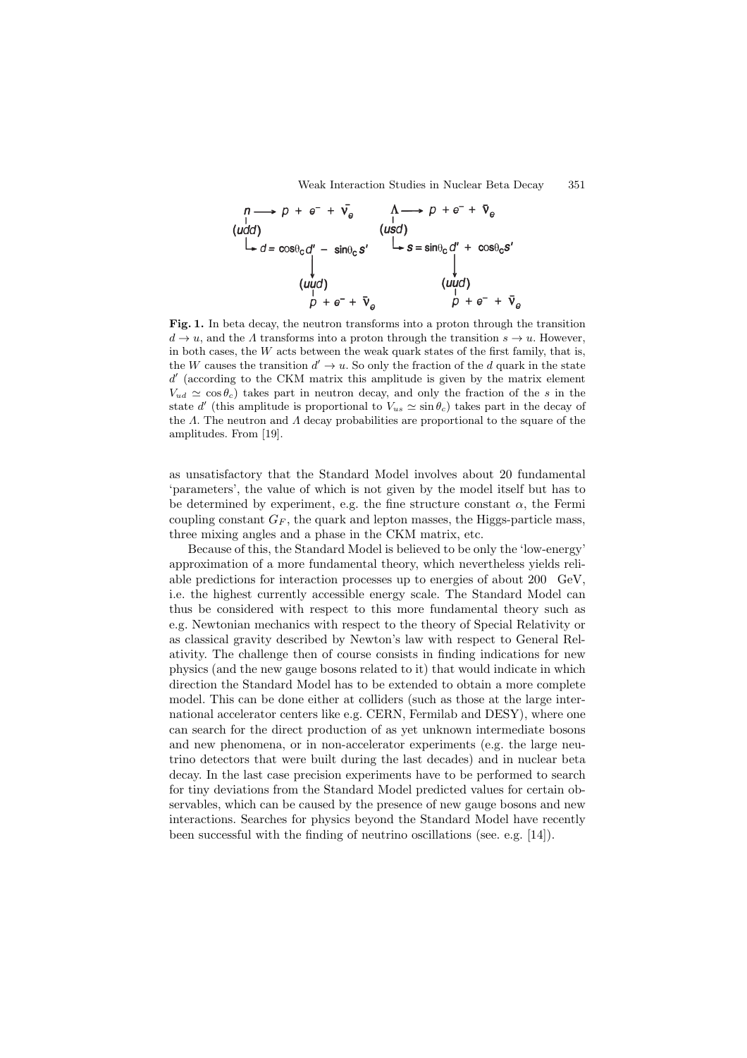$n \longrightarrow p + e^- + \bar{\nu}_e$

$(udd)$

$\hookrightarrow d = \cos\theta_c d' - \sin\theta_c s'$

$(uud)$

$p + e^- + \bar{\nu}_e$

$\Lambda \longrightarrow p + e^- + \bar{\nu}_e$

$(usd)$

$\hookrightarrow s = \sin\theta_c d' + \cos\theta_c s'$

$(uud)$

$p + e^- + \bar{\nu}_e$

**Fig. 1.** In beta decay, the neutron transforms into a proton through the transition $d \to u$, and the $\Lambda$ transforms into a proton through the transition $s \to u$. However, in both cases, the $W$ acts between the weak quark states of the first family, that is, the $W$ causes the transition $d' \to u$. So only the fraction of the $d$ quark in the state $d'$ (according to the CKM matrix this amplitude is given by the matrix element $V_{ud} \simeq \cos\theta_c$) takes part in neutron decay, and only the fraction of the $s$ in the state $d'$ (this amplitude is proportional to $V_{us} \simeq \sin\theta_c$) takes part in the decay of the $\Lambda$. The neutron and $\Lambda$ decay probabilities are proportional to the square of the amplitudes. From [19].

as unsatisfactory that the Standard Model involves about 20 fundamental 'parameters', the value of which is not given by the model itself but has to be determined by experiment, e.g. the fine structure constant $\alpha$, the Fermi coupling constant $G_F$, the quark and lepton masses, the Higgs-particle mass, three mixing angles and a phase in the CKM matrix, etc.

Because of this, the Standard Model is believed to be only the 'low-energy' approximation of a more fundamental theory, which nevertheless yields reliable predictions for interaction processes up to energies of about 200 GeV, i.e. the highest currently accessible energy scale. The Standard Model can thus be considered with respect to this more fundamental theory such as e.g. Newtonian mechanics with respect to the theory of Special Relativity or as classical gravity described by Newton's law with respect to General Relativity. The challenge then of course consists in finding indications for new physics (and the new gauge bosons related to it) that would indicate in which direction the Standard Model has to be extended to obtain a more complete model. This can be done either at colliders (such as those at the large international accelerator centers like e.g. CERN, Fermilab and DESY), where one can search for the direct production of as yet unknown intermediate bosons and new phenomena, or in non-accelerator experiments (e.g. the large neutrino detectors that were built during the last decades) and in nuclear beta decay. In the last case precision experiments have to be performed to search for tiny deviations from the Standard Model predicted values for certain observables, which can be caused by the presence of new gauge bosons and new interactions. Searches for physics beyond the Standard Model have recently been successful with the finding of neutrino oscillations (see. e.g. [14]).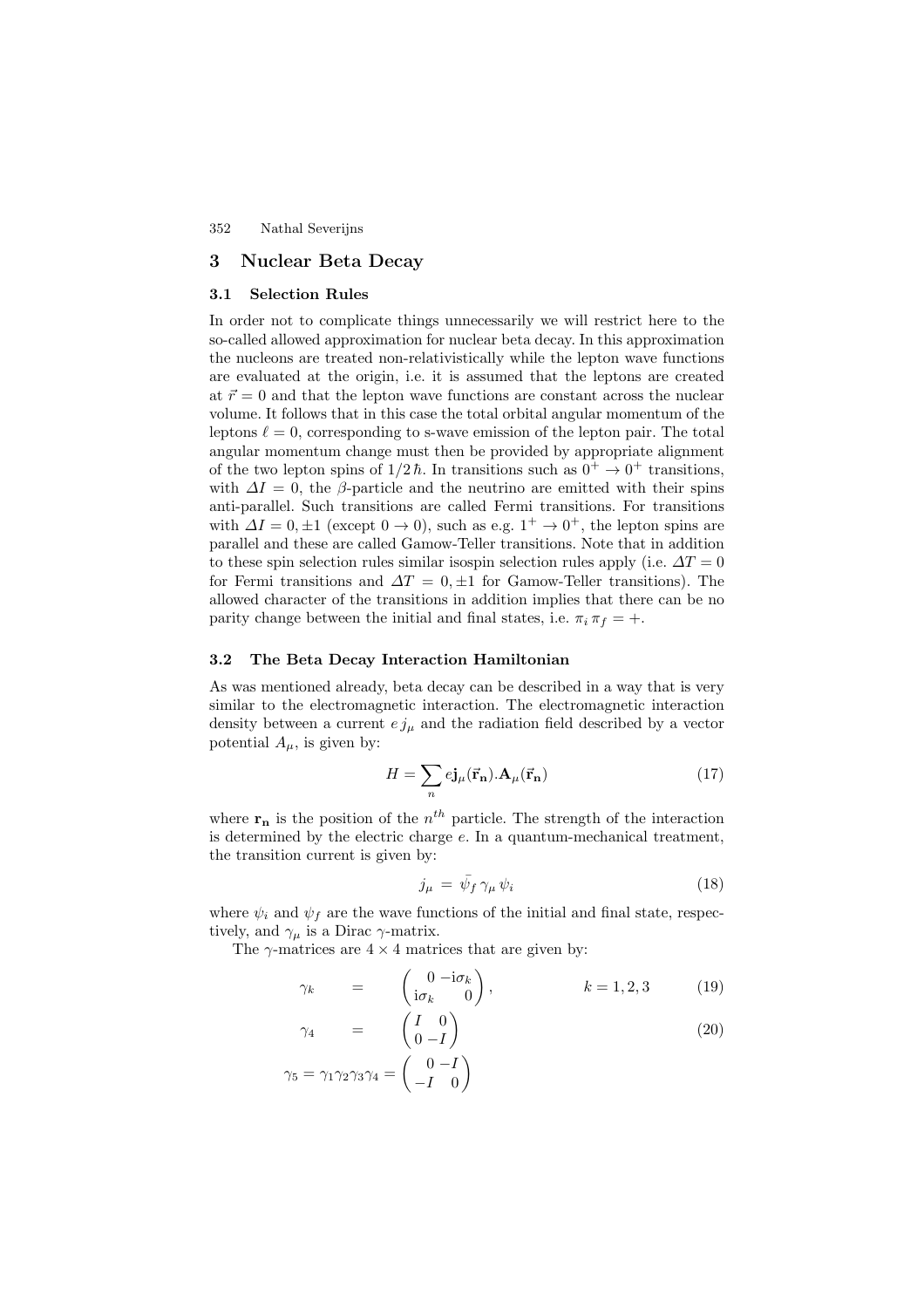## 3 Nuclear Beta Decay

### 3.1 Selection Rules

In order not to complicate things unnecessarily we will restrict here to the so-called allowed approximation for nuclear beta decay. In this approximation the nucleons are treated non-relativistically while the lepton wave functions are evaluated at the origin, i.e. it is assumed that the leptons are created at $\vec{r} = 0$ and that the lepton wave functions are constant across the nuclear volume. It follows that in this case the total orbital angular momentum of the leptons $\ell = 0$, corresponding to s-wave emission of the lepton pair. The total angular momentum change must then be provided by appropriate alignment of the two lepton spins of $1/2\,\hbar$. In transitions such as $0^+ \rightarrow 0^+$ transitions, with $\Delta I = 0$, the $\beta$-particle and the neutrino are emitted with their spins anti-parallel. Such transitions are called Fermi transitions. For transitions with $\Delta I = 0, \pm 1$ (except $0 \rightarrow 0$), such as e.g. $1^+ \rightarrow 0^+$, the lepton spins are parallel and these are called Gamow-Teller transitions. Note that in addition to these spin selection rules similar isospin selection rules apply (i.e. $\Delta T = 0$ for Fermi transitions and $\Delta T = 0, \pm 1$ for Gamow-Teller transitions). The allowed character of the transitions in addition implies that there can be no parity change between the initial and final states, i.e. $\pi_i\,\pi_f = +$.

### 3.2 The Beta Decay Interaction Hamiltonian

As was mentioned already, beta decay can be described in a way that is very similar to the electromagnetic interaction. The electromagnetic interaction density between a current $e\,j_\mu$ and the radiation field described by a vector potential $A_\mu$, is given by:

$$H = \sum_n e\mathbf{j}_\mu(\vec{\mathbf{r}}_\mathbf{n}).\mathbf{A}_\mu(\vec{\mathbf{r}}_\mathbf{n}) \tag{17}$$

where $\mathbf{r_n}$ is the position of the $n^{th}$ particle. The strength of the interaction is determined by the electric charge $e$. In a quantum-mechanical treatment, the transition current is given by:

$$j_\mu = \bar{\psi}_f\,\gamma_\mu\,\psi_i \tag{18}$$

where $\psi_i$ and $\psi_f$ are the wave functions of the initial and final state, respectively, and $\gamma_\mu$ is a Dirac $\gamma$-matrix.

The $\gamma$-matrices are $4 \times 4$ matrices that are given by:

$$\gamma_k = \begin{pmatrix} 0 & -\mathrm{i}\sigma_k \\ \mathrm{i}\sigma_k & 0 \end{pmatrix}, \qquad k = 1, 2, 3 \tag{19}$$

$$\gamma_4 = \begin{pmatrix} I & 0 \\ 0 & -I \end{pmatrix} \tag{20}$$

$$\gamma_5 = \gamma_1\gamma_2\gamma_3\gamma_4 = \begin{pmatrix} 0 & -I \\ -I & 0 \end{pmatrix}$$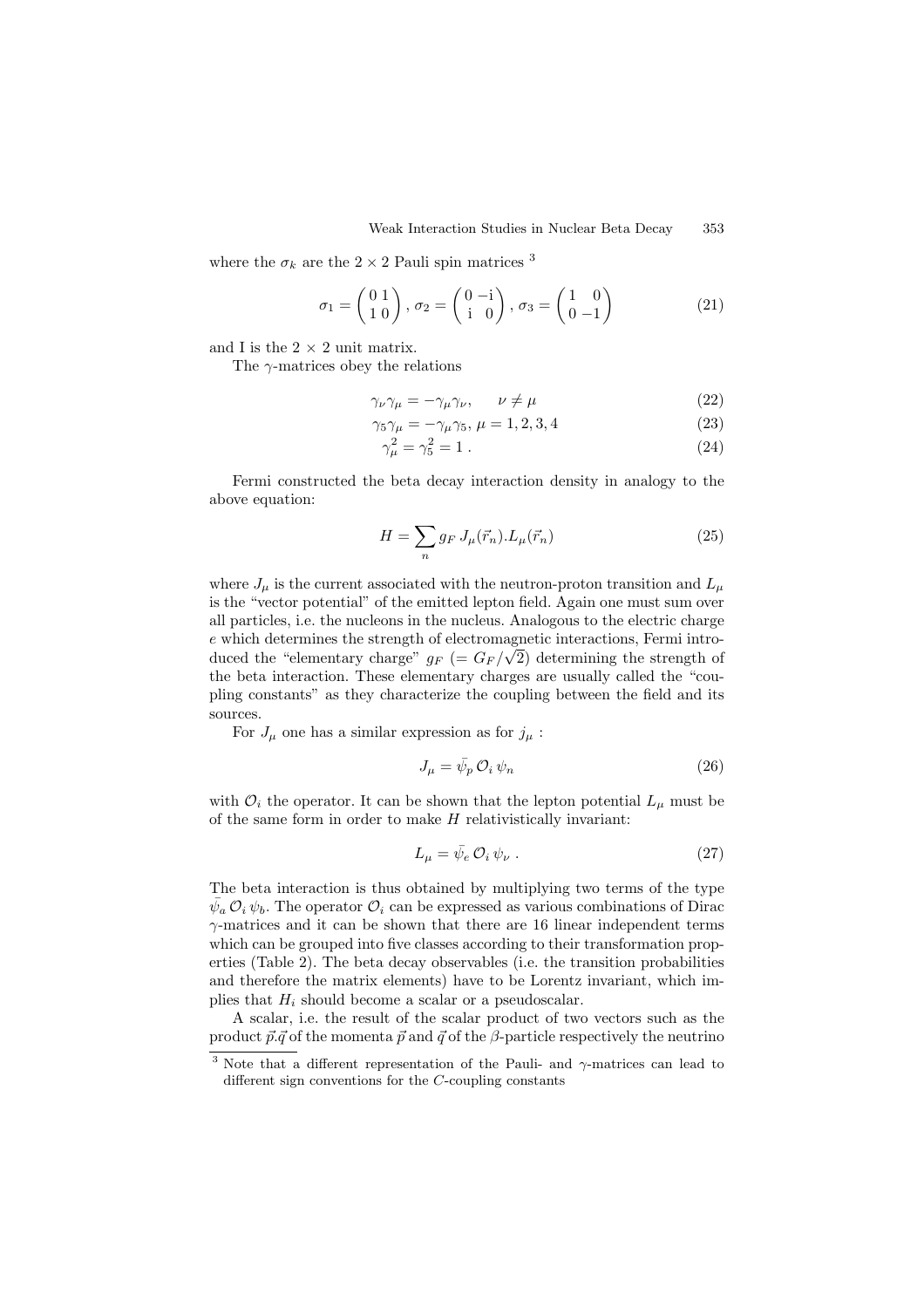where the $\sigma_k$ are the $2 \times 2$ Pauli spin matrices [3]

$$\sigma_1 = \begin{pmatrix} 0 & 1 \\ 1 & 0 \end{pmatrix}, \sigma_2 = \begin{pmatrix} 0 & -\mathrm{i} \\ \mathrm{i} & 0 \end{pmatrix}, \sigma_3 = \begin{pmatrix} 1 & 0 \\ 0 & -1 \end{pmatrix} \tag{21}$$

and I is the $2 \times 2$ unit matrix.

The $\gamma$-matrices obey the relations

$$\gamma_\nu \gamma_\mu = -\gamma_\mu \gamma_\nu, \quad \nu \neq \mu \tag{22}$$

$$\gamma_5 \gamma_\mu = -\gamma_\mu \gamma_5, \; \mu = 1, 2, 3, 4 \tag{23}$$

$$\gamma_\mu^2 = \gamma_5^2 = 1 \, . \tag{24}$$

Fermi constructed the beta decay interaction density in analogy to the above equation:

$$H = \sum_n g_F \, J_\mu(\vec{r}_n).L_\mu(\vec{r}_n) \tag{25}$$

where $J_\mu$ is the current associated with the neutron-proton transition and $L_\mu$ is the "vector potential" of the emitted lepton field. Again one must sum over all particles, i.e. the nucleons in the nucleus. Analogous to the electric charge $e$ which determines the strength of electromagnetic interactions, Fermi introduced the "elementary charge" $g_F$ ($= G_F/\sqrt{2}$) determining the strength of the beta interaction. These elementary charges are usually called the "coupling constants" as they characterize the coupling between the field and its sources.

For $J_\mu$ one has a similar expression as for $j_\mu$ :

$$J_\mu = \bar{\psi}_p \, \mathcal{O}_i \, \psi_n \tag{26}$$

with $\mathcal{O}_i$ the operator. It can be shown that the lepton potential $L_\mu$ must be of the same form in order to make $H$ relativistically invariant:

$$L_\mu = \bar{\psi}_e \, \mathcal{O}_i \, \psi_\nu \, . \tag{27}$$

The beta interaction is thus obtained by multiplying two terms of the type $\bar{\psi}_a \, \mathcal{O}_i \, \psi_b$. The operator $\mathcal{O}_i$ can be expressed as various combinations of Dirac $\gamma$-matrices and it can be shown that there are 16 linear independent terms which can be grouped into five classes according to their transformation properties (Table 2). The beta decay observables (i.e. the transition probabilities and therefore the matrix elements) have to be Lorentz invariant, which implies that $H_i$ should become a scalar or a pseudoscalar.

A scalar, i.e. the result of the scalar product of two vectors such as the product $\vec{p}.\vec{q}$ of the momenta $\vec{p}$ and $\vec{q}$ of the $\beta$-particle respectively the neutrino

[3] Note that a different representation of the Pauli- and $\gamma$-matrices can lead to different sign conventions for the $C$-coupling constants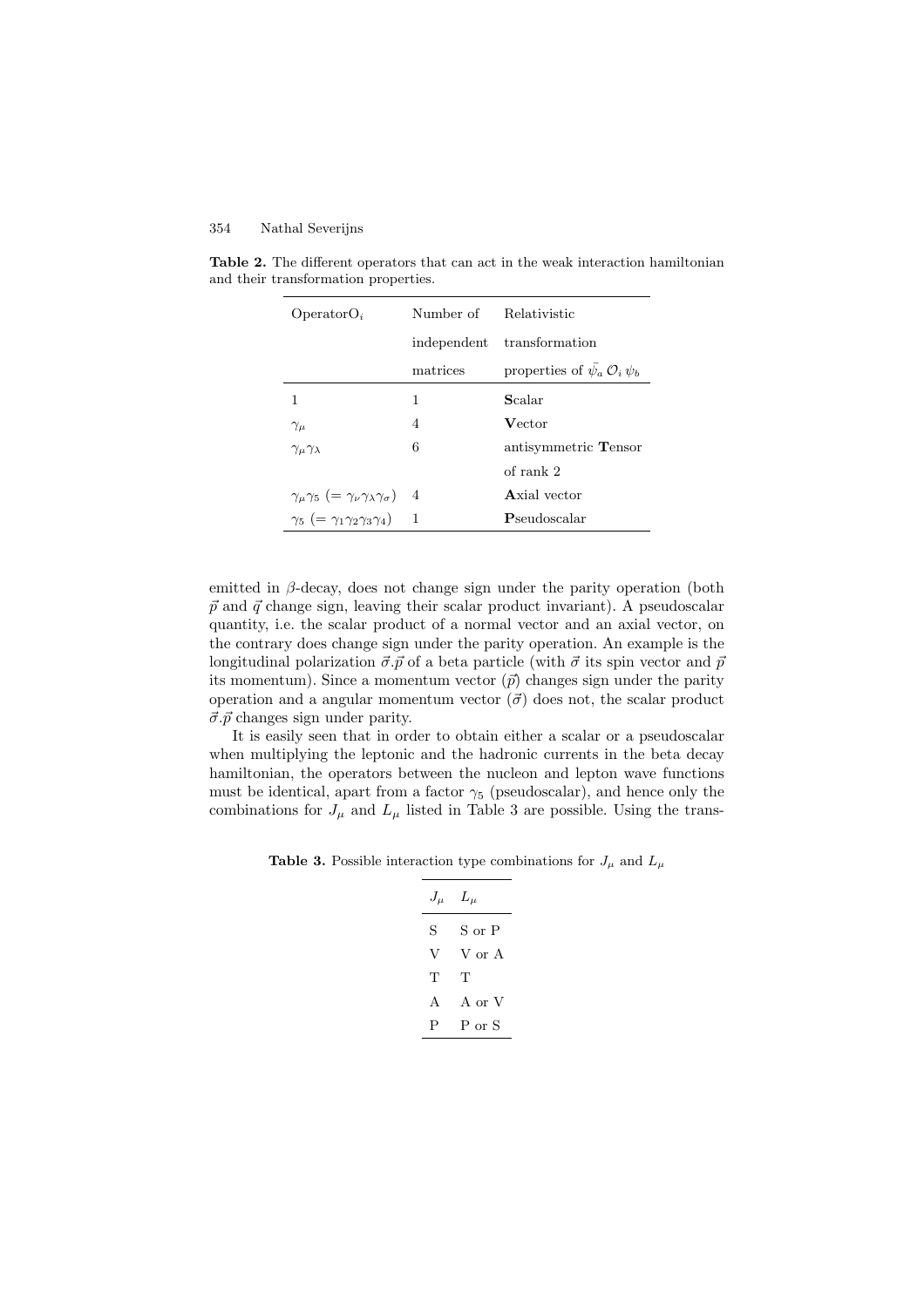**Table 2.** The different operators that can act in the weak interaction hamiltonian and their transformation properties.

| Operator$O_i$ | Number of independent matrices | Relativistic transformation properties of $\bar{\psi}_a\, \mathcal{O}_i\, \psi_b$ |
|---|---|---|
| 1 | 1 | **S**calar |
| $\gamma_\mu$ | 4 | **V**ector |
| $\gamma_\mu \gamma_\lambda$ | 6 | antisymmetric **T**ensor of rank 2 |
| $\gamma_\mu \gamma_5$ $(= \gamma_\nu \gamma_\lambda \gamma_\sigma)$ | 4 | **A**xial vector |
| $\gamma_5$ $(= \gamma_1 \gamma_2 \gamma_3 \gamma_4)$ | 1 | **P**seudoscalar |

emitted in $\beta$-decay, does not change sign under the parity operation (both $\vec{p}$ and $\vec{q}$ change sign, leaving their scalar product invariant). A pseudoscalar quantity, i.e. the scalar product of a normal vector and an axial vector, on the contrary does change sign under the parity operation. An example is the longitudinal polarization $\vec{\sigma}.\vec{p}$ of a beta particle (with $\vec{\sigma}$ its spin vector and $\vec{p}$ its momentum). Since a momentum vector ($\vec{p}$) changes sign under the parity operation and a angular momentum vector ($\vec{\sigma}$) does not, the scalar product $\vec{\sigma}.\vec{p}$ changes sign under parity.

It is easily seen that in order to obtain either a scalar or a pseudoscalar when multiplying the leptonic and the hadronic currents in the beta decay hamiltonian, the operators between the nucleon and lepton wave functions must be identical, apart from a factor $\gamma_5$ (pseudoscalar), and hence only the combinations for $J_\mu$ and $L_\mu$ listed in Table 3 are possible. Using the trans-

**Table 3.** Possible interaction type combinations for $J_\mu$ and $L_\mu$

| $J_\mu$ | $L_\mu$ |
|---|---|
| S | S or P |
| V | V or A |
| T | T |
| A | A or V |
| P | P or S |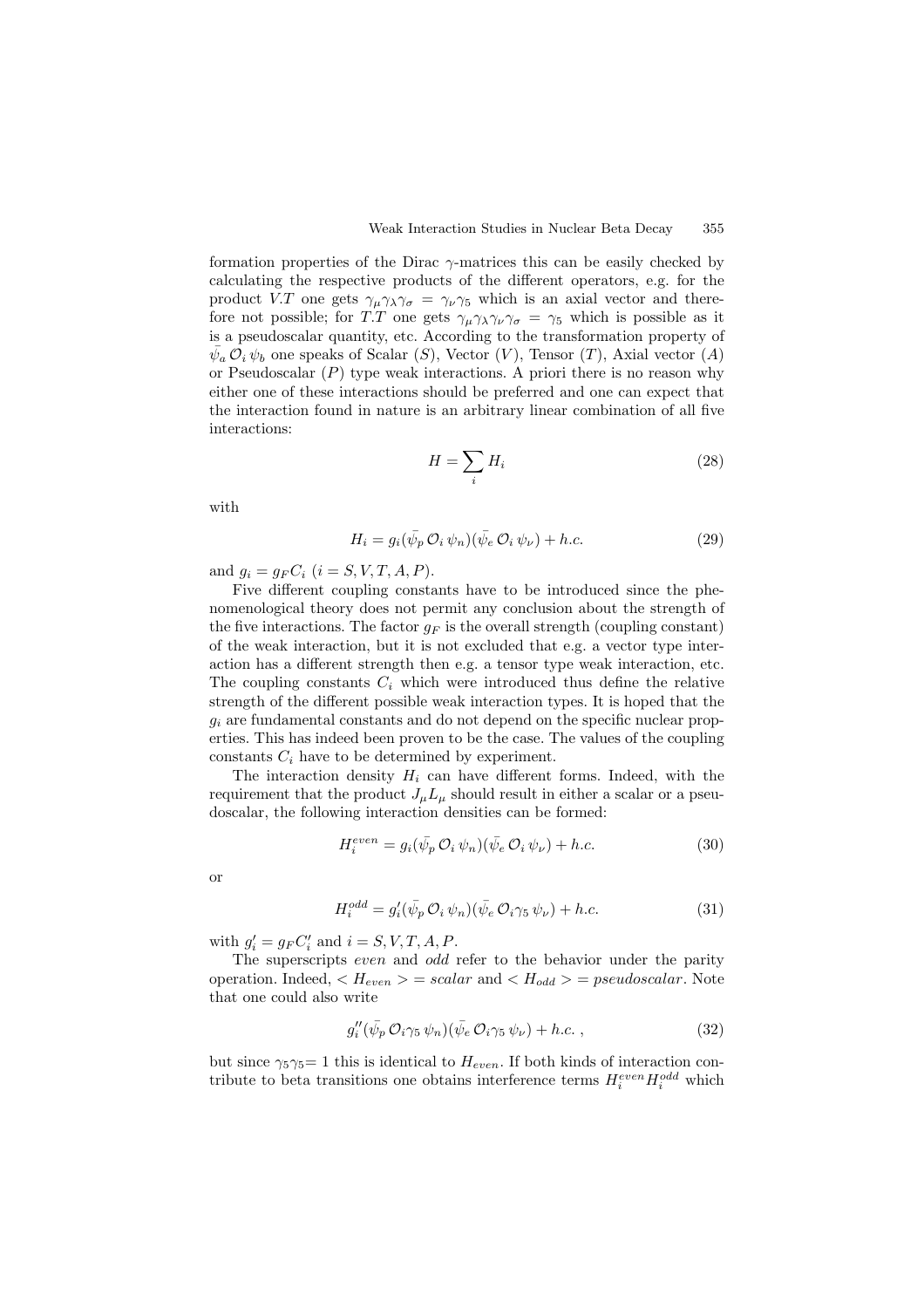formation properties of the Dirac $\gamma$-matrices this can be easily checked by calculating the respective products of the different operators, e.g. for the product $V.T$ one gets $\gamma_\mu \gamma_\lambda \gamma_\sigma = \gamma_\nu \gamma_5$ which is an axial vector and therefore not possible; for $T.T$ one gets $\gamma_\mu \gamma_\lambda \gamma_\nu \gamma_\sigma = \gamma_5$ which is possible as it is a pseudoscalar quantity, etc. According to the transformation property of $\bar{\psi}_a \, \mathcal{O}_i \, \psi_b$ one speaks of Scalar ($S$), Vector ($V$), Tensor ($T$), Axial vector ($A$) or Pseudoscalar ($P$) type weak interactions. A priori there is no reason why either one of these interactions should be preferred and one can expect that the interaction found in nature is an arbitrary linear combination of all five interactions:

$$H = \sum_i H_i \tag{28}$$

with

$$H_i = g_i(\bar{\psi}_p \, \mathcal{O}_i \, \psi_n)(\bar{\psi}_e \, \mathcal{O}_i \, \psi_\nu) + h.c. \tag{29}$$

and $g_i = g_F C_i$ ($i = S, V, T, A, P$).

Five different coupling constants have to be introduced since the phenomenological theory does not permit any conclusion about the strength of the five interactions. The factor $g_F$ is the overall strength (coupling constant) of the weak interaction, but it is not excluded that e.g. a vector type interaction has a different strength then e.g. a tensor type weak interaction, etc. The coupling constants $C_i$ which were introduced thus define the relative strength of the different possible weak interaction types. It is hoped that the $g_i$ are fundamental constants and do not depend on the specific nuclear properties. This has indeed been proven to be the case. The values of the coupling constants $C_i$ have to be determined by experiment.

The interaction density $H_i$ can have different forms. Indeed, with the requirement that the product $J_\mu L_\mu$ should result in either a scalar or a pseudoscalar, the following interaction densities can be formed:

$$H_i^{even} = g_i(\bar{\psi}_p \, \mathcal{O}_i \, \psi_n)(\bar{\psi}_e \, \mathcal{O}_i \, \psi_\nu) + h.c. \tag{30}$$

or

$$H_i^{odd} = g_i'(\bar{\psi}_p \, \mathcal{O}_i \, \psi_n)(\bar{\psi}_e \, \mathcal{O}_i \gamma_5 \, \psi_\nu) + h.c. \tag{31}$$

with $g_i' = g_F C_i'$ and $i = S, V, T, A, P$.

The superscripts *even* and *odd* refer to the behavior under the parity operation. Indeed, $< H_{even} > = scalar$ and $< H_{odd} > = pseudoscalar$. Note that one could also write

$$g_i''(\bar{\psi}_p \, \mathcal{O}_i \gamma_5 \, \psi_n)(\bar{\psi}_e \, \mathcal{O}_i \gamma_5 \, \psi_\nu) + h.c. \,, \tag{32}$$

but since $\gamma_5 \gamma_5 = 1$ this is identical to $H_{even}$. If both kinds of interaction contribute to beta transitions one obtains interference terms $H_i^{even} H_i^{odd}$ which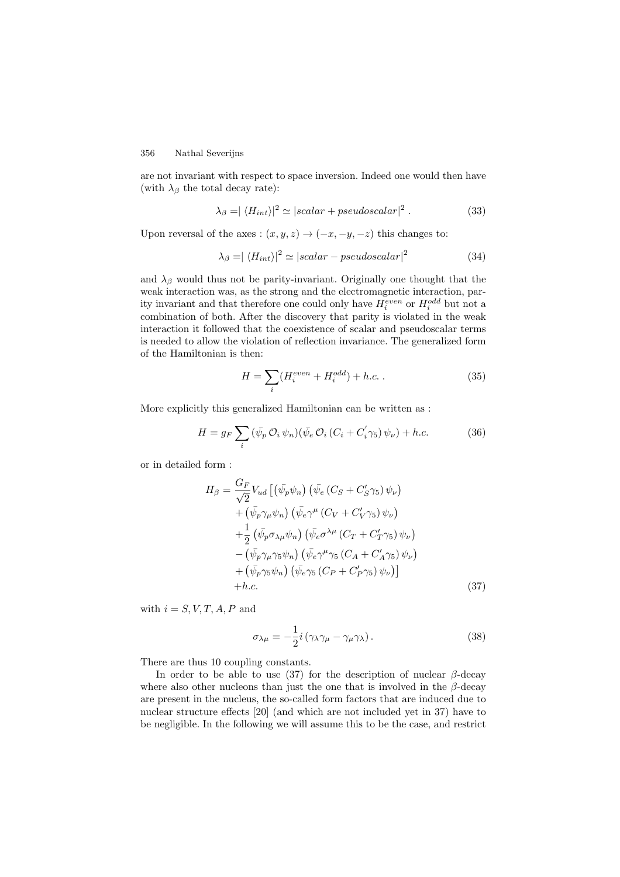are not invariant with respect to space inversion. Indeed one would then have (with $\lambda_\beta$ the total decay rate):

$$\lambda_\beta =| \langle H_{int} \rangle|^2 \simeq |scalar + pseudoscalar|^2 \, . \tag{33}$$

Upon reversal of the axes : $(x, y, z) \to (-x, -y, -z)$ this changes to:

$$\lambda_\beta =| \langle H_{int} \rangle|^2 \simeq |scalar - pseudoscalar|^2 \tag{34}$$

and $\lambda_\beta$ would thus not be parity-invariant. Originally one thought that the weak interaction was, as the strong and the electromagnetic interaction, parity invariant and that therefore one could only have $H_i^{even}$ or $H_i^{odd}$ but not a combination of both. After the discovery that parity is violated in the weak interaction it followed that the coexistence of scalar and pseudoscalar terms is needed to allow the violation of reflection invariance. The generalized form of the Hamiltonian is then:

$$H = \sum_i (H_i^{even} + H_i^{odd}) + h.c. \, . \tag{35}$$

More explicitly this generalized Hamiltonian can be written as :

$$H = g_F \sum_i (\bar{\psi_p}\, \mathcal{O}_i\, \psi_n)(\bar{\psi_e}\, \mathcal{O}_i\, (C_i + C_i^{'}\gamma_5)\, \psi_\nu) + h.c. \tag{36}$$

or in detailed form :

$$\begin{aligned}
H_\beta = \frac{G_F}{\sqrt{2}} V_{ud} \big[ & \left(\bar{\psi_p}\psi_n\right) \left(\bar{\psi_e}\left(C_S + C_S'\gamma_5\right)\psi_\nu\right) \\
& + \left(\bar{\psi_p}\gamma_\mu\psi_n\right) \left(\bar{\psi_e}\gamma^\mu \left(C_V + C_V'\gamma_5\right)\psi_\nu\right) \\
& + \frac{1}{2} \left(\bar{\psi_p}\sigma_{\lambda\mu}\psi_n\right) \left(\bar{\psi_e}\sigma^{\lambda\mu}\left(C_T + C_T'\gamma_5\right)\psi_\nu\right) \\
& - \left(\bar{\psi_p}\gamma_\mu\gamma_5\psi_n\right) \left(\bar{\psi_e}\gamma^\mu\gamma_5 \left(C_A + C_A'\gamma_5\right)\psi_\nu\right) \\
& + \left(\bar{\psi_p}\gamma_5\psi_n\right) \left(\bar{\psi_e}\gamma_5 \left(C_P + C_P'\gamma_5\right)\psi_\nu\right)\big] \\
& + h.c.
\end{aligned} \tag{37}$$

with $i = S, V, T, A, P$ and

$$\sigma_{\lambda\mu} = -\frac{1}{2} i \left(\gamma_\lambda\gamma_\mu - \gamma_\mu\gamma_\lambda\right). \tag{38}$$

There are thus 10 coupling constants.

In order to be able to use (37) for the description of nuclear $\beta$-decay where also other nucleons than just the one that is involved in the $\beta$-decay are present in the nucleus, the so-called form factors that are induced due to nuclear structure effects [20] (and which are not included yet in 37) have to be negligible. In the following we will assume this to be the case, and restrict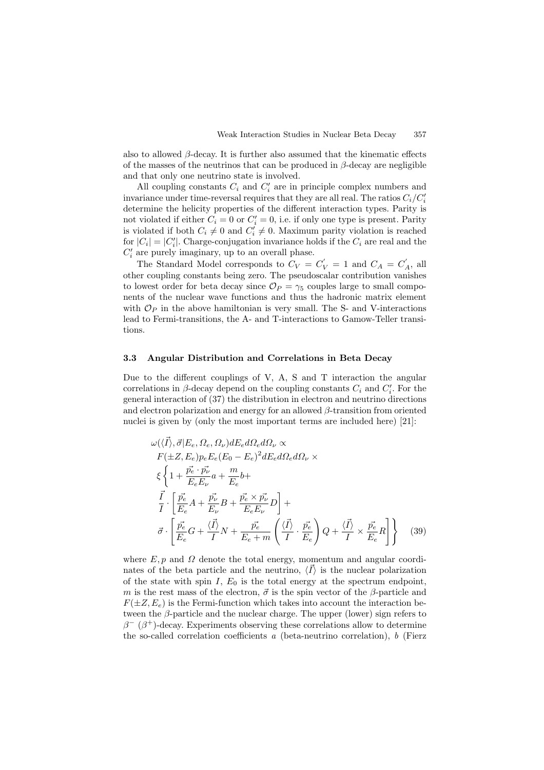also to allowed $\beta$-decay. It is further also assumed that the kinematic effects of the masses of the neutrinos that can be produced in $\beta$-decay are negligible and that only one neutrino state is involved.

All coupling constants $C_i$ and $C_i'$ are in principle complex numbers and invariance under time-reversal requires that they are all real. The ratios $C_i/C_i'$ determine the helicity properties of the different interaction types. Parity is not violated if either $C_i = 0$ or $C_i' = 0$, i.e. if only one type is present. Parity is violated if both $C_i \neq 0$ and $C_i' \neq 0$. Maximum parity violation is reached for $|C_i| = |C_i'|$. Charge-conjugation invariance holds if the $C_i$ are real and the $C_i'$ are purely imaginary, up to an overall phase.

The Standard Model corresponds to $C_V = C_V^{'} = 1$ and $C_A = C_A^{'}$, all other coupling constants being zero. The pseudoscalar contribution vanishes to lowest order for beta decay since $\mathcal{O}_P = \gamma_5$ couples large to small components of the nuclear wave functions and thus the hadronic matrix element with $\mathcal{O}_P$ in the above hamiltonian is very small. The S- and V-interactions lead to Fermi-transitions, the A- and T-interactions to Gamow-Teller transitions.

### 3.3 Angular Distribution and Correlations in Beta Decay

Due to the different couplings of V, A, S and T interaction the angular correlations in $\beta$-decay depend on the coupling constants $C_i$ and $C_i'$. For the general interaction of (37) the distribution in electron and neutrino directions and electron polarization and energy for an allowed $\beta$-transition from oriented nuclei is given by (only the most important terms are included here) [21]:

$$
\begin{aligned}
&\omega(\langle\vec{I}\rangle, \vec{\sigma}|E_e, \Omega_e, \Omega_\nu)dE_e d\Omega_e d\Omega_\nu \propto \\
&F(\pm Z, E_e)p_e E_e(E_0 - E_e)^2 dE_e d\Omega_e d\Omega_\nu \times \\
&\xi\left\{1 + \frac{\vec{p_e}\cdot\vec{p_\nu}}{E_e E_\nu}a + \frac{m}{E_e}b + \right. \\
&\frac{\vec{I}}{I}\cdot\left[\frac{\vec{p_e}}{E_e}A + \frac{\vec{p_\nu}}{E_\nu}B + \frac{\vec{p_e}\times\vec{p_\nu}}{E_e E_\nu}D\right] + \\
&\left.\vec{\sigma}\cdot\left[\frac{\vec{p_e}}{E_e}G + \frac{\langle\vec{I}\rangle}{I}N + \frac{\vec{p_e}}{E_e + m}\left(\frac{\langle\vec{I}\rangle}{I}\cdot\frac{\vec{p_e}}{E_e}\right)Q + \frac{\langle\vec{I}\rangle}{I}\times\frac{\vec{p_e}}{E_e}R\right]\right\}
\end{aligned}
\qquad (39)
$$

where $E, p$ and $\Omega$ denote the total energy, momentum and angular coordinates of the beta particle and the neutrino, $\langle\vec{I}\rangle$ is the nuclear polarization of the state with spin $I$, $E_0$ is the total energy at the spectrum endpoint, $m$ is the rest mass of the electron, $\vec{\sigma}$ is the spin vector of the $\beta$-particle and $F(\pm Z, E_e)$ is the Fermi-function which takes into account the interaction between the $\beta$-particle and the nuclear charge. The upper (lower) sign refers to $\beta^-$ ($\beta^+$)-decay. Experiments observing these correlations allow to determine the so-called correlation coefficients $a$ (beta-neutrino correlation), $b$ (Fierz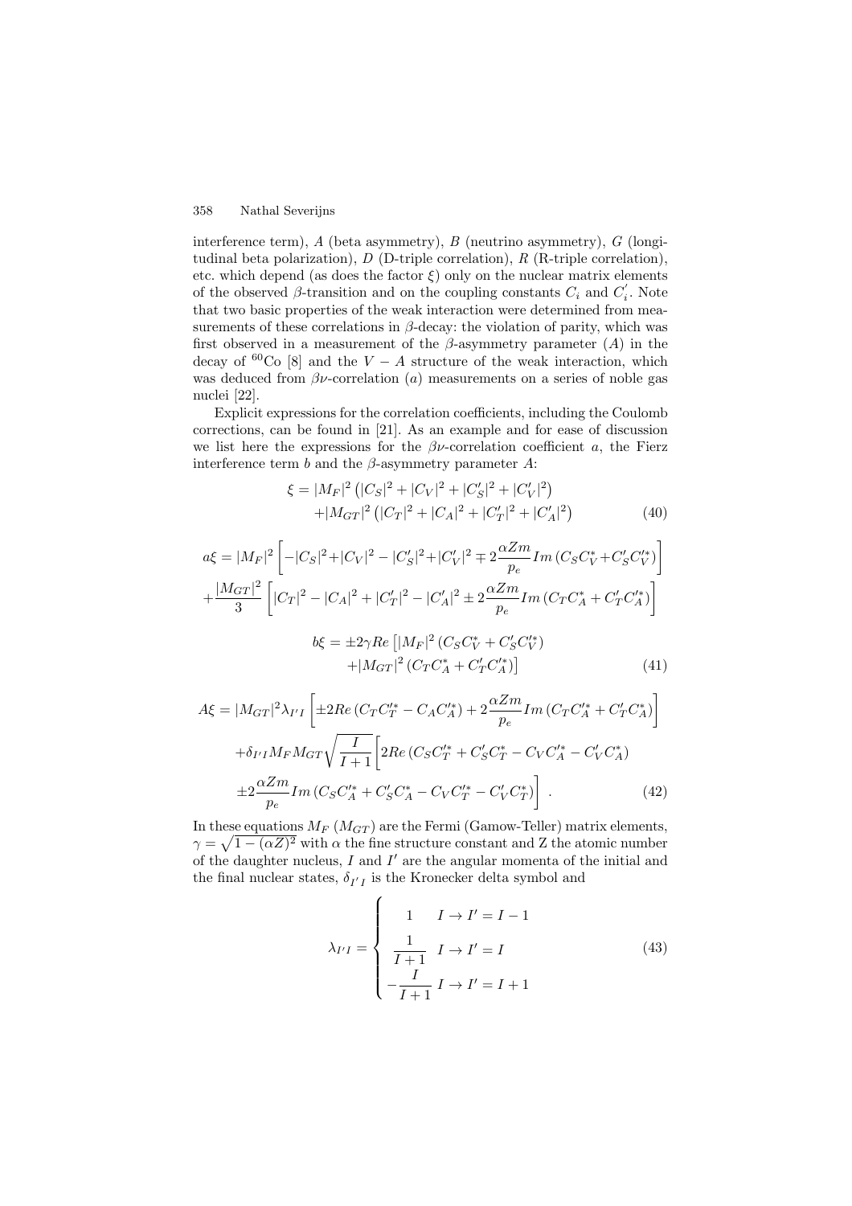interference term), $A$ (beta asymmetry), $B$ (neutrino asymmetry), $G$ (longitudinal beta polarization), $D$ (D-triple correlation), $R$ (R-triple correlation), etc. which depend (as does the factor $\xi$) only on the nuclear matrix elements of the observed $\beta$-transition and on the coupling constants $C_i$ and $C_i^{'}$. Note that two basic properties of the weak interaction were determined from measurements of these correlations in $\beta$-decay: the violation of parity, which was first observed in a measurement of the $\beta$-asymmetry parameter ($A$) in the decay of $^{60}$Co [8] and the $V-A$ structure of the weak interaction, which was deduced from $\beta\nu$-correlation ($a$) measurements on a series of noble gas nuclei [22].

Explicit expressions for the correlation coefficients, including the Coulomb corrections, can be found in [21]. As an example and for ease of discussion we list here the expressions for the $\beta\nu$-correlation coefficient $a$, the Fierz interference term $b$ and the $\beta$-asymmetry parameter $A$:

$$\xi = |M_F|^2 \left(|C_S|^2 + |C_V|^2 + |C_S'|^2 + |C_V'|^2\right) + |M_{GT}|^2 \left(|C_T|^2 + |C_A|^2 + |C_T'|^2 + |C_A'|^2\right) \tag{40}$$

$$a\xi = |M_F|^2 \left[ -|C_S|^2 + |C_V|^2 - |C_S'|^2 + |C_V'|^2 \mp 2\frac{\alpha Z m}{p_e} Im \left(C_S C_V^* + C_S' C_V'^*\right) \right] + \frac{|M_{GT}|^2}{3} \left[ |C_T|^2 - |C_A|^2 + |C_T'|^2 - |C_A'|^2 \pm 2\frac{\alpha Z m}{p_e} Im \left(C_T C_A^* + C_T' C_A'^*\right) \right]$$

$$b\xi = \pm 2\gamma Re \left[ |M_F|^2 \left(C_S C_V^* + C_S' C_V'^*\right) + |M_{GT}|^2 \left(C_T C_A^* + C_T' C_A'^*\right) \right] \tag{41}$$

$$A\xi = |M_{GT}|^2 \lambda_{I'I} \left[ \pm 2Re \left(C_T C_T'^* - C_A C_A'^*\right) + 2\frac{\alpha Z m}{p_e} Im \left(C_T C_A'^* + C_T' C_A^*\right) \right] + \delta_{I'I} M_F M_{GT} \sqrt{\frac{I}{I+1}} \left[ 2Re \left(C_S C_T'^* + C_S' C_T^* - C_V C_A'^* - C_V' C_A^*\right) \pm 2\frac{\alpha Z m}{p_e} Im \left(C_S C_A'^* + C_S' C_A^* - C_V C_T'^* - C_V' C_T^*\right) \right] . \tag{42}$$

In these equations $M_F$ ($M_{GT}$) are the Fermi (Gamow-Teller) matrix elements, $\gamma = \sqrt{1-(\alpha Z)^2}$ with $\alpha$ the fine structure constant and Z the atomic number of the daughter nucleus, $I$ and $I'$ are the angular momenta of the initial and the final nuclear states, $\delta_{I'I}$ is the Kronecker delta symbol and

$$\lambda_{I'I} = \begin{cases} 1 & I \to I' = I-1 \\ \dfrac{1}{I+1} & I \to I' = I \\ -\dfrac{I}{I+1} & I \to I' = I+1 \end{cases} \tag{43}$$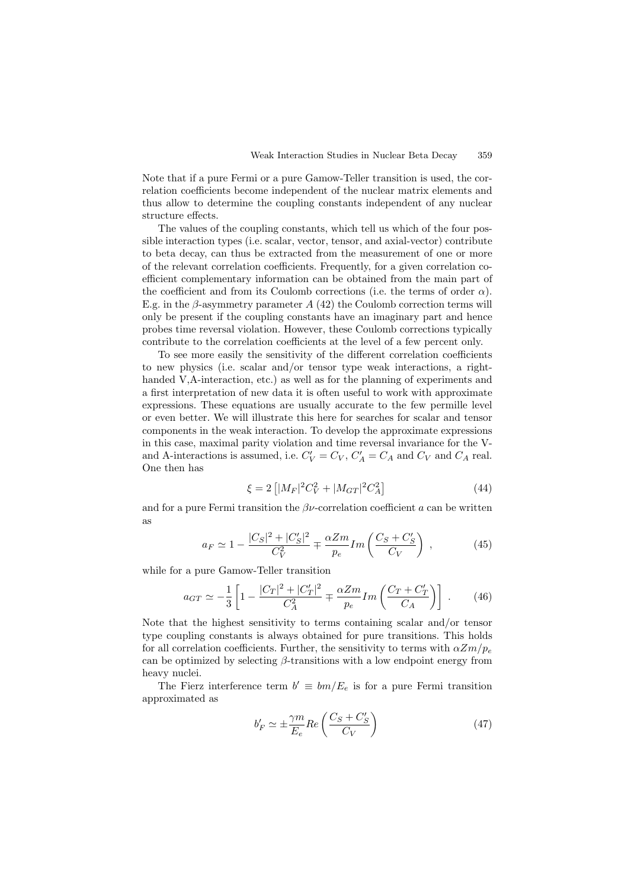Note that if a pure Fermi or a pure Gamow-Teller transition is used, the correlation coefficients become independent of the nuclear matrix elements and thus allow to determine the coupling constants independent of any nuclear structure effects.

The values of the coupling constants, which tell us which of the four possible interaction types (i.e. scalar, vector, tensor, and axial-vector) contribute to beta decay, can thus be extracted from the measurement of one or more of the relevant correlation coefficients. Frequently, for a given correlation coefficient complementary information can be obtained from the main part of the coefficient and from its Coulomb corrections (i.e. the terms of order $\alpha$). E.g. in the $\beta$-asymmetry parameter $A$ (42) the Coulomb correction terms will only be present if the coupling constants have an imaginary part and hence probes time reversal violation. However, these Coulomb corrections typically contribute to the correlation coefficients at the level of a few percent only.

To see more easily the sensitivity of the different correlation coefficients to new physics (i.e. scalar and/or tensor type weak interactions, a right-handed V,A-interaction, etc.) as well as for the planning of experiments and a first interpretation of new data it is often useful to work with approximate expressions. These equations are usually accurate to the few permille level or even better. We will illustrate this here for searches for scalar and tensor components in the weak interaction. To develop the approximate expressions in this case, maximal parity violation and time reversal invariance for the V- and A-interactions is assumed, i.e. $C'_V = C_V$, $C'_A = C_A$ and $C_V$ and $C_A$ real. One then has

$$\xi = 2\left[|M_F|^2 C_V^2 + |M_{GT}|^2 C_A^2\right] \tag{44}$$

and for a pure Fermi transition the $\beta\nu$-correlation coefficient $a$ can be written as

$$a_F \simeq 1 - \frac{|C_S|^2 + |C'_S|^2}{C_V^2} \mp \frac{\alpha Z m}{p_e} Im\left(\frac{C_S + C'_S}{C_V}\right) , \tag{45}$$

while for a pure Gamow-Teller transition

$$a_{GT} \simeq -\frac{1}{3}\left[1 - \frac{|C_T|^2 + |C'_T|^2}{C_A^2} \mp \frac{\alpha Z m}{p_e} Im\left(\frac{C_T + C'_T}{C_A}\right)\right] . \tag{46}$$

Note that the highest sensitivity to terms containing scalar and/or tensor type coupling constants is always obtained for pure transitions. This holds for all correlation coefficients. Further, the sensitivity to terms with $\alpha Z m/p_e$ can be optimized by selecting $\beta$-transitions with a low endpoint energy from heavy nuclei.

The Fierz interference term $b' \equiv bm/E_e$ is for a pure Fermi transition approximated as

$$b'_F \simeq \pm \frac{\gamma m}{E_e} Re\left(\frac{C_S + C'_S}{C_V}\right) \tag{47}$$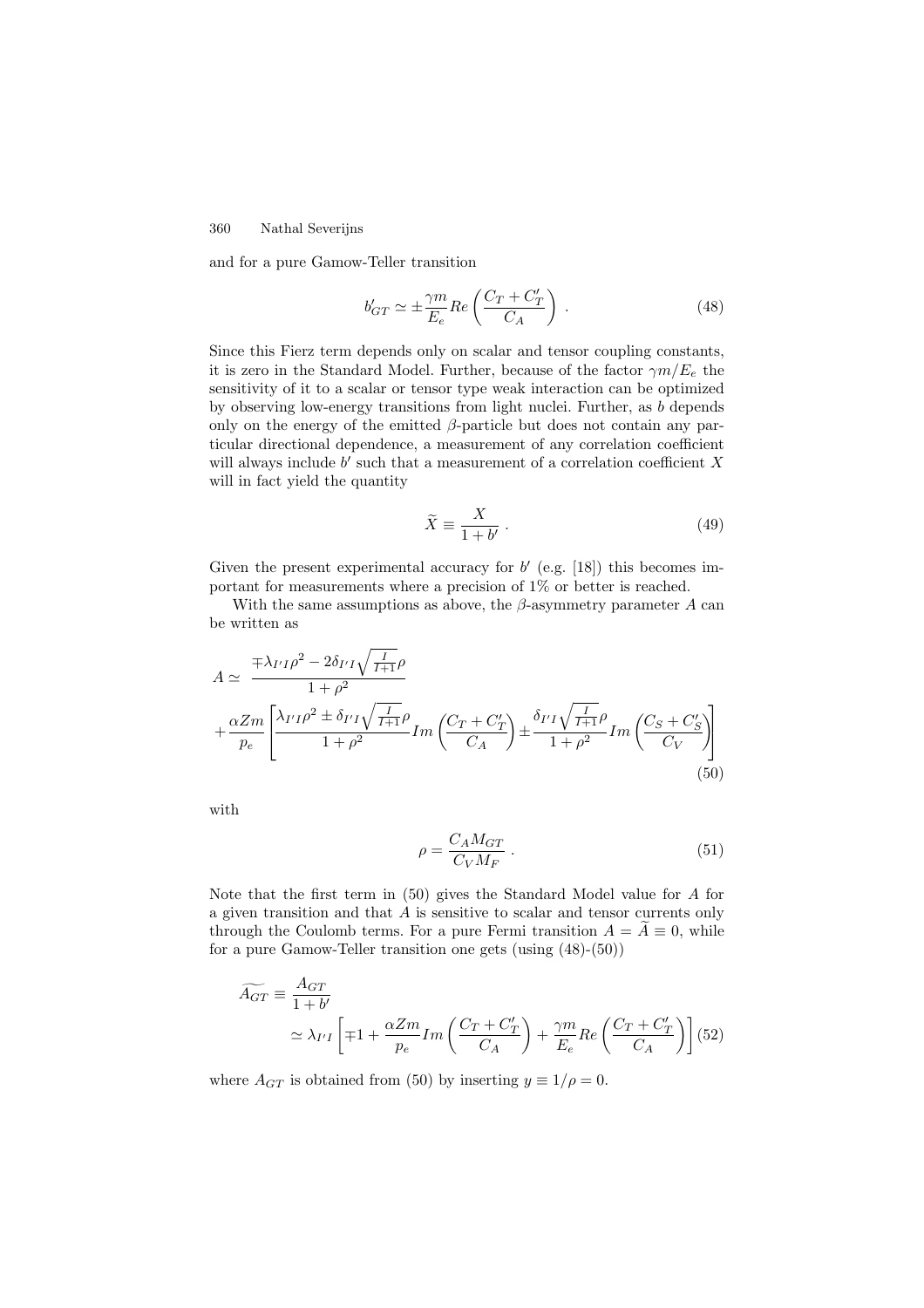and for a pure Gamow-Teller transition

$$b'_{GT} \simeq \pm \frac{\gamma m}{E_e} Re \left( \frac{C_T + C'_T}{C_A} \right) \ . \tag{48}$$

Since this Fierz term depends only on scalar and tensor coupling constants, it is zero in the Standard Model. Further, because of the factor $\gamma m / E_e$ the sensitivity of it to a scalar or tensor type weak interaction can be optimized by observing low-energy transitions from light nuclei. Further, as $b$ depends only on the energy of the emitted $\beta$-particle but does not contain any particular directional dependence, a measurement of any correlation coefficient will always include $b'$ such that a measurement of a correlation coefficient $X$ will in fact yield the quantity

$$\widetilde{X} \equiv \frac{X}{1 + b'} \ . \tag{49}$$

Given the present experimental accuracy for $b'$ (e.g. [18]) this becomes important for measurements where a precision of 1% or better is reached.

With the same assumptions as above, the $\beta$-asymmetry parameter $A$ can be written as

$$\begin{aligned} A \simeq \ & \frac{\mp \lambda_{I'I} \rho^2 - 2 \delta_{I'I} \sqrt{\frac{I}{I+1}} \rho}{1 + \rho^2} \\ & + \frac{\alpha Z m}{p_e} \left[ \frac{\lambda_{I'I} \rho^2 \pm \delta_{I'I} \sqrt{\frac{I}{I+1}} \rho}{1 + \rho^2} Im \left( \frac{C_T + C'_T}{C_A} \right) \pm \frac{\delta_{I'I} \sqrt{\frac{I}{I+1}} \rho}{1 + \rho^2} Im \left( \frac{C_S + C'_S}{C_V} \right) \right] \end{aligned} \tag{50}$$

with

$$\rho = \frac{C_A M_{GT}}{C_V M_F} \ . \tag{51}$$

Note that the first term in (50) gives the Standard Model value for $A$ for a given transition and that $A$ is sensitive to scalar and tensor currents only through the Coulomb terms. For a pure Fermi transition $A = \widetilde{A} \equiv 0$, while for a pure Gamow-Teller transition one gets (using (48)-(50))

$$\begin{aligned} \widetilde{A_{GT}} & \equiv \frac{A_{GT}}{1 + b'} \\ & \simeq \lambda_{I'I} \left[ \mp 1 + \frac{\alpha Z m}{p_e} Im \left( \frac{C_T + C'_T}{C_A} \right) + \frac{\gamma m}{E_e} Re \left( \frac{C_T + C'_T}{C_A} \right) \right] \end{aligned} \tag{52}$$

where $A_{GT}$ is obtained from (50) by inserting $y \equiv 1/\rho = 0$.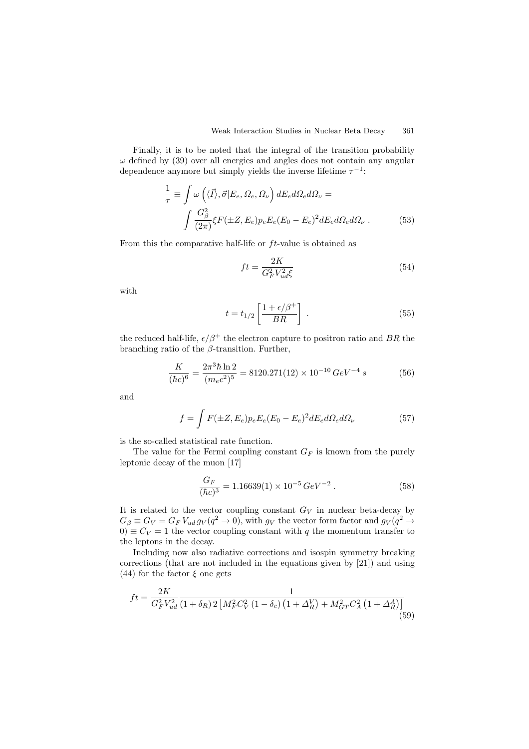Finally, it is to be noted that the integral of the transition probability $\omega$ defined by (39) over all energies and angles does not contain any angular dependence anymore but simply yields the inverse lifetime $\tau^{-1}$:

$$\frac{1}{\tau} \equiv \int \omega\left(\langle\vec{I}\rangle, \vec{\sigma}|E_e, \Omega_e, \Omega_\nu\right) dE_e d\Omega_e d\Omega_\nu = \int \frac{G_\beta^2}{(2\pi)} \xi F(\pm Z, E_e) p_e E_e (E_0 - E_e)^2 dE_e d\Omega_e d\Omega_\nu \; . \tag{53}$$

From this the comparative half-life or $ft$-value is obtained as

$$ft = \frac{2K}{G_F^2 V_{ud}^2 \xi} \tag{54}$$

with

$$t = t_{1/2}\left[\frac{1+\epsilon/\beta^+}{BR}\right] \; . \tag{55}$$

the reduced half-life, $\epsilon/\beta^+$ the electron capture to positron ratio and $BR$ the branching ratio of the $\beta$-transition. Further,

$$\frac{K}{(\hbar c)^6} = \frac{2\pi^3 \hbar \ln 2}{(m_e c^2)^5} = 8120.271(12) \times 10^{-10}\, GeV^{-4}\, s \tag{56}$$

and

$$f = \int F(\pm Z, E_e) p_e E_e (E_0 - E_e)^2 dE_e d\Omega_e d\Omega_\nu \tag{57}$$

is the so-called statistical rate function.

The value for the Fermi coupling constant $G_F$ is known from the purely leptonic decay of the muon [17]

$$\frac{G_F}{(\hbar c)^3} = 1.16639(1) \times 10^{-5}\, GeV^{-2} \; . \tag{58}$$

It is related to the vector coupling constant $G_V$ in nuclear beta-decay by $G_\beta \equiv G_V = G_F\, V_{ud}\, g_V(q^2 \to 0)$, with $g_V$ the vector form factor and $g_V(q^2 \to 0) \equiv C_V = 1$ the vector coupling constant with $q$ the momentum transfer to the leptons in the decay.

Including now also radiative corrections and isospin symmetry breaking corrections (that are not included in the equations given by [21]) and using (44) for the factor $\xi$ one gets

$$ft = \frac{2K}{G_F^2 V_{ud}^2} \frac{1}{(1+\delta_R)\, 2\left[M_F^2 C_V^2 (1-\delta_c)\left(1+\Delta_R^V\right) + M_{GT}^2 C_A^2 \left(1+\Delta_R^A\right)\right]} \tag{59}$$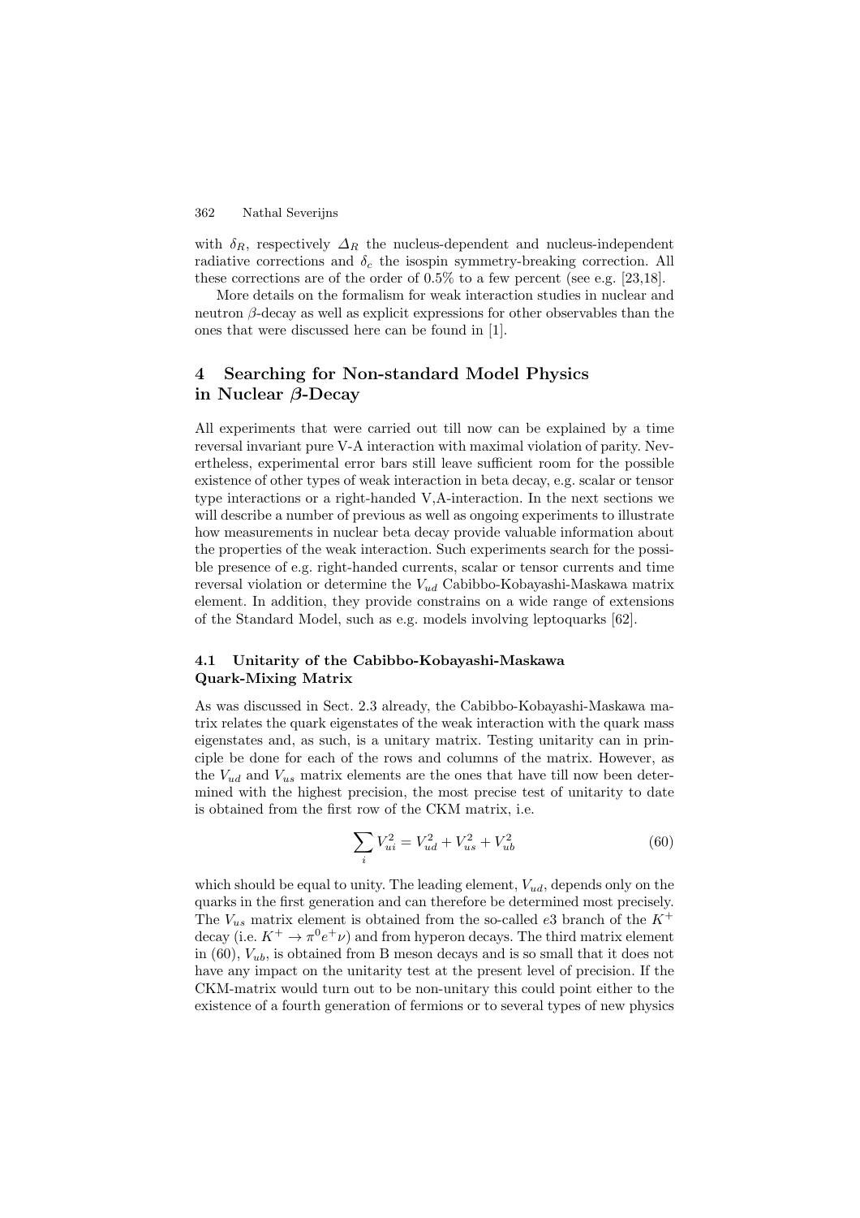with $\delta_R$, respectively $\Delta_R$ the nucleus-dependent and nucleus-independent radiative corrections and $\delta_c$ the isospin symmetry-breaking correction. All these corrections are of the order of 0.5% to a few percent (see e.g. [23,18].

More details on the formalism for weak interaction studies in nuclear and neutron $\beta$-decay as well as explicit expressions for other observables than the ones that were discussed here can be found in [1].

## 4 Searching for Non-standard Model Physics in Nuclear $\beta$-Decay

All experiments that were carried out till now can be explained by a time reversal invariant pure V-A interaction with maximal violation of parity. Nevertheless, experimental error bars still leave sufficient room for the possible existence of other types of weak interaction in beta decay, e.g. scalar or tensor type interactions or a right-handed V,A-interaction. In the next sections we will describe a number of previous as well as ongoing experiments to illustrate how measurements in nuclear beta decay provide valuable information about the properties of the weak interaction. Such experiments search for the possible presence of e.g. right-handed currents, scalar or tensor currents and time reversal violation or determine the $V_{ud}$ Cabibbo-Kobayashi-Maskawa matrix element. In addition, they provide constrains on a wide range of extensions of the Standard Model, such as e.g. models involving leptoquarks [62].

### 4.1 Unitarity of the Cabibbo-Kobayashi-Maskawa Quark-Mixing Matrix

As was discussed in Sect. 2.3 already, the Cabibbo-Kobayashi-Maskawa matrix relates the quark eigenstates of the weak interaction with the quark mass eigenstates and, as such, is a unitary matrix. Testing unitarity can in principle be done for each of the rows and columns of the matrix. However, as the $V_{ud}$ and $V_{us}$ matrix elements are the ones that have till now been determined with the highest precision, the most precise test of unitarity to date is obtained from the first row of the CKM matrix, i.e.

$$\sum_i V_{ui}^2 = V_{ud}^2 + V_{us}^2 + V_{ub}^2 \tag{60}$$

which should be equal to unity. The leading element, $V_{ud}$, depends only on the quarks in the first generation and can therefore be determined most precisely. The $V_{us}$ matrix element is obtained from the so-called $e3$ branch of the $K^+$ decay (i.e. $K^+ \rightarrow \pi^0 e^+ \nu$) and from hyperon decays. The third matrix element in (60), $V_{ub}$, is obtained from B meson decays and is so small that it does not have any impact on the unitarity test at the present level of precision. If the CKM-matrix would turn out to be non-unitary this could point either to the existence of a fourth generation of fermions or to several types of new physics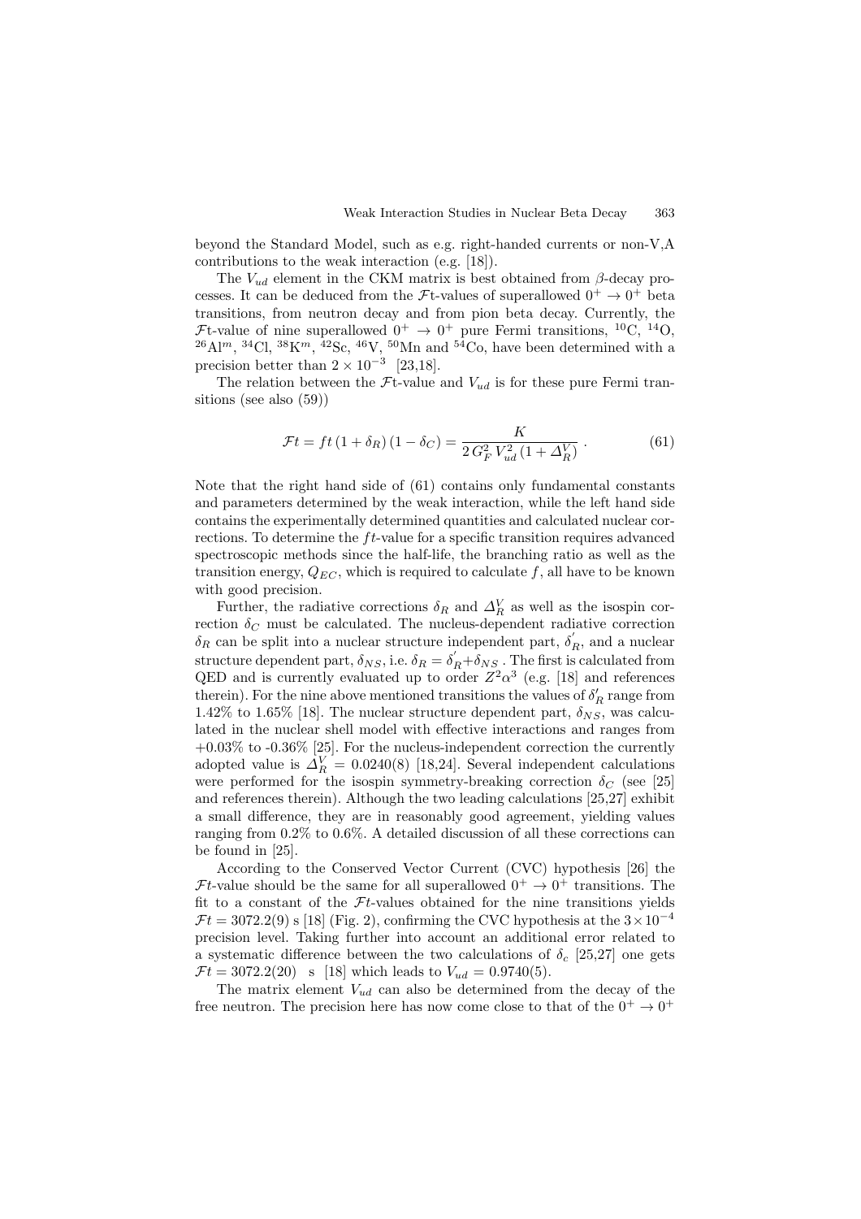beyond the Standard Model, such as e.g. right-handed currents or non-V,A contributions to the weak interaction (e.g. [18]).

The $V_{ud}$ element in the CKM matrix is best obtained from $\beta$-decay processes. It can be deduced from the $\mathcal{F}$t-values of superallowed $0^+ \rightarrow 0^+$ beta transitions, from neutron decay and from pion beta decay. Currently, the $\mathcal{F}$t-value of nine superallowed $0^+ \rightarrow 0^+$ pure Fermi transitions, $^{10}$C, $^{14}$O, $^{26}$Al$^m$, $^{34}$Cl, $^{38}$K$^m$, $^{42}$Sc, $^{46}$V, $^{50}$Mn and $^{54}$Co, have been determined with a precision better than $2 \times 10^{-3}$ [23,18].

The relation between the $\mathcal{F}$t-value and $V_{ud}$ is for these pure Fermi transitions (see also (59))

$$\mathcal{F}t = ft\,(1 + \delta_R)\,(1 - \delta_C) = \frac{K}{2\,G_F^2\,V_{ud}^2\,(1 + \Delta_R^V)}\;. \tag{61}$$

Note that the right hand side of (61) contains only fundamental constants and parameters determined by the weak interaction, while the left hand side contains the experimentally determined quantities and calculated nuclear corrections. To determine the $ft$-value for a specific transition requires advanced spectroscopic methods since the half-life, the branching ratio as well as the transition energy, $Q_{EC}$, which is required to calculate $f$, all have to be known with good precision.

Further, the radiative corrections $\delta_R$ and $\Delta_R^V$ as well as the isospin correction $\delta_C$ must be calculated. The nucleus-dependent radiative correction $\delta_R$ can be split into a nuclear structure independent part, $\delta_R^{'}$, and a nuclear structure dependent part, $\delta_{NS}$, i.e. $\delta_R = \delta_R^{'} + \delta_{NS}$ . The first is calculated from QED and is currently evaluated up to order $Z^2\alpha^3$ (e.g. [18] and references therein). For the nine above mentioned transitions the values of $\delta_R'$ range from 1.42% to 1.65% [18]. The nuclear structure dependent part, $\delta_{NS}$, was calculated in the nuclear shell model with effective interactions and ranges from +0.03% to -0.36% [25]. For the nucleus-independent correction the currently adopted value is $\Delta_R^V = 0.0240(8)$ [18,24]. Several independent calculations were performed for the isospin symmetry-breaking correction $\delta_C$ (see [25] and references therein). Although the two leading calculations [25,27] exhibit a small difference, they are in reasonably good agreement, yielding values ranging from 0.2% to 0.6%. A detailed discussion of all these corrections can be found in [25].

According to the Conserved Vector Current (CVC) hypothesis [26] the $\mathcal{F}t$-value should be the same for all superallowed $0^+ \rightarrow 0^+$ transitions. The fit to a constant of the $\mathcal{F}t$-values obtained for the nine transitions yields $\mathcal{F}t = 3072.2(9)$ s [18] (Fig. 2), confirming the CVC hypothesis at the $3 \times 10^{-4}$ precision level. Taking further into account an additional error related to a systematic difference between the two calculations of $\delta_c$ [25,27] one gets $\mathcal{F}t = 3072.2(20)$ s [18] which leads to $V_{ud} = 0.9740(5)$.

The matrix element $V_{ud}$ can also be determined from the decay of the free neutron. The precision here has now come close to that of the $0^+ \rightarrow 0^+$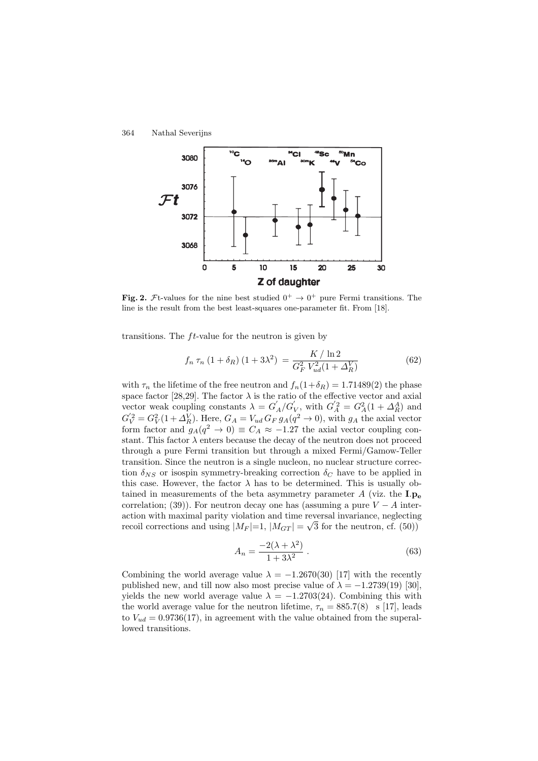**Fig. 2.** $\mathcal{F}$t-values for the nine best studied $0^+ \to 0^+$ pure Fermi transitions. The line is the result from the best least-squares one-parameter fit. From [18].

transitions. The $ft$-value for the neutron is given by

$$f_n \, \tau_n \, (1 + \delta_R) \, (1 + 3\lambda^2) \; = \frac{K \, / \, \ln 2}{G_F^2 \, V_{ud}^2 (1 + \Delta_R^V)} \tag{62}$$

with $\tau_n$ the lifetime of the free neutron and $f_n(1+\delta_R) = 1.71489(2)$ the phase space factor [28,29]. The factor $\lambda$ is the ratio of the effective vector and axial vector weak coupling constants $\lambda = G_A^{'}/G_V^{'}$, with $G_A^{'2} = G_A^2(1 + \Delta_R^A)$ and $G_V^{'2} = G_V^2(1 + \Delta_R^V)$. Here, $G_A = V_{ud} \, G_F \, g_A(q^2 \to 0)$, with $g_A$ the axial vector form factor and $g_A(q^2 \to 0) \equiv C_A \approx -1.27$ the axial vector coupling constant. This factor $\lambda$ enters because the decay of the neutron does not proceed through a pure Fermi transition but through a mixed Fermi/Gamow-Teller transition. Since the neutron is a single nucleon, no nuclear structure correction $\delta_{NS}$ or isospin symmetry-breaking correction $\delta_C$ have to be applied in this case. However, the factor $\lambda$ has to be determined. This is usually obtained in measurements of the beta asymmetry parameter $A$ (viz. the $\mathbf{I}.\mathbf{p_e}$ correlation; (39)). For neutron decay one has (assuming a pure $V-A$ interaction with maximal parity violation and time reversal invariance, neglecting recoil corrections and using $|M_F|$=1, $|M_{GT}| = \sqrt{3}$ for the neutron, cf. (50))

$$A_n = \frac{-2(\lambda + \lambda^2)}{1 + 3\lambda^2} \; . \tag{63}$$

Combining the world average value $\lambda = -1.2670(30)$ [17] with the recently published new, and till now also most precise value of $\lambda = -1.2739(19)$ [30], yields the new world average value $\lambda = -1.2703(24)$. Combining this with the world average value for the neutron lifetime, $\tau_n = 885.7(8)$ s [17], leads to $V_{ud} = 0.9736(17)$, in agreement with the value obtained from the superallowed transitions.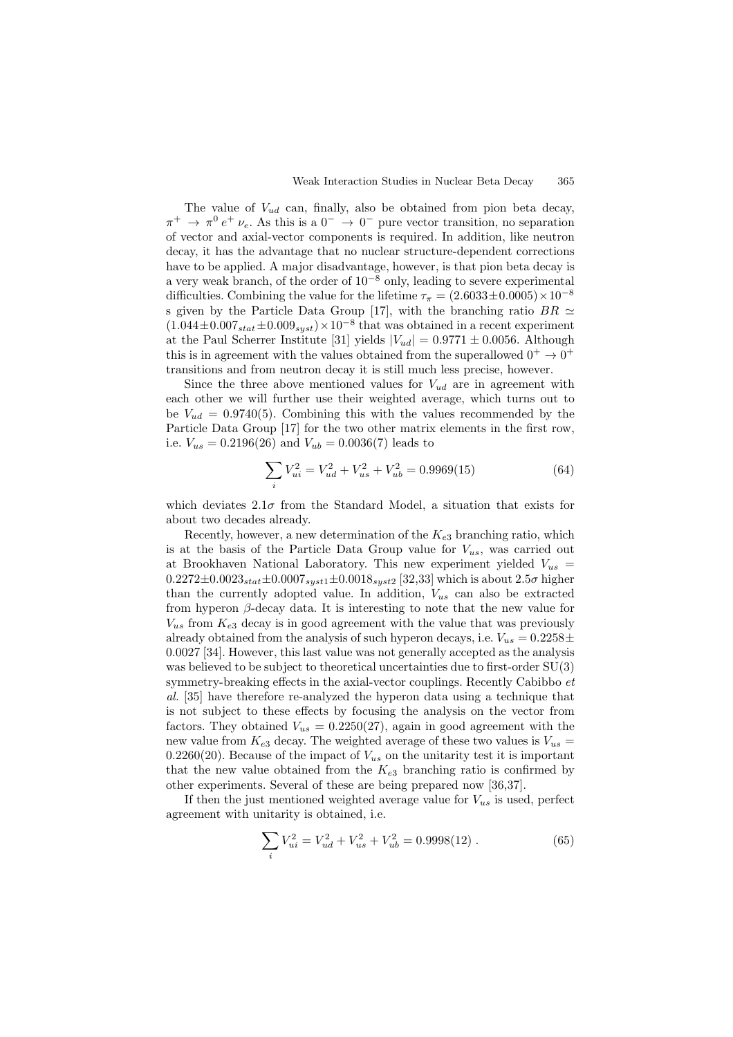The value of $V_{ud}$ can, finally, also be obtained from pion beta decay, $\pi^+ \rightarrow \pi^0 \, e^+ \, \nu_e$. As this is a $0^- \rightarrow 0^-$ pure vector transition, no separation of vector and axial-vector components is required. In addition, like neutron decay, it has the advantage that no nuclear structure-dependent corrections have to be applied. A major disadvantage, however, is that pion beta decay is a very weak branch, of the order of $10^{-8}$ only, leading to severe experimental difficulties. Combining the value for the lifetime $\tau_\pi = (2.6033 \pm 0.0005) \times 10^{-8}$ s given by the Particle Data Group [17], with the branching ratio $BR \simeq (1.044 \pm 0.007_{stat} \pm 0.009_{syst}) \times 10^{-8}$ that was obtained in a recent experiment at the Paul Scherrer Institute [31] yields $|V_{ud}| = 0.9771 \pm 0.0056$. Although this is in agreement with the values obtained from the superallowed $0^+ \rightarrow 0^+$ transitions and from neutron decay it is still much less precise, however.

Since the three above mentioned values for $V_{ud}$ are in agreement with each other we will further use their weighted average, which turns out to be $V_{ud} = 0.9740(5)$. Combining this with the values recommended by the Particle Data Group [17] for the two other matrix elements in the first row, i.e. $V_{us} = 0.2196(26)$ and $V_{ub} = 0.0036(7)$ leads to

$$\sum_i V_{ui}^2 = V_{ud}^2 + V_{us}^2 + V_{ub}^2 = 0.9969(15) \tag{64}$$

which deviates $2.1\sigma$ from the Standard Model, a situation that exists for about two decades already.

Recently, however, a new determination of the $K_{e3}$ branching ratio, which is at the basis of the Particle Data Group value for $V_{us}$, was carried out at Brookhaven National Laboratory. This new experiment yielded $V_{us} = 0.2272 \pm 0.0023_{stat} \pm 0.0007_{syst1} \pm 0.0018_{syst2}$ [32,33] which is about $2.5\sigma$ higher than the currently adopted value. In addition, $V_{us}$ can also be extracted from hyperon $\beta$-decay data. It is interesting to note that the new value for $V_{us}$ from $K_{e3}$ decay is in good agreement with the value that was previously already obtained from the analysis of such hyperon decays, i.e. $V_{us} = 0.2258 \pm 0.0027$ [34]. However, this last value was not generally accepted as the analysis was believed to be subject to theoretical uncertainties due to first-order SU(3) symmetry-breaking effects in the axial-vector couplings. Recently Cabibbo *et al.* [35] have therefore re-analyzed the hyperon data using a technique that is not subject to these effects by focusing the analysis on the vector from factors. They obtained $V_{us} = 0.2250(27)$, again in good agreement with the new value from $K_{e3}$ decay. The weighted average of these two values is $V_{us} = 0.2260(20)$. Because of the impact of $V_{us}$ on the unitarity test it is important that the new value obtained from the $K_{e3}$ branching ratio is confirmed by other experiments. Several of these are being prepared now [36,37].

If then the just mentioned weighted average value for $V_{us}$ is used, perfect agreement with unitarity is obtained, i.e.

$$\sum_i V_{ui}^2 = V_{ud}^2 + V_{us}^2 + V_{ub}^2 = 0.9998(12) \; . \tag{65}$$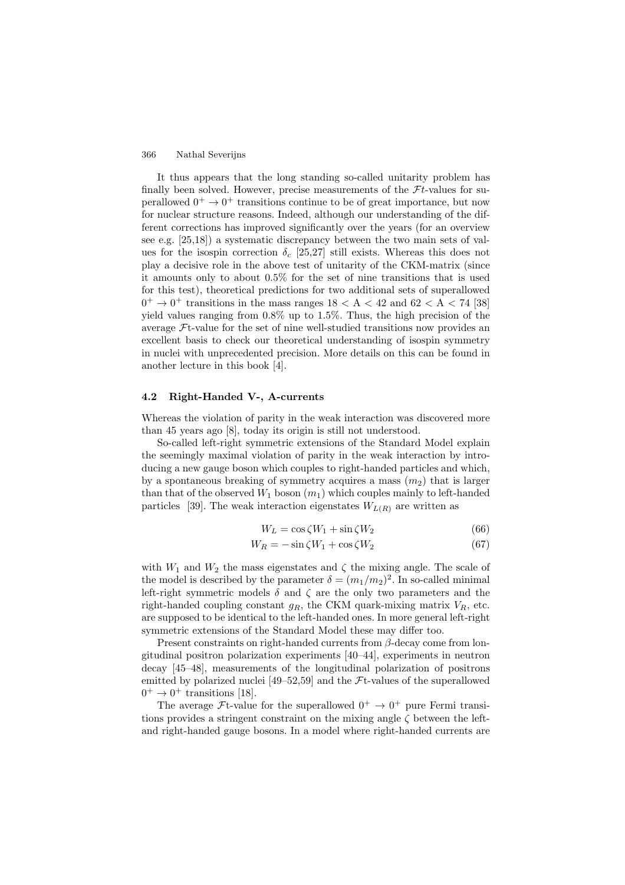It thus appears that the long standing so-called unitarity problem has finally been solved. However, precise measurements of the $\mathcal{F}t$-values for superallowed $0^+ \to 0^+$ transitions continue to be of great importance, but now for nuclear structure reasons. Indeed, although our understanding of the different corrections has improved significantly over the years (for an overview see e.g. [25,18]) a systematic discrepancy between the two main sets of values for the isospin correction $\delta_c$ [25,27] still exists. Whereas this does not play a decisive role in the above test of unitarity of the CKM-matrix (since it amounts only to about 0.5% for the set of nine transitions that is used for this test), theoretical predictions for two additional sets of superallowed $0^+ \to 0^+$ transitions in the mass ranges $18 < \mathrm{A} < 42$ and $62 < \mathrm{A} < 74$ [38] yield values ranging from 0.8% up to 1.5%. Thus, the high precision of the average $\mathcal{F}$t-value for the set of nine well-studied transitions now provides an excellent basis to check our theoretical understanding of isospin symmetry in nuclei with unprecedented precision. More details on this can be found in another lecture in this book [4].

### 4.2 Right-Handed V-, A-currents

Whereas the violation of parity in the weak interaction was discovered more than 45 years ago [8], today its origin is still not understood.

So-called left-right symmetric extensions of the Standard Model explain the seemingly maximal violation of parity in the weak interaction by introducing a new gauge boson which couples to right-handed particles and which, by a spontaneous breaking of symmetry acquires a mass ($m_2$) that is larger than that of the observed $W_1$ boson ($m_1$) which couples mainly to left-handed particles [39]. The weak interaction eigenstates $W_{L(R)}$ are written as

$$W_L = \cos\zeta W_1 + \sin\zeta W_2 \tag{66}$$

$$W_R = -\sin\zeta W_1 + \cos\zeta W_2 \tag{67}$$

with $W_1$ and $W_2$ the mass eigenstates and $\zeta$ the mixing angle. The scale of the model is described by the parameter $\delta = (m_1/m_2)^2$. In so-called minimal left-right symmetric models $\delta$ and $\zeta$ are the only two parameters and the right-handed coupling constant $g_R$, the CKM quark-mixing matrix $V_R$, etc. are supposed to be identical to the left-handed ones. In more general left-right symmetric extensions of the Standard Model these may differ too.

Present constraints on right-handed currents from $\beta$-decay come from longitudinal positron polarization experiments [40–44], experiments in neutron decay [45–48], measurements of the longitudinal polarization of positrons emitted by polarized nuclei [49–52,59] and the $\mathcal{F}$t-values of the superallowed $0^+ \to 0^+$ transitions [18].

The average $\mathcal{F}$t-value for the superallowed $0^+ \to 0^+$ pure Fermi transitions provides a stringent constraint on the mixing angle $\zeta$ between the left- and right-handed gauge bosons. In a model where right-handed currents are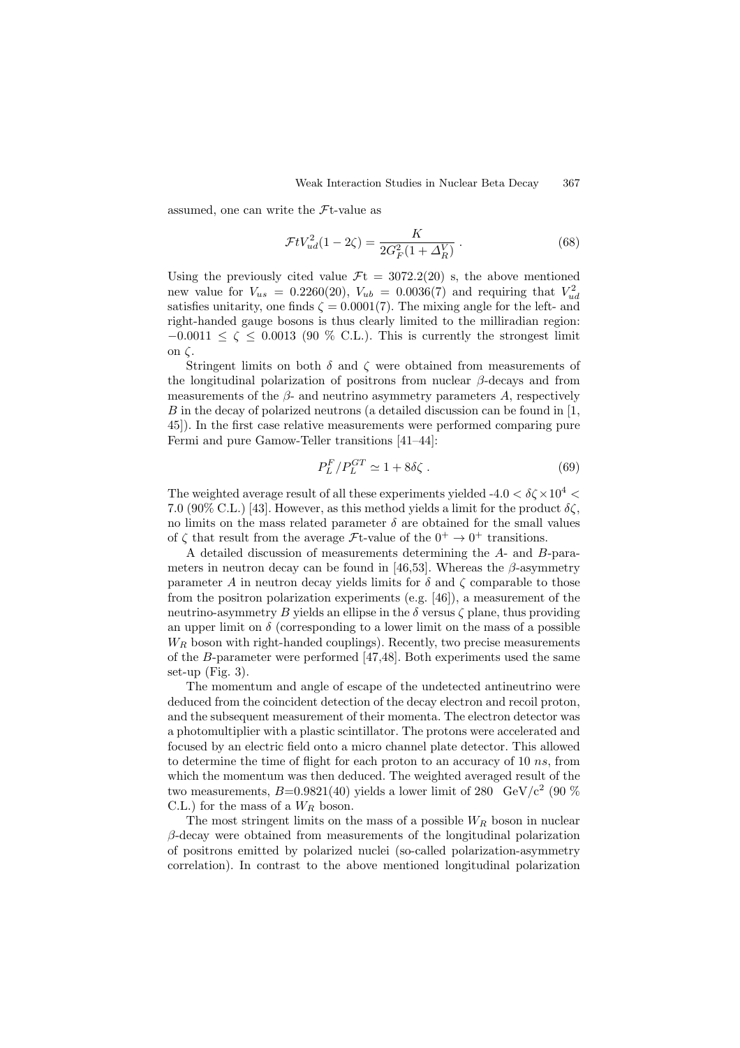assumed, one can write the $\mathcal{F}$t-value as

$$\mathcal{F}tV_{ud}^2(1-2\zeta) = \frac{K}{2G_F^2(1+\Delta_R^V)} \; . \tag{68}$$

Using the previously cited value $\mathcal{F}\mathrm{t} = 3072.2(20)$ s, the above mentioned new value for $V_{us} = 0.2260(20)$, $V_{ub} = 0.0036(7)$ and requiring that $V_{ud}^2$ satisfies unitarity, one finds $\zeta = 0.0001(7)$. The mixing angle for the left- and right-handed gauge bosons is thus clearly limited to the milliradian region: $-0.0011 \leq \zeta \leq 0.0013$ (90 % C.L.). This is currently the strongest limit on $\zeta$.

Stringent limits on both $\delta$ and $\zeta$ were obtained from measurements of the longitudinal polarization of positrons from nuclear $\beta$-decays and from measurements of the $\beta$- and neutrino asymmetry parameters $A$, respectively $B$ in the decay of polarized neutrons (a detailed discussion can be found in [1, 45]). In the first case relative measurements were performed comparing pure Fermi and pure Gamow-Teller transitions [41–44]:

$$P_L^F / P_L^{GT} \simeq 1 + 8\delta\zeta \; . \tag{69}$$

The weighted average result of all these experiments yielded $-4.0 < \delta\zeta \times 10^4 < 7.0$ (90% C.L.) [43]. However, as this method yields a limit for the product $\delta\zeta$, no limits on the mass related parameter $\delta$ are obtained for the small values of $\zeta$ that result from the average $\mathcal{F}$t-value of the $0^+ \rightarrow 0^+$ transitions.

A detailed discussion of measurements determining the $A$- and $B$-parameters in neutron decay can be found in [46,53]. Whereas the $\beta$-asymmetry parameter $A$ in neutron decay yields limits for $\delta$ and $\zeta$ comparable to those from the positron polarization experiments (e.g. [46]), a measurement of the neutrino-asymmetry $B$ yields an ellipse in the $\delta$ versus $\zeta$ plane, thus providing an upper limit on $\delta$ (corresponding to a lower limit on the mass of a possible $W_R$ boson with right-handed couplings). Recently, two precise measurements of the $B$-parameter were performed [47,48]. Both experiments used the same set-up (Fig. 3).

The momentum and angle of escape of the undetected antineutrino were deduced from the coincident detection of the decay electron and recoil proton, and the subsequent measurement of their momenta. The electron detector was a photomultiplier with a plastic scintillator. The protons were accelerated and focused by an electric field onto a micro channel plate detector. This allowed to determine the time of flight for each proton to an accuracy of 10 $ns$, from which the momentum was then deduced. The weighted averaged result of the two measurements, $B$=0.9821(40) yields a lower limit of 280 GeV/c$^2$ (90 % C.L.) for the mass of a $W_R$ boson.

The most stringent limits on the mass of a possible $W_R$ boson in nuclear $\beta$-decay were obtained from measurements of the longitudinal polarization of positrons emitted by polarized nuclei (so-called polarization-asymmetry correlation). In contrast to the above mentioned longitudinal polarization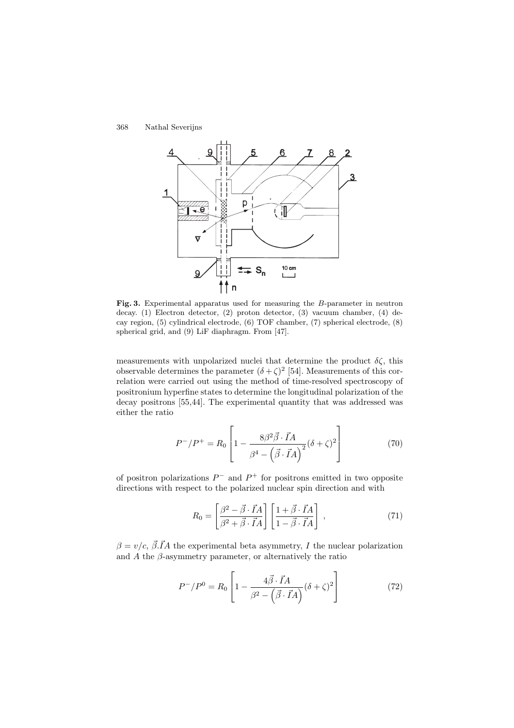**Fig. 3.** Experimental apparatus used for measuring the $B$-parameter in neutron decay. (1) Electron detector, (2) proton detector, (3) vacuum chamber, (4) decay region, (5) cylindrical electrode, (6) TOF chamber, (7) spherical electrode, (8) spherical grid, and (9) LiF diaphragm. From [47].

measurements with unpolarized nuclei that determine the product $\delta\zeta$, this observable determines the parameter $(\delta + \zeta)^2$ [54]. Measurements of this correlation were carried out using the method of time-resolved spectroscopy of positronium hyperfine states to determine the longitudinal polarization of the decay positrons [55,44]. The experimental quantity that was addressed was either the ratio

$$P^-/P^+ = R_0 \left[ 1 - \frac{8\beta^2 \vec{\beta} \cdot \vec{I}A}{\beta^4 - \left(\vec{\beta} \cdot \vec{I}A\right)^2} (\delta + \zeta)^2 \right] \tag{70}$$

of positron polarizations $P^-$ and $P^+$ for positrons emitted in two opposite directions with respect to the polarized nuclear spin direction and with

$$R_0 = \left[ \frac{\beta^2 - \vec{\beta} \cdot \vec{I}A}{\beta^2 + \vec{\beta} \cdot \vec{I}A} \right] \left[ \frac{1 + \vec{\beta} \cdot \vec{I}A}{1 - \vec{\beta} \cdot \vec{I}A} \right] , \tag{71}$$

$\beta = v/c$, $\vec{\beta}.\vec{I}A$ the experimental beta asymmetry, $I$ the nuclear polarization and $A$ the $\beta$-asymmetry parameter, or alternatively the ratio

$$P^-/P^0 = R_0 \left[ 1 - \frac{4\vec{\beta} \cdot \vec{I}A}{\beta^2 - \left(\vec{\beta} \cdot \vec{I}A\right)} (\delta + \zeta)^2 \right] \tag{72}$$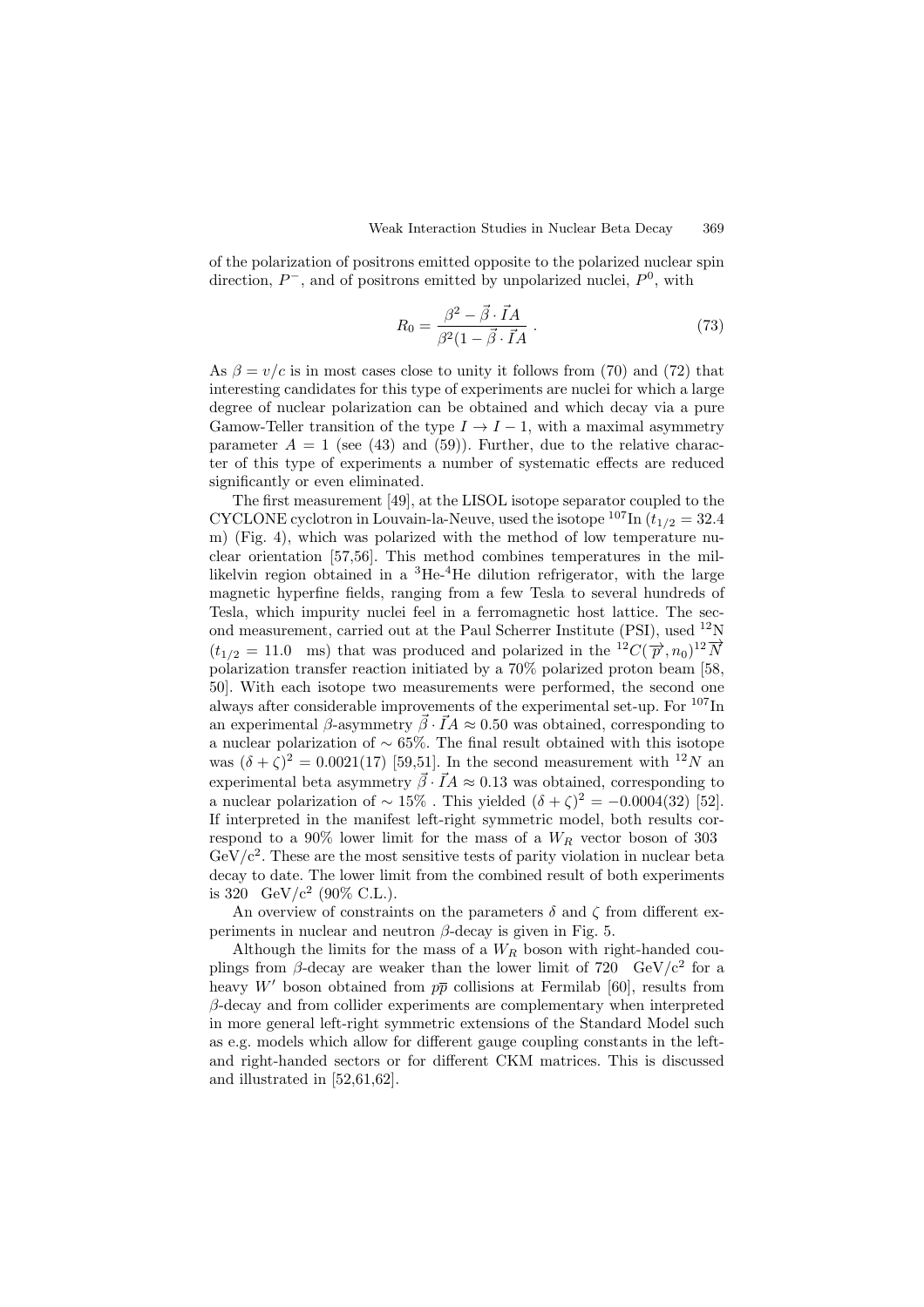of the polarization of positrons emitted opposite to the polarized nuclear spin direction, $P^-$, and of positrons emitted by unpolarized nuclei, $P^0$, with

$$R_0 = \frac{\beta^2 - \vec{\beta} \cdot \vec{I} A}{\beta^2 (1 - \vec{\beta} \cdot \vec{I} A} \; . \tag{73}$$

As $\beta = v/c$ is in most cases close to unity it follows from (70) and (72) that interesting candidates for this type of experiments are nuclei for which a large degree of nuclear polarization can be obtained and which decay via a pure Gamow-Teller transition of the type $I \to I - 1$, with a maximal asymmetry parameter $A = 1$ (see (43) and (59)). Further, due to the relative character of this type of experiments a number of systematic effects are reduced significantly or even eliminated.

The first measurement [49], at the LISOL isotope separator coupled to the CYCLONE cyclotron in Louvain-la-Neuve, used the isotope $^{107}$In ($t_{1/2} = 32.4$ m) (Fig. 4), which was polarized with the method of low temperature nuclear orientation [57,56]. This method combines temperatures in the millikelvin region obtained in a $^3$He-$^4$He dilution refrigerator, with the large magnetic hyperfine fields, ranging from a few Tesla to several hundreds of Tesla, which impurity nuclei feel in a ferromagnetic host lattice. The second measurement, carried out at the Paul Scherrer Institute (PSI), used $^{12}$N ($t_{1/2} = 11.0$ ms) that was produced and polarized in the $^{12}C(\overrightarrow{p}, n_0)^{12}\overrightarrow{N}$ polarization transfer reaction initiated by a 70% polarized proton beam [58, 50]. With each isotope two measurements were performed, the second one always after considerable improvements of the experimental set-up. For $^{107}$In an experimental $\beta$-asymmetry $\vec{\beta} \cdot \vec{I} A \approx 0.50$ was obtained, corresponding to a nuclear polarization of $\sim 65\%$. The final result obtained with this isotope was $(\delta + \zeta)^2 = 0.0021(17)$ [59,51]. In the second measurement with $^{12}N$ an experimental beta asymmetry $\vec{\beta} \cdot \vec{I} A \approx 0.13$ was obtained, corresponding to a nuclear polarization of $\sim 15\%$ . This yielded $(\delta + \zeta)^2 = -0.0004(32)$ [52]. If interpreted in the manifest left-right symmetric model, both results correspond to a 90% lower limit for the mass of a $W_R$ vector boson of 303 GeV/c$^2$. These are the most sensitive tests of parity violation in nuclear beta decay to date. The lower limit from the combined result of both experiments is 320 GeV/c$^2$ (90% C.L.).

An overview of constraints on the parameters $\delta$ and $\zeta$ from different experiments in nuclear and neutron $\beta$-decay is given in Fig. 5.

Although the limits for the mass of a $W_R$ boson with right-handed couplings from $\beta$-decay are weaker than the lower limit of 720 GeV/c$^2$ for a heavy $W'$ boson obtained from $p\overline{p}$ collisions at Fermilab [60], results from $\beta$-decay and from collider experiments are complementary when interpreted in more general left-right symmetric extensions of the Standard Model such as e.g. models which allow for different gauge coupling constants in the left- and right-handed sectors or for different CKM matrices. This is discussed and illustrated in [52,61,62].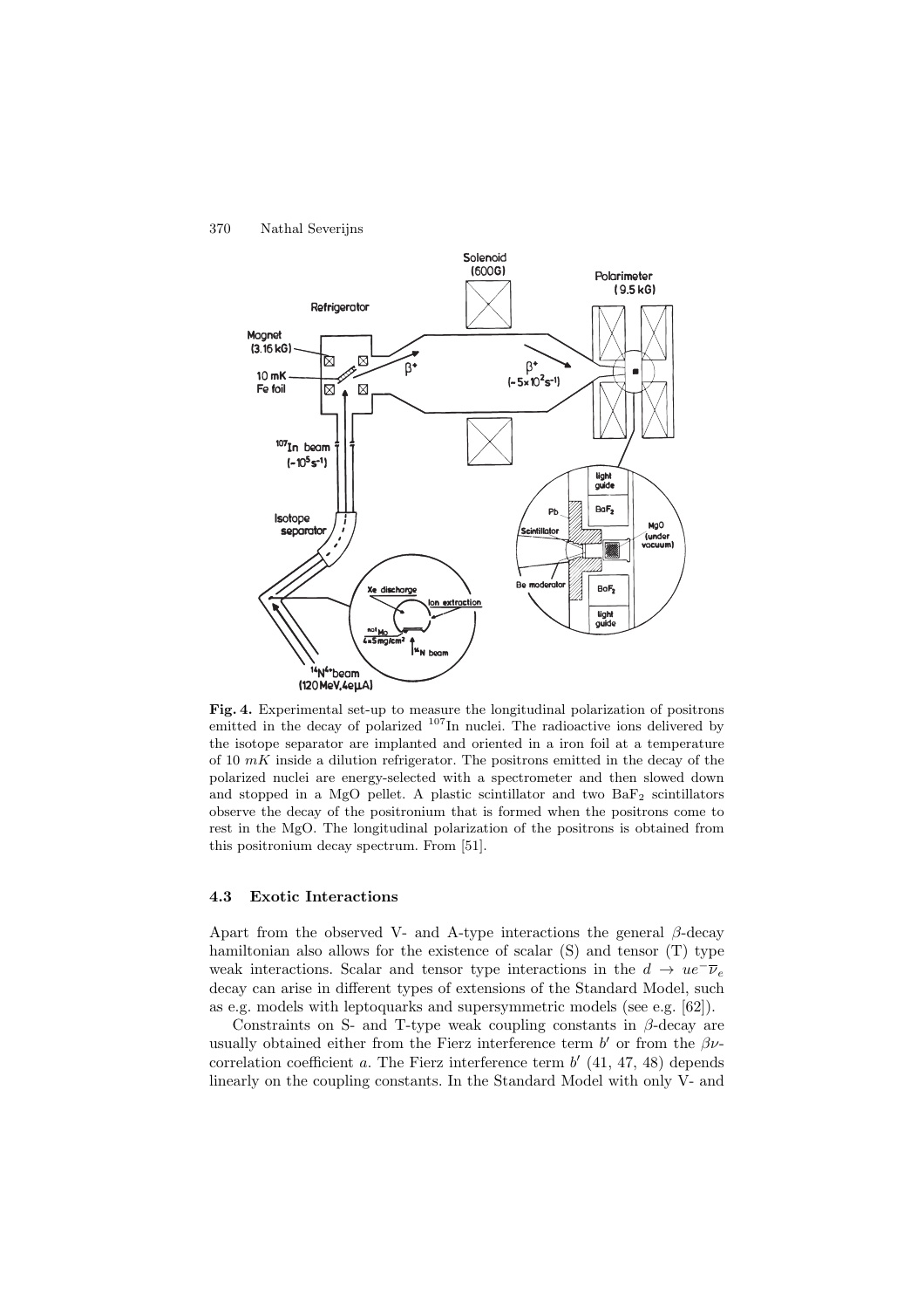**Fig. 4.** Experimental set-up to measure the longitudinal polarization of positrons emitted in the decay of polarized $^{107}$In nuclei. The radioactive ions delivered by the isotope separator are implanted and oriented in a iron foil at a temperature of 10 $mK$ inside a dilution refrigerator. The positrons emitted in the decay of the polarized nuclei are energy-selected with a spectrometer and then slowed down and stopped in a MgO pellet. A plastic scintillator and two $BaF_2$ scintillators observe the decay of the positronium that is formed when the positrons come to rest in the MgO. The longitudinal polarization of the positrons is obtained from this positronium decay spectrum. From [51].

### 4.3 Exotic Interactions

Apart from the observed V- and A-type interactions the general $\beta$-decay hamiltonian also allows for the existence of scalar (S) and tensor (T) type weak interactions. Scalar and tensor type interactions in the $d \rightarrow ue^{-}\overline{\nu}_e$ decay can arise in different types of extensions of the Standard Model, such as e.g. models with leptoquarks and supersymmetric models (see e.g. [62]).

Constraints on S- and T-type weak coupling constants in $\beta$-decay are usually obtained either from the Fierz interference term $b'$ or from the $\beta\nu$-correlation coefficient $a$. The Fierz interference term $b'$ (41, 47, 48) depends linearly on the coupling constants. In the Standard Model with only V- and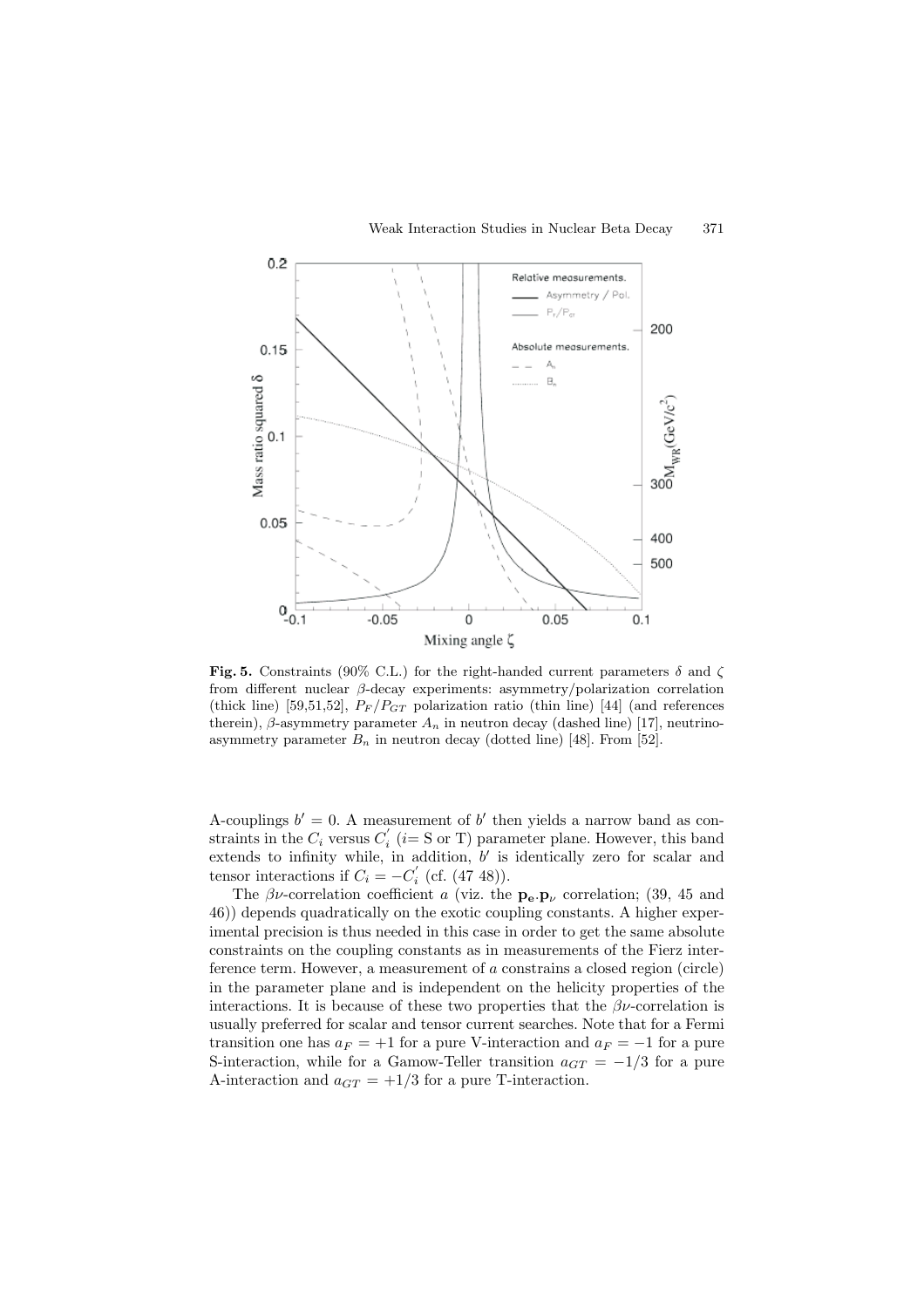**Fig. 5.** Constraints (90% C.L.) for the right-handed current parameters $\delta$ and $\zeta$ from different nuclear $\beta$-decay experiments: asymmetry/polarization correlation (thick line) [59,51,52], $P_F/P_{GT}$ polarization ratio (thin line) [44] (and references therein), $\beta$-asymmetry parameter $A_n$ in neutron decay (dashed line) [17], neutrino-asymmetry parameter $B_n$ in neutron decay (dotted line) [48]. From [52].

A-couplings $b' = 0$. A measurement of $b'$ then yields a narrow band as constraints in the $C_i$ versus $C_i'$ ($i$= S or T) parameter plane. However, this band extends to infinity while, in addition, $b'$ is identically zero for scalar and tensor interactions if $C_i = -C_i'$ (cf. (47 48)).

The $\beta\nu$-correlation coefficient $a$ (viz. the $\mathbf{p_e}.\mathbf{p}_\nu$ correlation; (39, 45 and 46)) depends quadratically on the exotic coupling constants. A higher experimental precision is thus needed in this case in order to get the same absolute constraints on the coupling constants as in measurements of the Fierz interference term. However, a measurement of $a$ constrains a closed region (circle) in the parameter plane and is independent on the helicity properties of the interactions. It is because of these two properties that the $\beta\nu$-correlation is usually preferred for scalar and tensor current searches. Note that for a Fermi transition one has $a_F = +1$ for a pure V-interaction and $a_F = -1$ for a pure S-interaction, while for a Gamow-Teller transition $a_{GT} = -1/3$ for a pure A-interaction and $a_{GT} = +1/3$ for a pure T-interaction.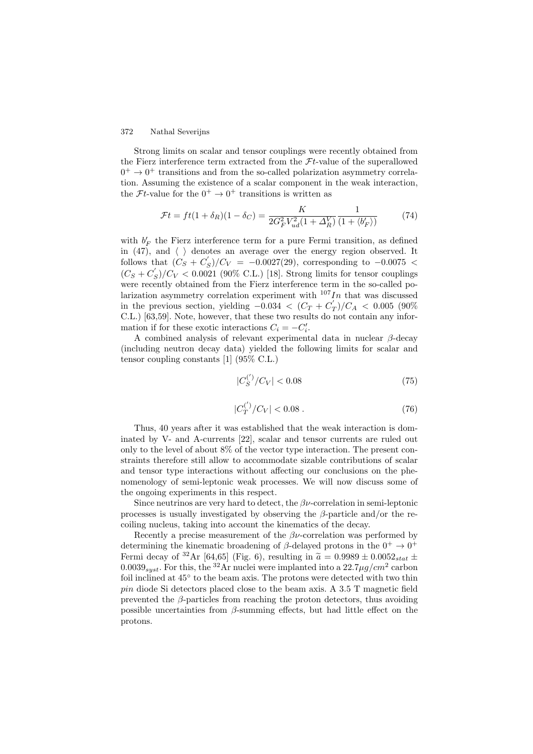Strong limits on scalar and tensor couplings were recently obtained from the Fierz interference term extracted from the $\mathcal{F}t$-value of the superallowed $0^+ \rightarrow 0^+$ transitions and from the so-called polarization asymmetry correlation. Assuming the existence of a scalar component in the weak interaction, the $\mathcal{F}t$-value for the $0^+ \rightarrow 0^+$ transitions is written as

$$\mathcal{F}t = ft(1+\delta_R)(1-\delta_C) = \frac{K}{2G_F^2 V_{ud}^2 (1+\Delta_R^V)} \frac{1}{(1+\langle b'_F \rangle)} \tag{74}$$

with $b'_F$ the Fierz interference term for a pure Fermi transition, as defined in (47), and $\langle\ \rangle$ denotes an average over the energy region observed. It follows that $(C_S + C_S^{'})/C_V = -0.0027(29)$, corresponding to $-0.0075 < (C_S + C_S^{'})/C_V < 0.0021$ (90% C.L.) [18]. Strong limits for tensor couplings were recently obtained from the Fierz interference term in the so-called polarization asymmetry correlation experiment with $^{107}In$ that was discussed in the previous section, yielding $-0.034 < (C_T + C_T^{'})/C_A < 0.005$ (90% C.L.) [63,59]. Note, however, that these two results do not contain any information if for these exotic interactions $C_i = -C_i'$.

A combined analysis of relevant experimental data in nuclear $\beta$-decay (including neutron decay data) yielded the following limits for scalar and tensor coupling constants [1] (95% C.L.)

$$|C_S^{(')}/C_V| < 0.08 \tag{75}$$

$$|C_T^{(')}/C_V| < 0.08\ . \tag{76}$$

Thus, 40 years after it was established that the weak interaction is dominated by V- and A-currents [22], scalar and tensor currents are ruled out only to the level of about 8% of the vector type interaction. The present constraints therefore still allow to accommodate sizable contributions of scalar and tensor type interactions without affecting our conclusions on the phenomenology of semi-leptonic weak processes. We will now discuss some of the ongoing experiments in this respect.

Since neutrinos are very hard to detect, the $\beta\nu$-correlation in semi-leptonic processes is usually investigated by observing the $\beta$-particle and/or the recoiling nucleus, taking into account the kinematics of the decay.

Recently a precise measurement of the $\beta\nu$-correlation was performed by determining the kinematic broadening of $\beta$-delayed protons in the $0^+ \rightarrow 0^+$ Fermi decay of $^{32}$Ar [64,65] (Fig. 6), resulting in $\widetilde{a} = 0.9989 \pm 0.0052_{stat} \pm 0.0039_{syst}$. For this, the $^{32}$Ar nuclei were implanted into a $22.7\mu g/cm^2$ carbon foil inclined at 45° to the beam axis. The protons were detected with two thin *pin* diode Si detectors placed close to the beam axis. A 3.5 T magnetic field prevented the $\beta$-particles from reaching the proton detectors, thus avoiding possible uncertainties from $\beta$-summing effects, but had little effect on the protons.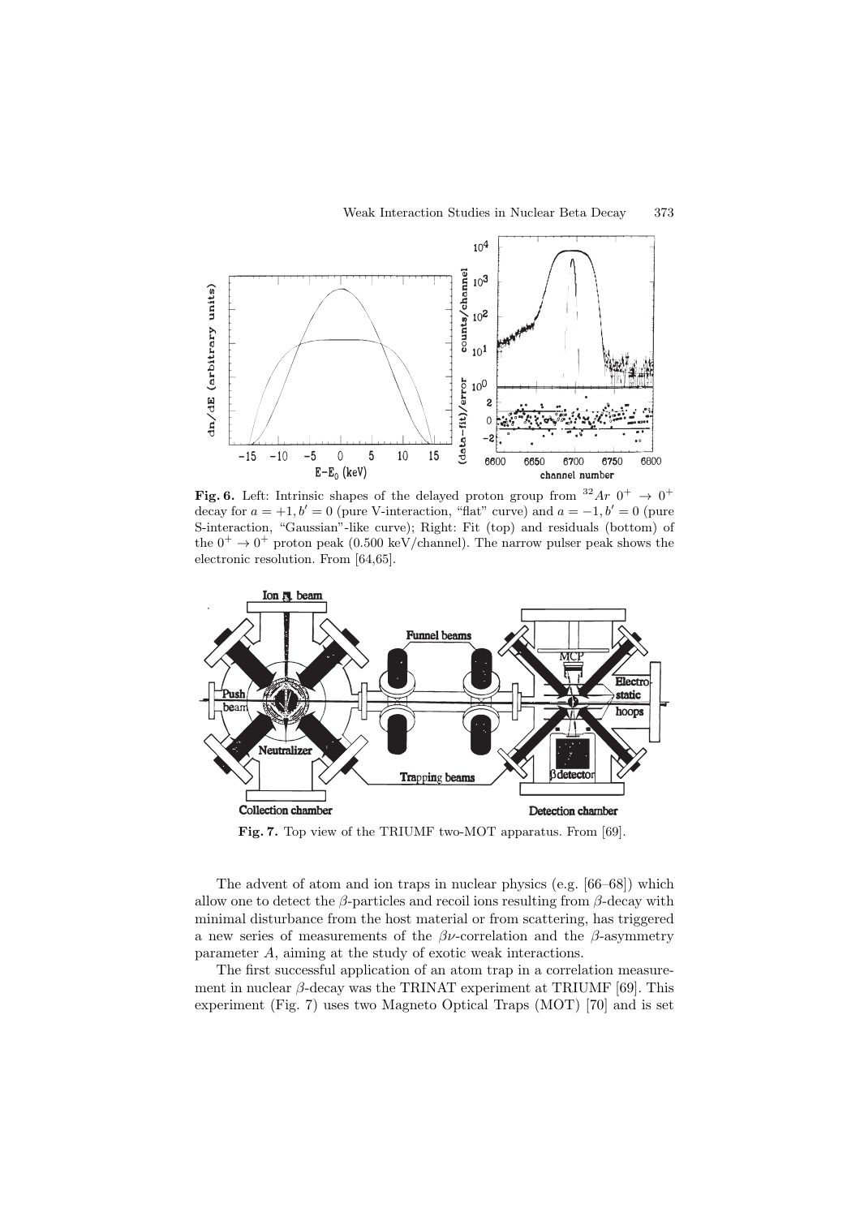**Fig. 6.** Left: Intrinsic shapes of the delayed proton group from $^{32}Ar$ $0^+ \to 0^+$ decay for $a = +1, b' = 0$ (pure V-interaction, "flat" curve) and $a = -1, b' = 0$ (pure S-interaction, "Gaussian"-like curve); Right: Fit (top) and residuals (bottom) of the $0^+ \to 0^+$ proton peak (0.500 keV/channel). The narrow pulser peak shows the electronic resolution. From [64,65].

**Fig. 7.** Top view of the TRIUMF two-MOT apparatus. From [69].

The advent of atom and ion traps in nuclear physics (e.g. [66–68]) which allow one to detect the $\beta$-particles and recoil ions resulting from $\beta$-decay with minimal disturbance from the host material or from scattering, has triggered a new series of measurements of the $\beta\nu$-correlation and the $\beta$-asymmetry parameter $A$, aiming at the study of exotic weak interactions.

The first successful application of an atom trap in a correlation measurement in nuclear $\beta$-decay was the TRINAT experiment at TRIUMF [69]. This experiment (Fig. 7) uses two Magneto Optical Traps (MOT) [70] and is set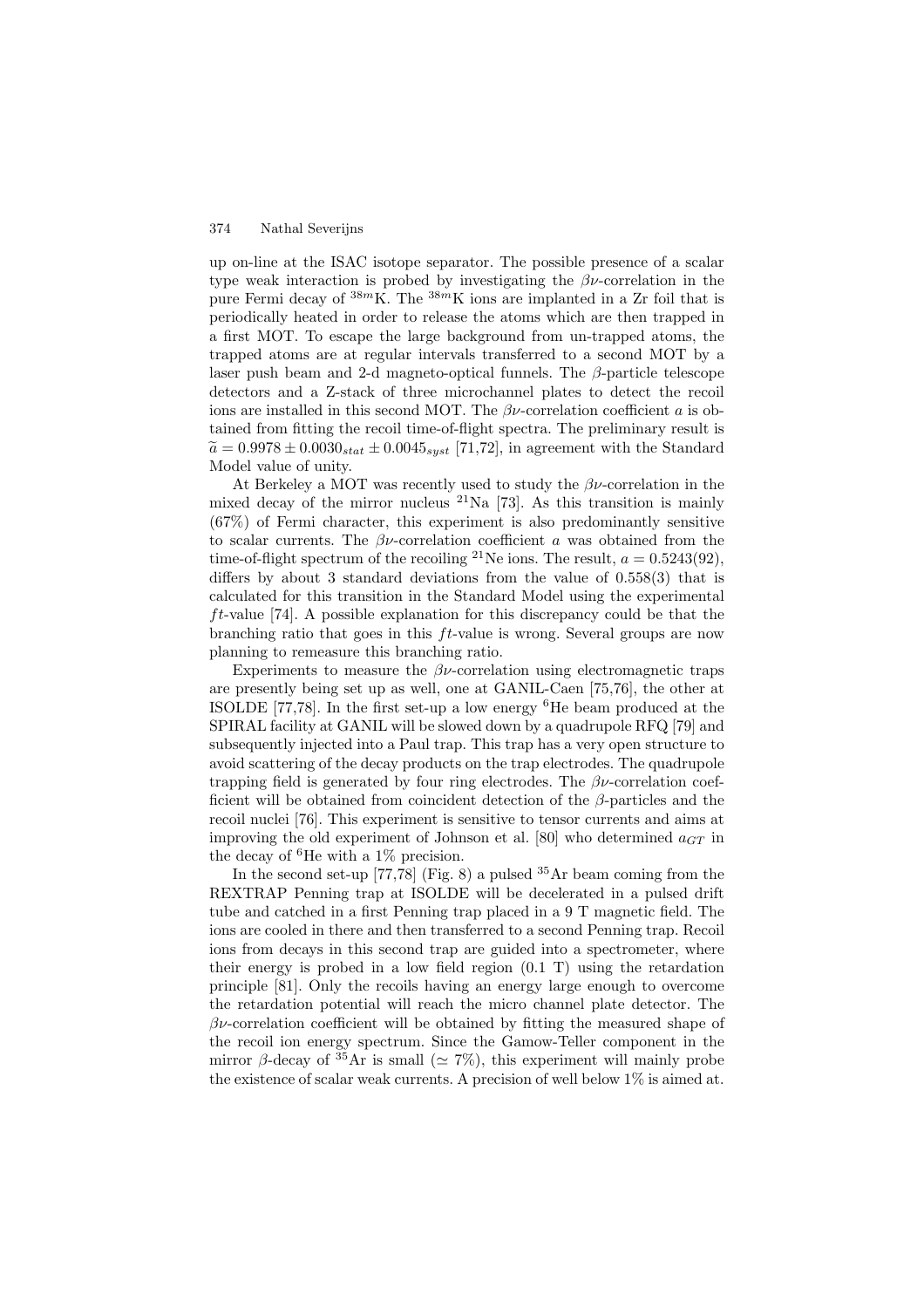up on-line at the ISAC isotope separator. The possible presence of a scalar type weak interaction is probed by investigating the $\beta\nu$-correlation in the pure Fermi decay of $^{38m}$K. The $^{38m}$K ions are implanted in a Zr foil that is periodically heated in order to release the atoms which are then trapped in a first MOT. To escape the large background from un-trapped atoms, the trapped atoms are at regular intervals transferred to a second MOT by a laser push beam and 2-d magneto-optical funnels. The $\beta$-particle telescope detectors and a Z-stack of three microchannel plates to detect the recoil ions are installed in this second MOT. The $\beta\nu$-correlation coefficient $a$ is obtained from fitting the recoil time-of-flight spectra. The preliminary result is $\widetilde{a} = 0.9978 \pm 0.0030_{stat} \pm 0.0045_{syst}$ [71,72], in agreement with the Standard Model value of unity.

At Berkeley a MOT was recently used to study the $\beta\nu$-correlation in the mixed decay of the mirror nucleus $^{21}$Na [73]. As this transition is mainly (67%) of Fermi character, this experiment is also predominantly sensitive to scalar currents. The $\beta\nu$-correlation coefficient $a$ was obtained from the time-of-flight spectrum of the recoiling $^{21}$Ne ions. The result, $a = 0.5243(92)$, differs by about 3 standard deviations from the value of 0.558(3) that is calculated for this transition in the Standard Model using the experimental $ft$-value [74]. A possible explanation for this discrepancy could be that the branching ratio that goes in this $ft$-value is wrong. Several groups are now planning to remeasure this branching ratio.

Experiments to measure the $\beta\nu$-correlation using electromagnetic traps are presently being set up as well, one at GANIL-Caen [75,76], the other at ISOLDE [77,78]. In the first set-up a low energy $^6$He beam produced at the SPIRAL facility at GANIL will be slowed down by a quadrupole RFQ [79] and subsequently injected into a Paul trap. This trap has a very open structure to avoid scattering of the decay products on the trap electrodes. The quadrupole trapping field is generated by four ring electrodes. The $\beta\nu$-correlation coefficient will be obtained from coincident detection of the $\beta$-particles and the recoil nuclei [76]. This experiment is sensitive to tensor currents and aims at improving the old experiment of Johnson et al. [80] who determined $a_{GT}$ in the decay of $^6$He with a 1% precision.

In the second set-up [77,78] (Fig. 8) a pulsed $^{35}$Ar beam coming from the REXTRAP Penning trap at ISOLDE will be decelerated in a pulsed drift tube and catched in a first Penning trap placed in a 9 T magnetic field. The ions are cooled in there and then transferred to a second Penning trap. Recoil ions from decays in this second trap are guided into a spectrometer, where their energy is probed in a low field region (0.1 T) using the retardation principle [81]. Only the recoils having an energy large enough to overcome the retardation potential will reach the micro channel plate detector. The $\beta\nu$-correlation coefficient will be obtained by fitting the measured shape of the recoil ion energy spectrum. Since the Gamow-Teller component in the mirror $\beta$-decay of $^{35}$Ar is small ($\simeq$ 7%), this experiment will mainly probe the existence of scalar weak currents. A precision of well below 1% is aimed at.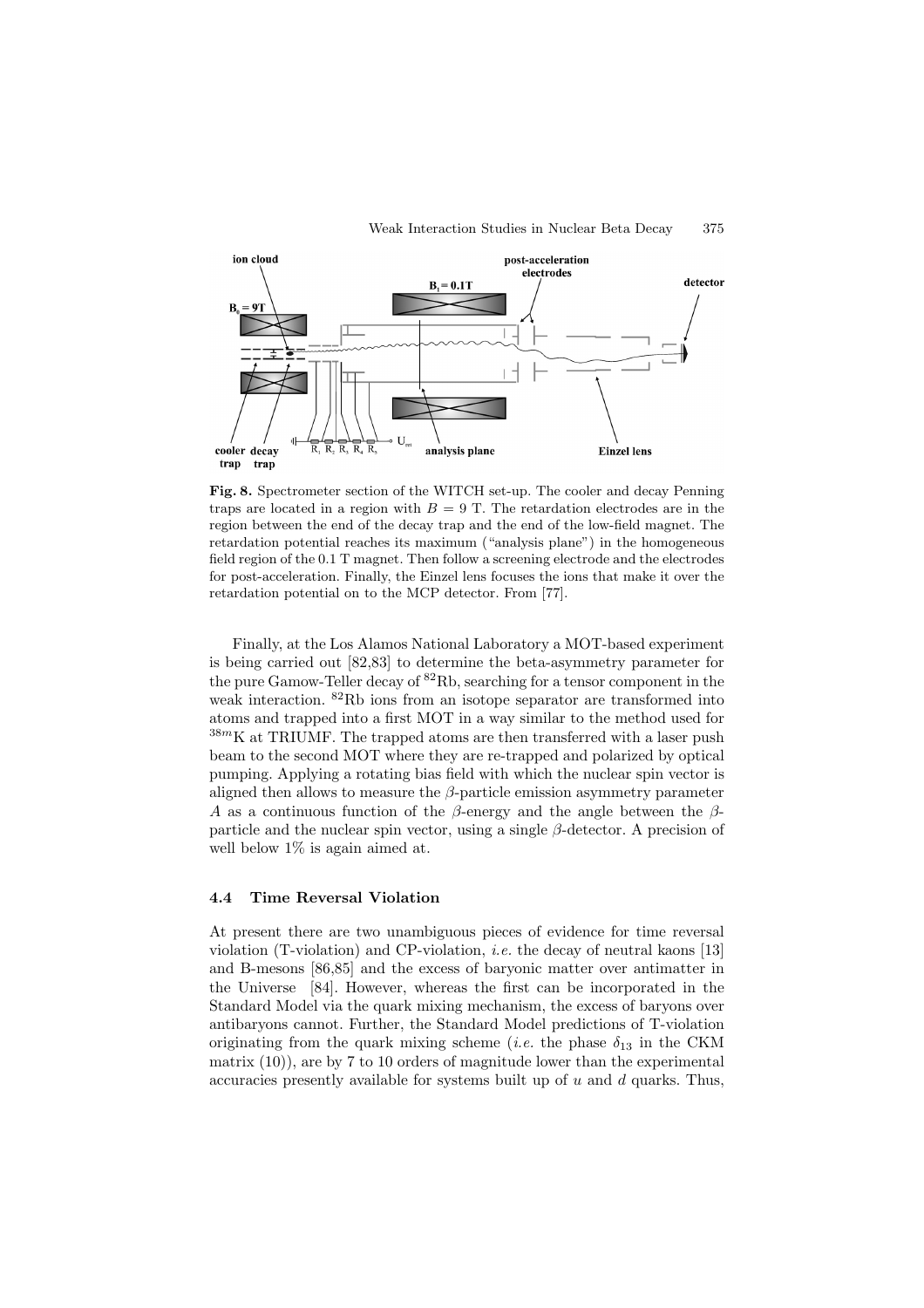**Fig. 8.** Spectrometer section of the WITCH set-up. The cooler and decay Penning traps are located in a region with $B = 9$ T. The retardation electrodes are in the region between the end of the decay trap and the end of the low-field magnet. The retardation potential reaches its maximum ("analysis plane") in the homogeneous field region of the 0.1 T magnet. Then follow a screening electrode and the electrodes for post-acceleration. Finally, the Einzel lens focuses the ions that make it over the retardation potential on to the MCP detector. From [77].

Finally, at the Los Alamos National Laboratory a MOT-based experiment is being carried out [82,83] to determine the beta-asymmetry parameter for the pure Gamow-Teller decay of $^{82}$Rb, searching for a tensor component in the weak interaction. $^{82}$Rb ions from an isotope separator are transformed into atoms and trapped into a first MOT in a way similar to the method used for $^{38m}$K at TRIUMF. The trapped atoms are then transferred with a laser push beam to the second MOT where they are re-trapped and polarized by optical pumping. Applying a rotating bias field with which the nuclear spin vector is aligned then allows to measure the $\beta$-particle emission asymmetry parameter $A$ as a continuous function of the $\beta$-energy and the angle between the $\beta$-particle and the nuclear spin vector, using a single $\beta$-detector. A precision of well below 1% is again aimed at.

### 4.4 Time Reversal Violation

At present there are two unambiguous pieces of evidence for time reversal violation (T-violation) and CP-violation, *i.e.* the decay of neutral kaons [13] and B-mesons [86,85] and the excess of baryonic matter over antimatter in the Universe [84]. However, whereas the first can be incorporated in the Standard Model via the quark mixing mechanism, the excess of baryons over antibaryons cannot. Further, the Standard Model predictions of T-violation originating from the quark mixing scheme (*i.e.* the phase $\delta_{13}$ in the CKM matrix (10)), are by 7 to 10 orders of magnitude lower than the experimental accuracies presently available for systems built up of $u$ and $d$ quarks. Thus,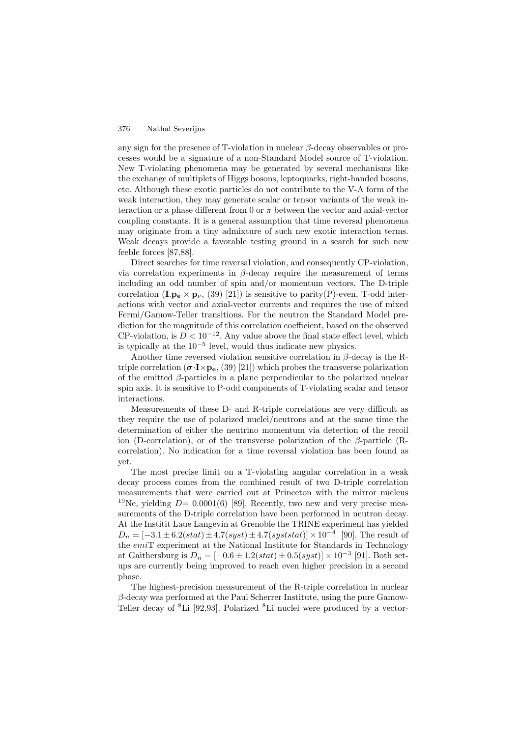any sign for the presence of T-violation in nuclear $\beta$-decay observables or processes would be a signature of a non-Standard Model source of T-violation. New T-violating phenomena may be generated by several mechanisms like the exchange of multiplets of Higgs bosons, leptoquarks, right-handed bosons, etc. Although these exotic particles do not contribute to the V-A form of the weak interaction, they may generate scalar or tensor variants of the weak interaction or a phase different from 0 or $\pi$ between the vector and axial-vector coupling constants. It is a general assumption that time reversal phenomena may originate from a tiny admixture of such new exotic interaction terms. Weak decays provide a favorable testing ground in a search for such new feeble forces [87,88].

Direct searches for time reversal violation, and consequently CP-violation, via correlation experiments in $\beta$-decay require the measurement of terms including an odd number of spin and/or momentum vectors. The D-triple correlation ($\mathbf{I}.\mathbf{p_e} \times \mathbf{p}_\nu$, (39) [21]) is sensitive to parity(P)-even, T-odd interactions with vector and axial-vector currents and requires the use of mixed Fermi/Gamow-Teller transitions. For the neutron the Standard Model prediction for the magnitude of this correlation coefficient, based on the observed CP-violation, is $D < 10^{-12}$. Any value above the final state effect level, which is typically at the $10^{-5}$ level, would thus indicate new physics.

Another time reversed violation sensitive correlation in $\beta$-decay is the R-triple correlation ($\boldsymbol{\sigma}\cdot\mathbf{I}\times\mathbf{p_e}$, (39) [21]) which probes the transverse polarization of the emitted $\beta$-particles in a plane perpendicular to the polarized nuclear spin axis. It is sensitive to P-odd components of T-violating scalar and tensor interactions.

Measurements of these D- and R-triple correlations are very difficult as they require the use of polarized nuclei/neutrons and at the same time the determination of either the neutrino momentum via detection of the recoil ion (D-correlation), or of the transverse polarization of the $\beta$-particle (R-correlation). No indication for a time reversal violation has been found as yet.

The most precise limit on a T-violating angular correlation in a weak decay process comes from the combined result of two D-triple correlation measurements that were carried out at Princeton with the mirror nucleus $^{19}$Ne, yielding $D = 0.0001(6)$ [89]. Recently, two new and very precise measurements of the D-triple correlation have been performed in neutron decay. At the Institit Laue Langevin at Grenoble the TRINE experiment has yielded $D_n = [-3.1 \pm 6.2(stat) \pm 4.7(syst) \pm 4.7(syststat)] \times 10^{-4}$ [90]. The result of the *emi*T experiment at the National Institute for Standards in Technology at Gaithersburg is $D_n = [-0.6 \pm 1.2(stat) \pm 0.5(syst)] \times 10^{-3}$ [91]. Both setups are currently being improved to reach even higher precision in a second phase.

The highest-precision measurement of the R-triple correlation in nuclear $\beta$-decay was performed at the Paul Scherrer Institute, using the pure Gamow-Teller decay of $^{8}$Li [92,93]. Polarized $^{8}$Li nuclei were produced by a vector-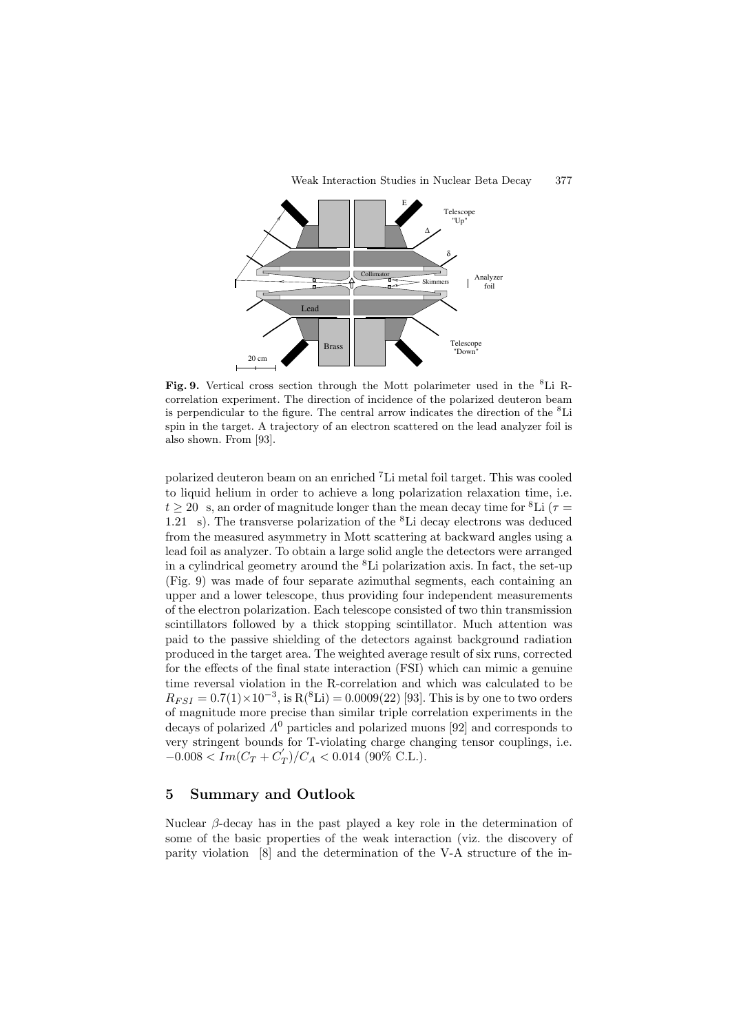**Fig. 9.** Vertical cross section through the Mott polarimeter used in the $^8$Li R-correlation experiment. The direction of incidence of the polarized deuteron beam is perpendicular to the figure. The central arrow indicates the direction of the $^8$Li spin in the target. A trajectory of an electron scattered on the lead analyzer foil is also shown. From [93].

polarized deuteron beam on an enriched $^7$Li metal foil target. This was cooled to liquid helium in order to achieve a long polarization relaxation time, i.e. $t \geq 20$ s, an order of magnitude longer than the mean decay time for $^8$Li ($\tau = 1.21$ s). The transverse polarization of the $^8$Li decay electrons was deduced from the measured asymmetry in Mott scattering at backward angles using a lead foil as analyzer. To obtain a large solid angle the detectors were arranged in a cylindrical geometry around the $^8$Li polarization axis. In fact, the set-up (Fig. 9) was made of four separate azimuthal segments, each containing an upper and a lower telescope, thus providing four independent measurements of the electron polarization. Each telescope consisted of two thin transmission scintillators followed by a thick stopping scintillator. Much attention was paid to the passive shielding of the detectors against background radiation produced in the target area. The weighted average result of six runs, corrected for the effects of the final state interaction (FSI) which can mimic a genuine time reversal violation in the R-correlation and which was calculated to be $R_{FSI} = 0.7(1) \times 10^{-3}$, is $R(^8\text{Li}) = 0.0009(22)$ [93]. This is by one to two orders of magnitude more precise than similar triple correlation experiments in the decays of polarized $\Lambda^0$ particles and polarized muons [92] and corresponds to very stringent bounds for T-violating charge changing tensor couplings, i.e. $-0.008 < Im(C_T + C_T^{'})/C_A < 0.014$ (90% C.L.).

## 5 Summary and Outlook

Nuclear $\beta$-decay has in the past played a key role in the determination of some of the basic properties of the weak interaction (viz. the discovery of parity violation [8] and the determination of the V-A structure of the in-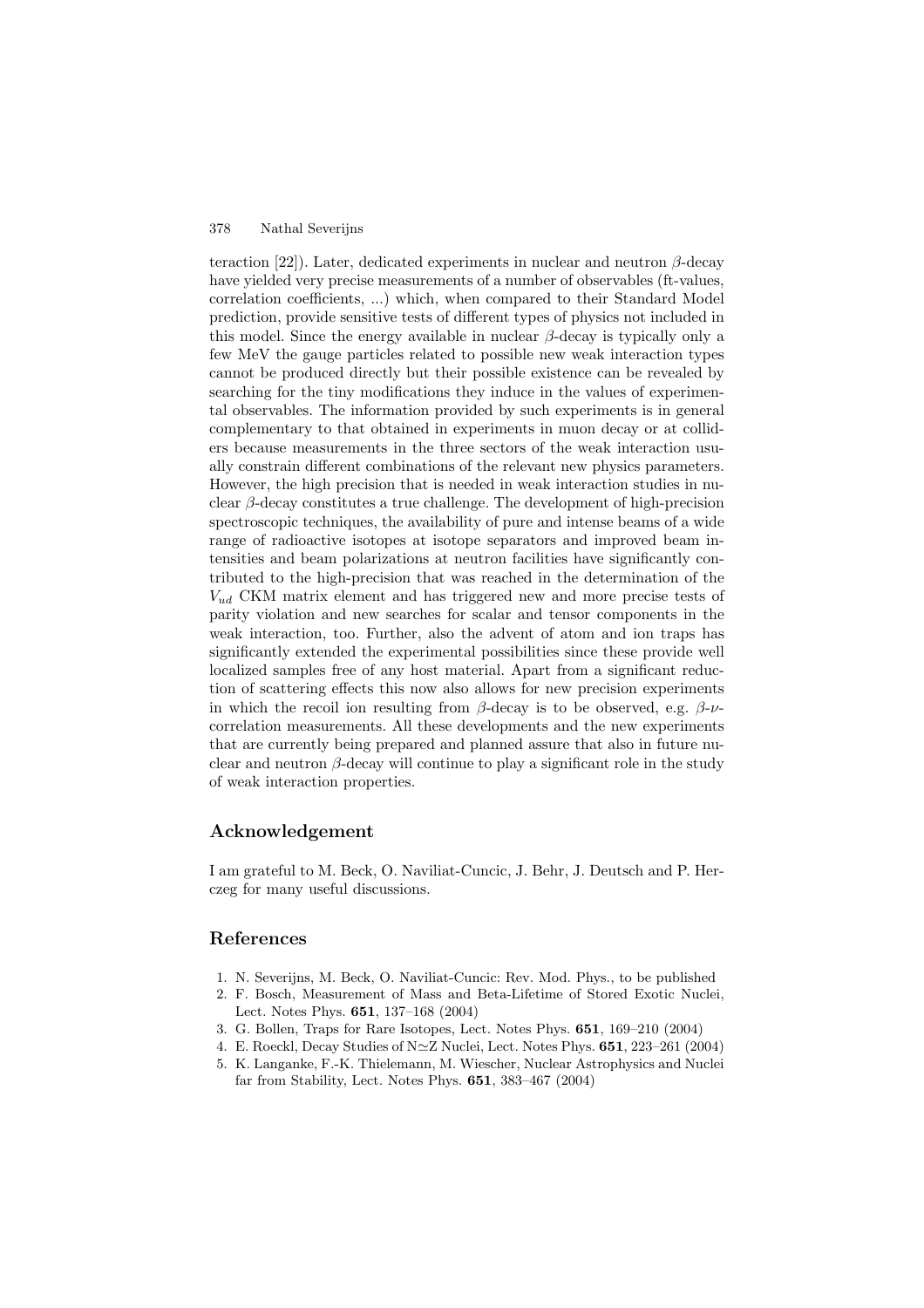teraction [22]). Later, dedicated experiments in nuclear and neutron $\beta$-decay have yielded very precise measurements of a number of observables (ft-values, correlation coefficients, ...) which, when compared to their Standard Model prediction, provide sensitive tests of different types of physics not included in this model. Since the energy available in nuclear $\beta$-decay is typically only a few MeV the gauge particles related to possible new weak interaction types cannot be produced directly but their possible existence can be revealed by searching for the tiny modifications they induce in the values of experimental observables. The information provided by such experiments is in general complementary to that obtained in experiments in muon decay or at colliders because measurements in the three sectors of the weak interaction usually constrain different combinations of the relevant new physics parameters. However, the high precision that is needed in weak interaction studies in nuclear $\beta$-decay constitutes a true challenge. The development of high-precision spectroscopic techniques, the availability of pure and intense beams of a wide range of radioactive isotopes at isotope separators and improved beam intensities and beam polarizations at neutron facilities have significantly contributed to the high-precision that was reached in the determination of the $V_{ud}$ CKM matrix element and has triggered new and more precise tests of parity violation and new searches for scalar and tensor components in the weak interaction, too. Further, also the advent of atom and ion traps has significantly extended the experimental possibilities since these provide well localized samples free of any host material. Apart from a significant reduction of scattering effects this now also allows for new precision experiments in which the recoil ion resulting from $\beta$-decay is to be observed, e.g. $\beta$-$\nu$-correlation measurements. All these developments and the new experiments that are currently being prepared and planned assure that also in future nuclear and neutron $\beta$-decay will continue to play a significant role in the study of weak interaction properties.

## Acknowledgement

I am grateful to M. Beck, O. Naviliat-Cuncic, J. Behr, J. Deutsch and P. Herczeg for many useful discussions.

## References

1. N. Severijns, M. Beck, O. Naviliat-Cuncic: Rev. Mod. Phys., to be published
2. F. Bosch, Measurement of Mass and Beta-Lifetime of Stored Exotic Nuclei, Lect. Notes Phys. **651**, 137–168 (2004)
3. G. Bollen, Traps for Rare Isotopes, Lect. Notes Phys. **651**, 169–210 (2004)
4. E. Roeckl, Decay Studies of N$\simeq$Z Nuclei, Lect. Notes Phys. **651**, 223–261 (2004)
5. K. Langanke, F.-K. Thielemann, M. Wiescher, Nuclear Astrophysics and Nuclei far from Stability, Lect. Notes Phys. **651**, 383–467 (2004)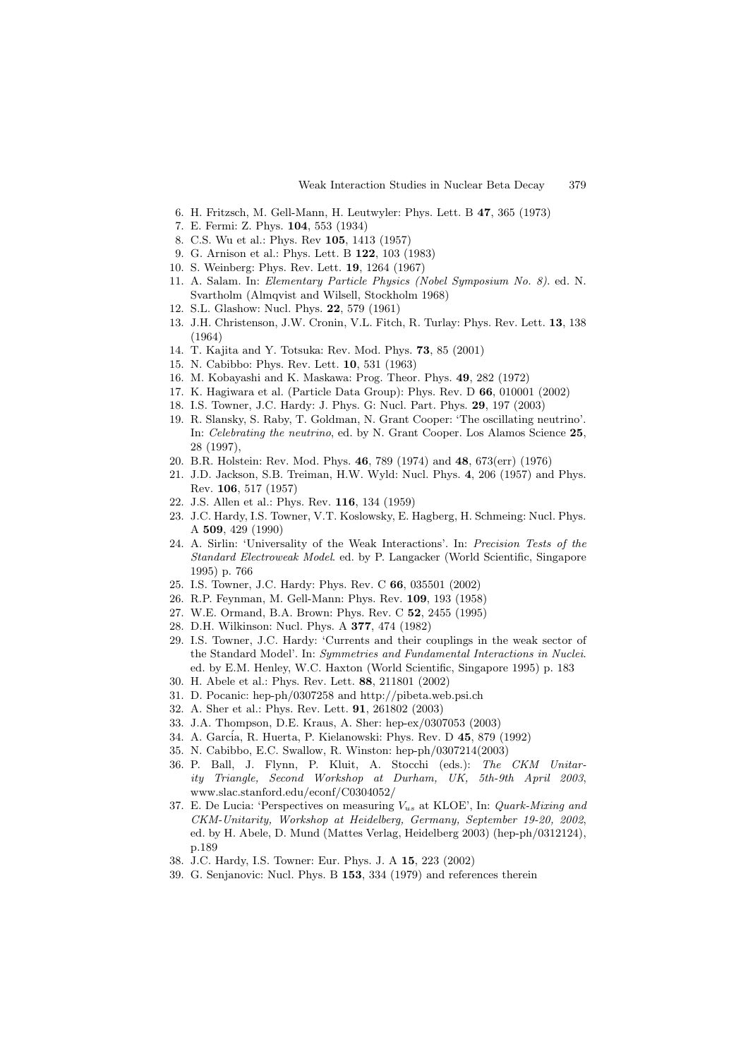6. H. Fritzsch, M. Gell-Mann, H. Leutwyler: Phys. Lett. B **47**, 365 (1973)
7. E. Fermi: Z. Phys. **104**, 553 (1934)
8. C.S. Wu et al.: Phys. Rev **105**, 1413 (1957)
9. G. Arnison et al.: Phys. Lett. B **122**, 103 (1983)
10. S. Weinberg: Phys. Rev. Lett. **19**, 1264 (1967)
11. A. Salam. In: *Elementary Particle Physics (Nobel Symposium No. 8)*. ed. N. Svartholm (Almqvist and Wilsell, Stockholm 1968)
12. S.L. Glashow: Nucl. Phys. **22**, 579 (1961)
13. J.H. Christenson, J.W. Cronin, V.L. Fitch, R. Turlay: Phys. Rev. Lett. **13**, 138 (1964)
14. T. Kajita and Y. Totsuka: Rev. Mod. Phys. **73**, 85 (2001)
15. N. Cabibbo: Phys. Rev. Lett. **10**, 531 (1963)
16. M. Kobayashi and K. Maskawa: Prog. Theor. Phys. **49**, 282 (1972)
17. K. Hagiwara et al. (Particle Data Group): Phys. Rev. D **66**, 010001 (2002)
18. I.S. Towner, J.C. Hardy: J. Phys. G: Nucl. Part. Phys. **29**, 197 (2003)
19. R. Slansky, S. Raby, T. Goldman, N. Grant Cooper: 'The oscillating neutrino'. In: *Celebrating the neutrino*, ed. by N. Grant Cooper. Los Alamos Science **25**, 28 (1997),
20. B.R. Holstein: Rev. Mod. Phys. **46**, 789 (1974) and **48**, 673(err) (1976)
21. J.D. Jackson, S.B. Treiman, H.W. Wyld: Nucl. Phys. **4**, 206 (1957) and Phys. Rev. **106**, 517 (1957)
22. J.S. Allen et al.: Phys. Rev. **116**, 134 (1959)
23. J.C. Hardy, I.S. Towner, V.T. Koslowsky, E. Hagberg, H. Schmeing: Nucl. Phys. A **509**, 429 (1990)
24. A. Sirlin: 'Universality of the Weak Interactions'. In: *Precision Tests of the Standard Electroweak Model*. ed. by P. Langacker (World Scientific, Singapore 1995) p. 766
25. I.S. Towner, J.C. Hardy: Phys. Rev. C **66**, 035501 (2002)
26. R.P. Feynman, M. Gell-Mann: Phys. Rev. **109**, 193 (1958)
27. W.E. Ormand, B.A. Brown: Phys. Rev. C **52**, 2455 (1995)
28. D.H. Wilkinson: Nucl. Phys. A **377**, 474 (1982)
29. I.S. Towner, J.C. Hardy: 'Currents and their couplings in the weak sector of the Standard Model'. In: *Symmetries and Fundamental Interactions in Nuclei*. ed. by E.M. Henley, W.C. Haxton (World Scientific, Singapore 1995) p. 183
30. H. Abele et al.: Phys. Rev. Lett. **88**, 211801 (2002)
31. D. Pocanic: hep-ph/0307258 and http://pibeta.web.psi.ch
32. A. Sher et al.: Phys. Rev. Lett. **91**, 261802 (2003)
33. J.A. Thompson, D.E. Kraus, A. Sher: hep-ex/0307053 (2003)
34. A. García, R. Huerta, P. Kielanowski: Phys. Rev. D **45**, 879 (1992)
35. N. Cabibbo, E.C. Swallow, R. Winston: hep-ph/0307214(2003)
36. P. Ball, J. Flynn, P. Kluit, A. Stocchi (eds.): *The CKM Unitarity Triangle, Second Workshop at Durham, UK, 5th-9th April 2003*, www.slac.stanford.edu/econf/C0304052/
37. E. De Lucia: 'Perspectives on measuring $V_{us}$ at KLOE', In: *Quark-Mixing and CKM-Unitarity, Workshop at Heidelberg, Germany, September 19-20, 2002*, ed. by H. Abele, D. Mund (Mattes Verlag, Heidelberg 2003) (hep-ph/0312124), p.189
38. J.C. Hardy, I.S. Towner: Eur. Phys. J. A **15**, 223 (2002)
39. G. Senjanovic: Nucl. Phys. B **153**, 334 (1979) and references therein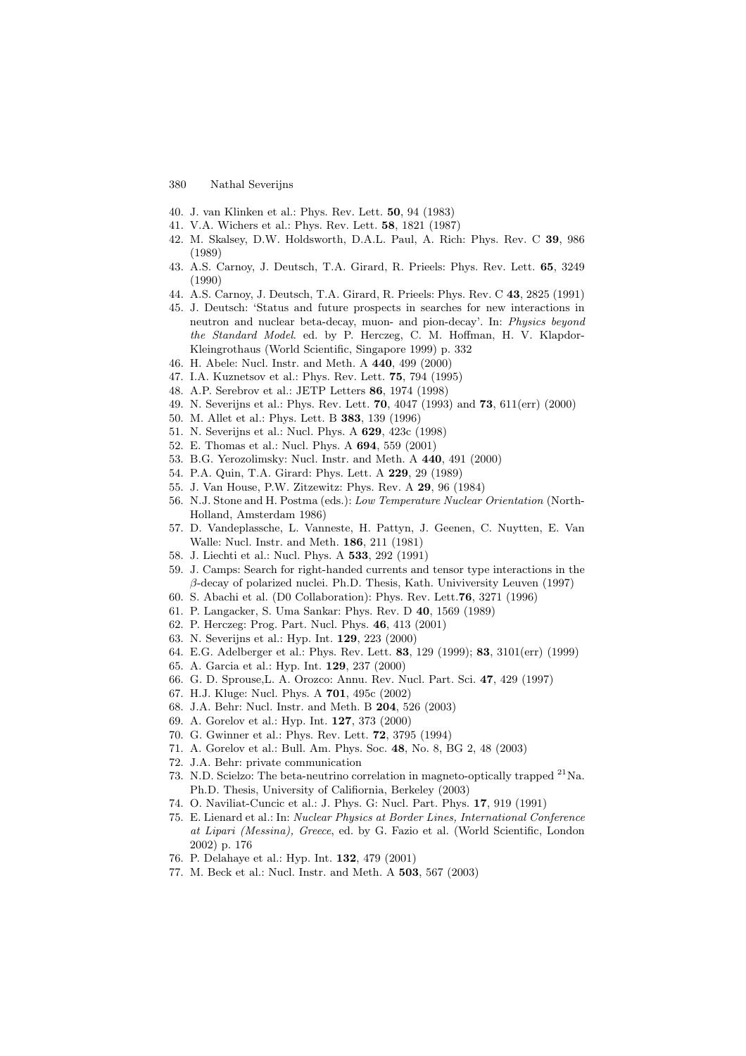40. J. van Klinken et al.: Phys. Rev. Lett. **50**, 94 (1983)
41. V.A. Wichers et al.: Phys. Rev. Lett. **58**, 1821 (1987)
42. M. Skalsey, D.W. Holdsworth, D.A.L. Paul, A. Rich: Phys. Rev. C **39**, 986 (1989)
43. A.S. Carnoy, J. Deutsch, T.A. Girard, R. Prieels: Phys. Rev. Lett. **65**, 3249 (1990)
44. A.S. Carnoy, J. Deutsch, T.A. Girard, R. Prieels: Phys. Rev. C **43**, 2825 (1991)
45. J. Deutsch: 'Status and future prospects in searches for new interactions in neutron and nuclear beta-decay, muon- and pion-decay'. In: *Physics beyond the Standard Model*. ed. by P. Herczeg, C. M. Hoffman, H. V. Klapdor-Kleingrothaus (World Scientific, Singapore 1999) p. 332
46. H. Abele: Nucl. Instr. and Meth. A **440**, 499 (2000)
47. I.A. Kuznetsov et al.: Phys. Rev. Lett. **75**, 794 (1995)
48. A.P. Serebrov et al.: JETP Letters **86**, 1974 (1998)
49. N. Severijns et al.: Phys. Rev. Lett. **70**, 4047 (1993) and **73**, 611(err) (2000)
50. M. Allet et al.: Phys. Lett. B **383**, 139 (1996)
51. N. Severijns et al.: Nucl. Phys. A **629**, 423c (1998)
52. E. Thomas et al.: Nucl. Phys. A **694**, 559 (2001)
53. B.G. Yerozolimsky: Nucl. Instr. and Meth. A **440**, 491 (2000)
54. P.A. Quin, T.A. Girard: Phys. Lett. A **229**, 29 (1989)
55. J. Van House, P.W. Zitzewitz: Phys. Rev. A **29**, 96 (1984)
56. N.J. Stone and H. Postma (eds.): *Low Temperature Nuclear Orientation* (North-Holland, Amsterdam 1986)
57. D. Vandeplassche, L. Vanneste, H. Pattyn, J. Geenen, C. Nuytten, E. Van Walle: Nucl. Instr. and Meth. **186**, 211 (1981)
58. J. Liechti et al.: Nucl. Phys. A **533**, 292 (1991)
59. J. Camps: Search for right-handed currents and tensor type interactions in the $\beta$-decay of polarized nuclei. Ph.D. Thesis, Kath. Univiversity Leuven (1997)
60. S. Abachi et al. (D0 Collaboration): Phys. Rev. Lett.**76**, 3271 (1996)
61. P. Langacker, S. Uma Sankar: Phys. Rev. D **40**, 1569 (1989)
62. P. Herczeg: Prog. Part. Nucl. Phys. **46**, 413 (2001)
63. N. Severijns et al.: Hyp. Int. **129**, 223 (2000)
64. E.G. Adelberger et al.: Phys. Rev. Lett. **83**, 129 (1999); **83**, 3101(err) (1999)
65. A. Garcia et al.: Hyp. Int. **129**, 237 (2000)
66. G. D. Sprouse,L. A. Orozco: Annu. Rev. Nucl. Part. Sci. **47**, 429 (1997)
67. H.J. Kluge: Nucl. Phys. A **701**, 495c (2002)
68. J.A. Behr: Nucl. Instr. and Meth. B **204**, 526 (2003)
69. A. Gorelov et al.: Hyp. Int. **127**, 373 (2000)
70. G. Gwinner et al.: Phys. Rev. Lett. **72**, 3795 (1994)
71. A. Gorelov et al.: Bull. Am. Phys. Soc. **48**, No. 8, BG 2, 48 (2003)
72. J.A. Behr: private communication
73. N.D. Scielzo: The beta-neutrino correlation in magneto-optically trapped $^{21}$Na. Ph.D. Thesis, University of Califiornia, Berkeley (2003)
74. O. Naviliat-Cuncic et al.: J. Phys. G: Nucl. Part. Phys. **17**, 919 (1991)
75. E. Lienard et al.: In: *Nuclear Physics at Border Lines, International Conference at Lipari (Messina), Greece*, ed. by G. Fazio et al. (World Scientific, London 2002) p. 176
76. P. Delahaye et al.: Hyp. Int. **132**, 479 (2001)
77. M. Beck et al.: Nucl. Instr. and Meth. A **503**, 567 (2003)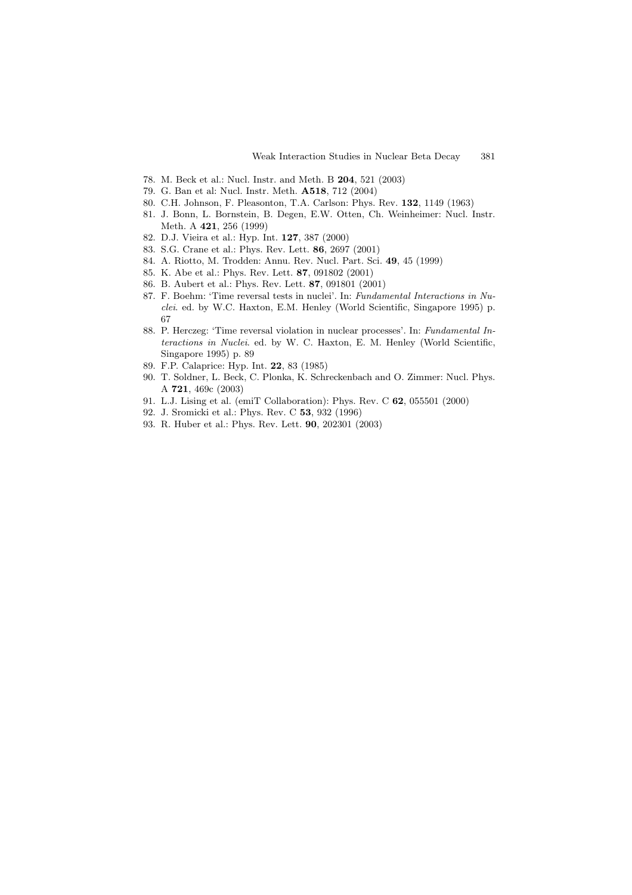78. M. Beck et al.: Nucl. Instr. and Meth. B **204**, 521 (2003)
79. G. Ban et al: Nucl. Instr. Meth. **A518**, 712 (2004)
80. C.H. Johnson, F. Pleasonton, T.A. Carlson: Phys. Rev. **132**, 1149 (1963)
81. J. Bonn, L. Bornstein, B. Degen, E.W. Otten, Ch. Weinheimer: Nucl. Instr. Meth. A **421**, 256 (1999)
82. D.J. Vieira et al.: Hyp. Int. **127**, 387 (2000)
83. S.G. Crane et al.: Phys. Rev. Lett. **86**, 2697 (2001)
84. A. Riotto, M. Trodden: Annu. Rev. Nucl. Part. Sci. **49**, 45 (1999)
85. K. Abe et al.: Phys. Rev. Lett. **87**, 091802 (2001)
86. B. Aubert et al.: Phys. Rev. Lett. **87**, 091801 (2001)
87. F. Boehm: 'Time reversal tests in nuclei'. In: *Fundamental Interactions in Nuclei*. ed. by W.C. Haxton, E.M. Henley (World Scientific, Singapore 1995) p. 67
88. P. Herczeg: 'Time reversal violation in nuclear processes'. In: *Fundamental Interactions in Nuclei*. ed. by W. C. Haxton, E. M. Henley (World Scientific, Singapore 1995) p. 89
89. F.P. Calaprice: Hyp. Int. **22**, 83 (1985)
90. T. Soldner, L. Beck, C. Plonka, K. Schreckenbach and O. Zimmer: Nucl. Phys. A **721**, 469c (2003)
91. L.J. Lising et al. (emiT Collaboration): Phys. Rev. C **62**, 055501 (2000)
92. J. Sromicki et al.: Phys. Rev. C **53**, 932 (1996)
93. R. Huber et al.: Phys. Rev. Lett. **90**, 202301 (2003)